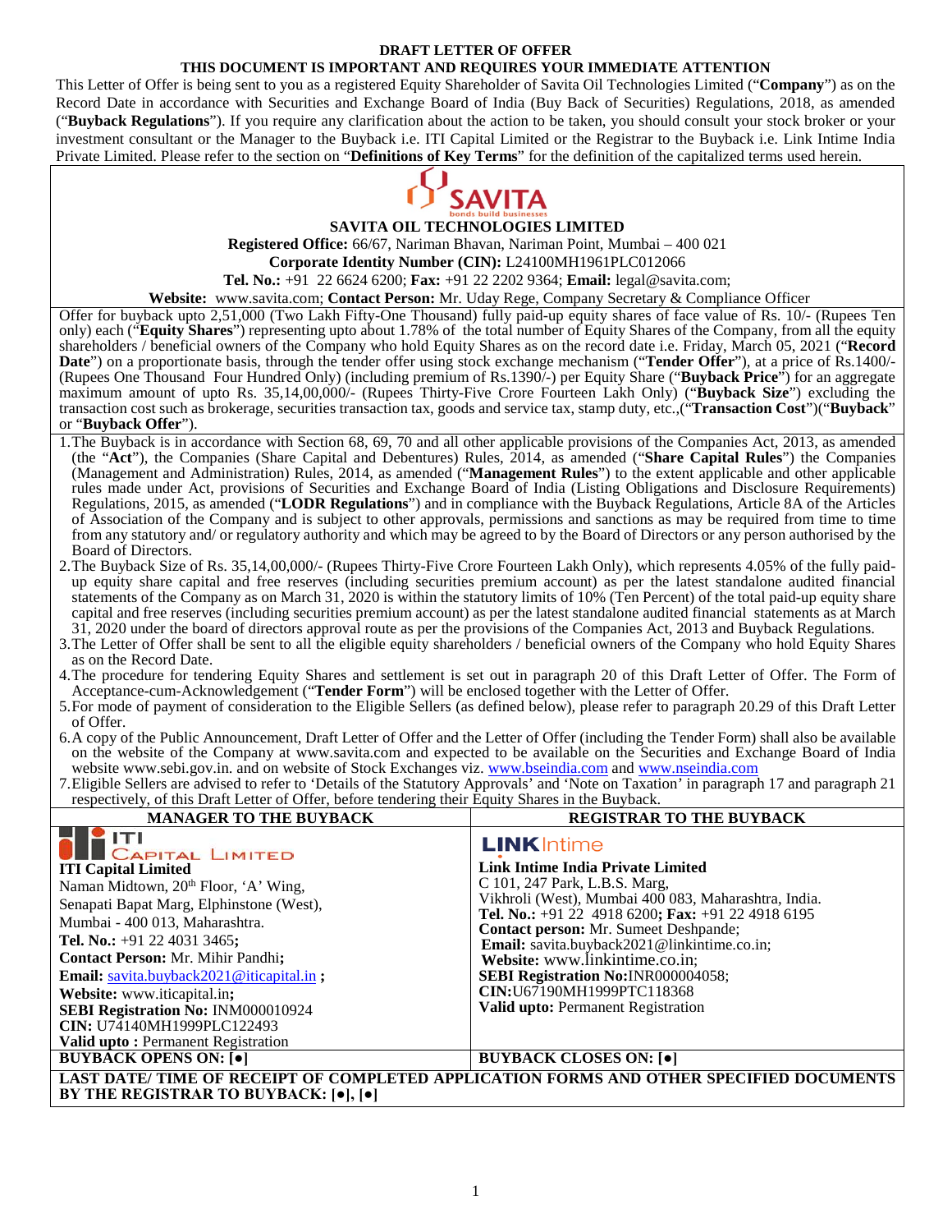**DRAFT LETTER OF OFFER**

**THIS DOCUMENT IS IMPORTANT AND REQUIRES YOUR IMMEDIATE ATTENTION**

This Letter of Offer is being sent to you as a registered Equity Shareholder of Savita Oil Technologies Limited ("**Company**") as on the Record Date in accordance with Securities and Exchange Board of India (Buy Back of Securities) Regulations, 2018, as amended ("**Buyback Regulations**"). If you require any clarification about the action to be taken, you should consult your stock broker or your investment consultant or the Manager to the Buyback i.e. ITI Capital Limited or the Registrar to the Buyback i.e. Link Intime India Private Limited. Please refer to the section on "**Definitions of Key Terms**" for the definition of the capitalized terms used herein.

SAVITA
bonds build businesses

**SAVITA OIL TECHNOLOGIES LIMITED**

**Registered Office:** 66/67, Nariman Bhavan, Nariman Point, Mumbai – 400 021

**Corporate Identity Number (CIN):** L24100MH1961PLC012066

**Tel. No.:** +91 22 6624 6200; **Fax:** +91 22 2202 9364; **Email:** legal@savita.com;

**Website:** www.savita.com; **Contact Person:** Mr. Uday Rege, Company Secretary & Compliance Officer

Offer for buyback upto 2,51,000 (Two Lakh Fifty-One Thousand) fully paid-up equity shares of face value of Rs. 10/- (Rupees Ten only) each ("**Equity Shares**") representing upto about 1.78% of the total number of Equity Shares of the Company, from all the equity shareholders / beneficial owners of the Company who hold Equity Shares as on the record date i.e. Friday, March 05, 2021 ("**Record Date**") on a proportionate basis, through the tender offer using stock exchange mechanism ("**Tender Offer**"), at a price of Rs.1400/- (Rupees One Thousand Four Hundred Only) (including premium of Rs.1390/-) per Equity Share ("**Buyback Price**") for an aggregate maximum amount of upto Rs. 35,14,00,000/- (Rupees Thirty-Five Crore Fourteen Lakh Only) ("**Buyback Size**") excluding the transaction cost such as brokerage, securities transaction tax, goods and service tax, stamp duty, etc.,("**Transaction Cost**")("**Buyback**" or "**Buyback Offer**").

1. The Buyback is in accordance with Section 68, 69, 70 and all other applicable provisions of the Companies Act, 2013, as amended (the "**Act**"), the Companies (Share Capital and Debentures) Rules, 2014, as amended ("**Share Capital Rules**") the Companies (Management and Administration) Rules, 2014, as amended ("**Management Rules**") to the extent applicable and other applicable rules made under Act, provisions of Securities and Exchange Board of India (Listing Obligations and Disclosure Requirements) Regulations, 2015, as amended ("**LODR Regulations**") and in compliance with the Buyback Regulations, Article 8A of the Articles of Association of the Company and is subject to other approvals, permissions and sanctions as may be required from time to time from any statutory and/ or regulatory authority and which may be agreed to by the Board of Directors or any person authorised by the Board of Directors.
2. The Buyback Size of Rs. 35,14,00,000/- (Rupees Thirty-Five Crore Fourteen Lakh Only), which represents 4.05% of the fully paid-up equity share capital and free reserves (including securities premium account) as per the latest standalone audited financial statements of the Company as on March 31, 2020 is within the statutory limits of 10% (Ten Percent) of the total paid-up equity share capital and free reserves (including securities premium account) as per the latest standalone audited financial statements as at March 31, 2020 under the board of directors approval route as per the provisions of the Companies Act, 2013 and Buyback Regulations.
3. The Letter of Offer shall be sent to all the eligible equity shareholders / beneficial owners of the Company who hold Equity Shares as on the Record Date.
4. The procedure for tendering Equity Shares and settlement is set out in paragraph 20 of this Draft Letter of Offer. The Form of Acceptance-cum-Acknowledgement ("**Tender Form**") will be enclosed together with the Letter of Offer.
5. For mode of payment of consideration to the Eligible Sellers (as defined below), please refer to paragraph 20.29 of this Draft Letter of Offer.
6. A copy of the Public Announcement, Draft Letter of Offer and the Letter of Offer (including the Tender Form) shall also be available on the website of the Company at www.savita.com and expected to be available on the Securities and Exchange Board of India website www.sebi.gov.in. and on website of Stock Exchanges viz. www.bseindia.com and www.nseindia.com
7. Eligible Sellers are advised to refer to 'Details of the Statutory Approvals' and 'Note on Taxation' in paragraph 17 and paragraph 21 respectively, of this Draft Letter of Offer, before tendering their Equity Shares in the Buyback.

| MANAGER TO THE BUYBACK | REGISTRAR TO THE BUYBACK |
|---|---|
| ITI CAPITAL LIMITED<br>**ITI Capital Limited**<br>Naman Midtown, 20th Floor, 'A' Wing,<br>Senapati Bapat Marg, Elphinstone (West),<br>Mumbai - 400 013, Maharashtra.<br>**Tel. No.:** +91 22 4031 3465**;**<br>**Contact Person:** Mr. Mihir Pandhi**;**<br>**Email:** savita.buyback2021@iticapital.in **;**<br>**Website:** www.iticapital.in**;**<br>**SEBI Registration No:** INM000010924<br>**CIN:** U74140MH1999PLC122493<br>**Valid upto :** Permanent Registration | LINKIntime<br>**Link Intime India Private Limited**<br>C 101, 247 Park, L.B.S. Marg,<br>Vikhroli (West), Mumbai 400 083, Maharashtra, India.<br>**Tel. No.:** +91 22 4918 6200**; Fax:** +91 22 4918 6195<br>**Contact person:** Mr. Sumeet Deshpande;<br>**Email:** savita.buyback2021@linkintime.co.in;<br>**Website:** www.linkintime.co.in;<br>**SEBI Registration No:**INR000004058;<br>**CIN:**U67190MH1999PTC118368<br>**Valid upto:** Permanent Registration |
| **BUYBACK OPENS ON: [●]** | **BUYBACK CLOSES ON: [●]** |

**LAST DATE/ TIME OF RECEIPT OF COMPLETED APPLICATION FORMS AND OTHER SPECIFIED DOCUMENTS BY THE REGISTRAR TO BUYBACK: [●], [●]**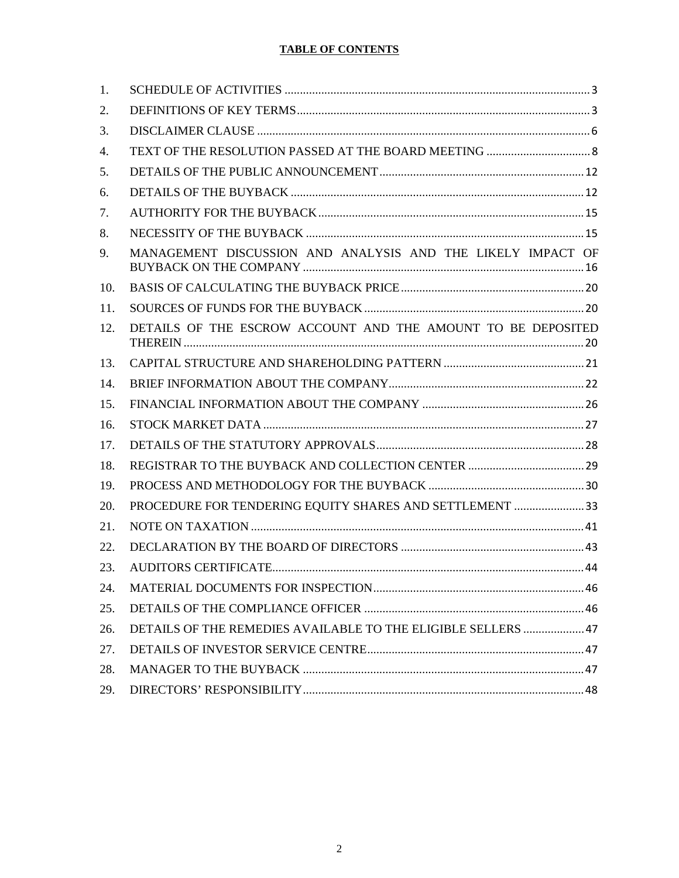**TABLE OF CONTENTS**

| | | |
|---|---|---|
| 1. | SCHEDULE OF ACTIVITIES | 3 |
| 2. | DEFINITIONS OF KEY TERMS | 3 |
| 3. | DISCLAIMER CLAUSE | 6 |
| 4. | TEXT OF THE RESOLUTION PASSED AT THE BOARD MEETING | 8 |
| 5. | DETAILS OF THE PUBLIC ANNOUNCEMENT | 12 |
| 6. | DETAILS OF THE BUYBACK | 12 |
| 7. | AUTHORITY FOR THE BUYBACK | 15 |
| 8. | NECESSITY OF THE BUYBACK | 15 |
| 9. | MANAGEMENT DISCUSSION AND ANALYSIS AND THE LIKELY IMPACT OF BUYBACK ON THE COMPANY | 16 |
| 10. | BASIS OF CALCULATING THE BUYBACK PRICE | 20 |
| 11. | SOURCES OF FUNDS FOR THE BUYBACK | 20 |
| 12. | DETAILS OF THE ESCROW ACCOUNT AND THE AMOUNT TO BE DEPOSITED THEREIN | 20 |
| 13. | CAPITAL STRUCTURE AND SHAREHOLDING PATTERN | 21 |
| 14. | BRIEF INFORMATION ABOUT THE COMPANY | 22 |
| 15. | FINANCIAL INFORMATION ABOUT THE COMPANY | 26 |
| 16. | STOCK MARKET DATA | 27 |
| 17. | DETAILS OF THE STATUTORY APPROVALS | 28 |
| 18. | REGISTRAR TO THE BUYBACK AND COLLECTION CENTER | 29 |
| 19. | PROCESS AND METHODOLOGY FOR THE BUYBACK | 30 |
| 20. | PROCEDURE FOR TENDERING EQUITY SHARES AND SETTLEMENT | 33 |
| 21. | NOTE ON TAXATION | 41 |
| 22. | DECLARATION BY THE BOARD OF DIRECTORS | 43 |
| 23. | AUDITORS CERTIFICATE | 44 |
| 24. | MATERIAL DOCUMENTS FOR INSPECTION | 46 |
| 25. | DETAILS OF THE COMPLIANCE OFFICER | 46 |
| 26. | DETAILS OF THE REMEDIES AVAILABLE TO THE ELIGIBLE SELLERS | 47 |
| 27. | DETAILS OF INVESTOR SERVICE CENTRE | 47 |
| 28. | MANAGER TO THE BUYBACK | 47 |
| 29. | DIRECTORS' RESPONSIBILITY | 48 |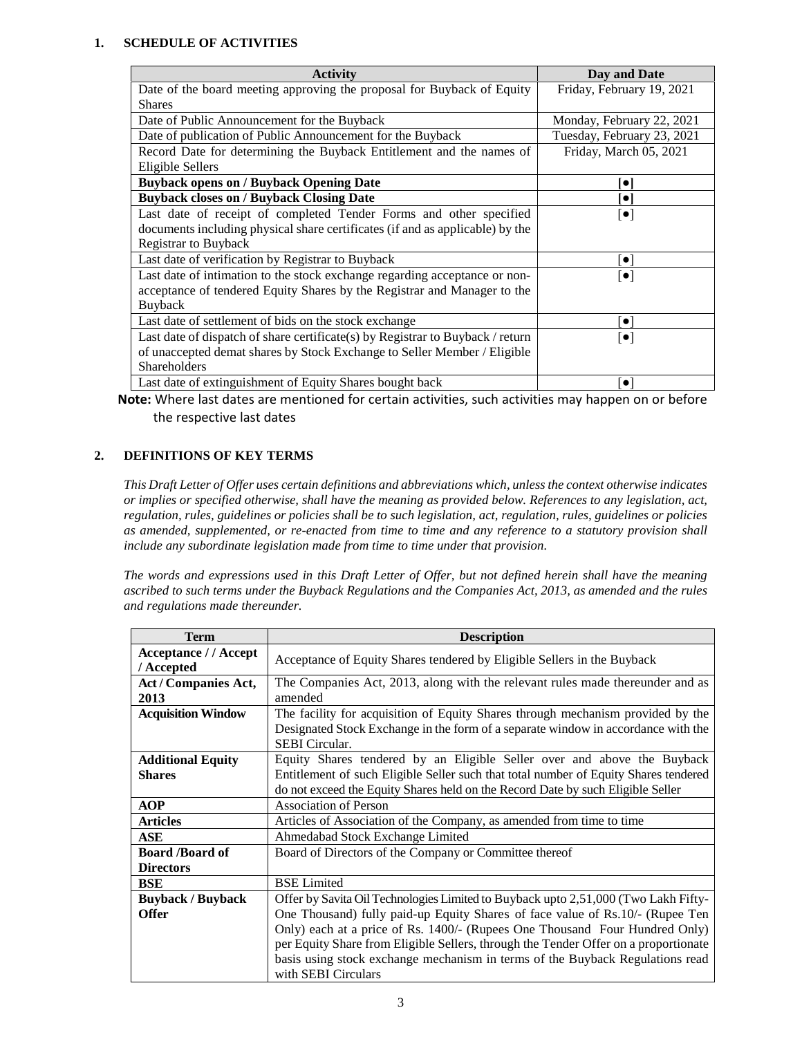## 1. SCHEDULE OF ACTIVITIES

| Activity | Day and Date |
|---|---|
| Date of the board meeting approving the proposal for Buyback of Equity Shares | Friday, February 19, 2021 |
| Date of Public Announcement for the Buyback | Monday, February 22, 2021 |
| Date of publication of Public Announcement for the Buyback | Tuesday, February 23, 2021 |
| Record Date for determining the Buyback Entitlement and the names of Eligible Sellers | Friday, March 05, 2021 |
| **Buyback opens on / Buyback Opening Date** | **[●]** |
| **Buyback closes on / Buyback Closing Date** | **[●]** |
| Last date of receipt of completed Tender Forms and other specified documents including physical share certificates (if and as applicable) by the Registrar to Buyback | [●] |
| Last date of verification by Registrar to Buyback | [●] |
| Last date of intimation to the stock exchange regarding acceptance or non-acceptance of tendered Equity Shares by the Registrar and Manager to the Buyback | [●] |
| Last date of settlement of bids on the stock exchange | [●] |
| Last date of dispatch of share certificate(s) by Registrar to Buyback / return of unaccepted demat shares by Stock Exchange to Seller Member / Eligible Shareholders | [●] |
| Last date of extinguishment of Equity Shares bought back | [●] |

**Note:** Where last dates are mentioned for certain activities, such activities may happen on or before the respective last dates

## 2. DEFINITIONS OF KEY TERMS

*This Draft Letter of Offer uses certain definitions and abbreviations which, unless the context otherwise indicates or implies or specified otherwise, shall have the meaning as provided below. References to any legislation, act, regulation, rules, guidelines or policies shall be to such legislation, act, regulation, rules, guidelines or policies as amended, supplemented, or re-enacted from time to time and any reference to a statutory provision shall include any subordinate legislation made from time to time under that provision.*

*The words and expressions used in this Draft Letter of Offer, but not defined herein shall have the meaning ascribed to such terms under the Buyback Regulations and the Companies Act, 2013, as amended and the rules and regulations made thereunder.*

| Term | Description |
|---|---|
| **Acceptance / / Accept / Accepted** | Acceptance of Equity Shares tendered by Eligible Sellers in the Buyback |
| **Act / Companies Act, 2013** | The Companies Act, 2013, along with the relevant rules made thereunder and as amended |
| **Acquisition Window** | The facility for acquisition of Equity Shares through mechanism provided by the Designated Stock Exchange in the form of a separate window in accordance with the SEBI Circular. |
| **Additional Equity Shares** | Equity Shares tendered by an Eligible Seller over and above the Buyback Entitlement of such Eligible Seller such that total number of Equity Shares tendered do not exceed the Equity Shares held on the Record Date by such Eligible Seller |
| **AOP** | Association of Person |
| **Articles** | Articles of Association of the Company, as amended from time to time |
| **ASE** | Ahmedabad Stock Exchange Limited |
| **Board /Board of Directors** | Board of Directors of the Company or Committee thereof |
| **BSE** | BSE Limited |
| **Buyback / Buyback Offer** | Offer by Savita Oil Technologies Limited to Buyback upto 2,51,000 (Two Lakh Fifty-One Thousand) fully paid-up Equity Shares of face value of Rs.10/- (Rupee Ten Only) each at a price of Rs. 1400/- (Rupees One Thousand Four Hundred Only) per Equity Share from Eligible Sellers, through the Tender Offer on a proportionate basis using stock exchange mechanism in terms of the Buyback Regulations read with SEBI Circulars |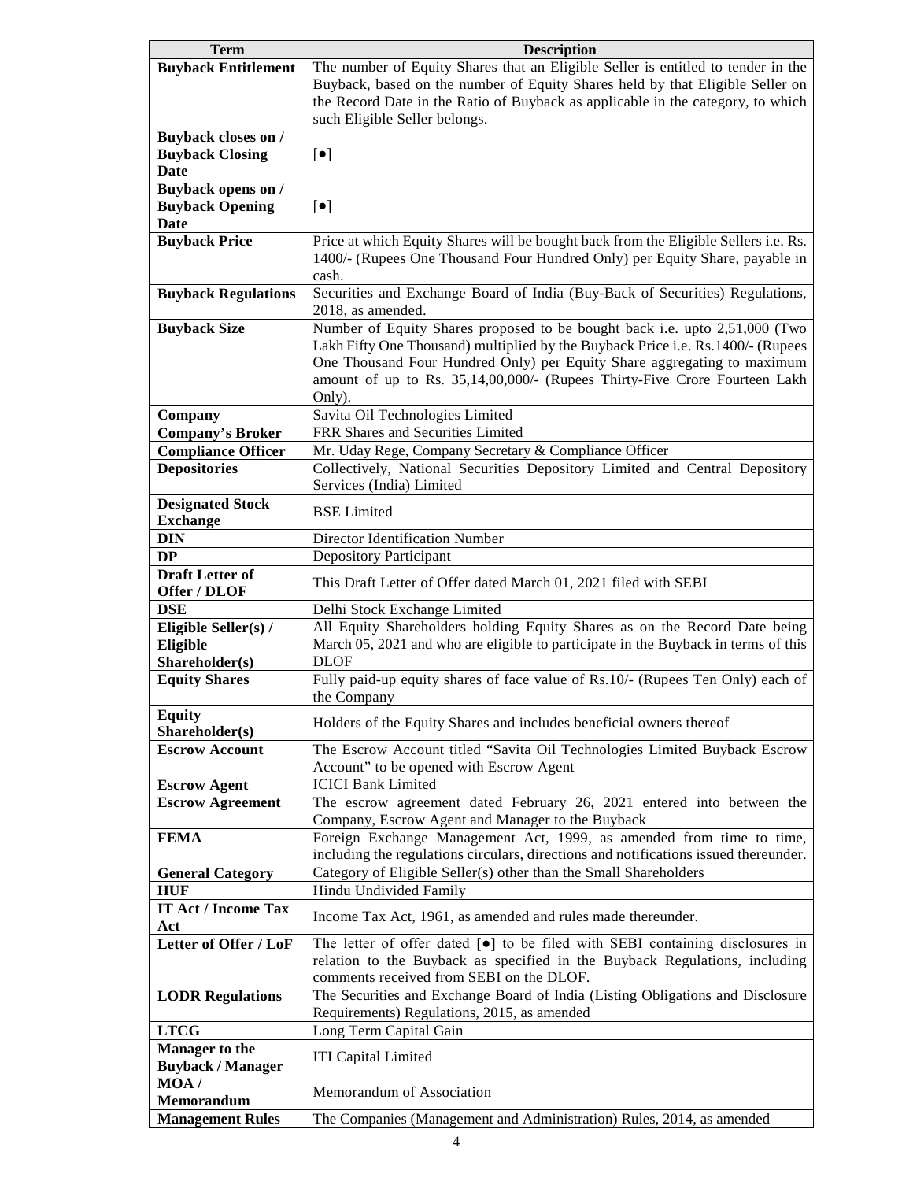| Term | Description |
| --- | --- |
| **Buyback Entitlement** | The number of Equity Shares that an Eligible Seller is entitled to tender in the Buyback, based on the number of Equity Shares held by that Eligible Seller on the Record Date in the Ratio of Buyback as applicable in the category, to which such Eligible Seller belongs. |
| **Buyback closes on / Buyback Closing Date** | [●] |
| **Buyback opens on / Buyback Opening Date** | [●] |
| **Buyback Price** | Price at which Equity Shares will be bought back from the Eligible Sellers i.e. Rs. 1400/- (Rupees One Thousand Four Hundred Only) per Equity Share, payable in cash. |
| **Buyback Regulations** | Securities and Exchange Board of India (Buy-Back of Securities) Regulations, 2018, as amended. |
| **Buyback Size** | Number of Equity Shares proposed to be bought back i.e. upto 2,51,000 (Two Lakh Fifty One Thousand) multiplied by the Buyback Price i.e. Rs.1400/- (Rupees One Thousand Four Hundred Only) per Equity Share aggregating to maximum amount of up to Rs. 35,14,00,000/- (Rupees Thirty-Five Crore Fourteen Lakh Only). |
| **Company** | Savita Oil Technologies Limited |
| **Company's Broker** | FRR Shares and Securities Limited |
| **Compliance Officer** | Mr. Uday Rege, Company Secretary & Compliance Officer |
| **Depositories** | Collectively, National Securities Depository Limited and Central Depository Services (India) Limited |
| **Designated Stock Exchange** | BSE Limited |
| **DIN** | Director Identification Number |
| **DP** | Depository Participant |
| **Draft Letter of Offer / DLOF** | This Draft Letter of Offer dated March 01, 2021 filed with SEBI |
| **DSE** | Delhi Stock Exchange Limited |
| **Eligible Seller(s) / Eligible Shareholder(s)** | All Equity Shareholders holding Equity Shares as on the Record Date being March 05, 2021 and who are eligible to participate in the Buyback in terms of this DLOF |
| **Equity Shares** | Fully paid-up equity shares of face value of Rs.10/- (Rupees Ten Only) each of the Company |
| **Equity Shareholder(s)** | Holders of the Equity Shares and includes beneficial owners thereof |
| **Escrow Account** | The Escrow Account titled "Savita Oil Technologies Limited Buyback Escrow Account" to be opened with Escrow Agent |
| **Escrow Agent** | ICICI Bank Limited |
| **Escrow Agreement** | The escrow agreement dated February 26, 2021 entered into between the Company, Escrow Agent and Manager to the Buyback |
| **FEMA** | Foreign Exchange Management Act, 1999, as amended from time to time, including the regulations circulars, directions and notifications issued thereunder. |
| **General Category** | Category of Eligible Seller(s) other than the Small Shareholders |
| **HUF** | Hindu Undivided Family |
| **IT Act / Income Tax Act** | Income Tax Act, 1961, as amended and rules made thereunder. |
| **Letter of Offer / LoF** | The letter of offer dated [●] to be filed with SEBI containing disclosures in relation to the Buyback as specified in the Buyback Regulations, including comments received from SEBI on the DLOF. |
| **LODR Regulations** | The Securities and Exchange Board of India (Listing Obligations and Disclosure Requirements) Regulations, 2015, as amended |
| **LTCG** | Long Term Capital Gain |
| **Manager to the Buyback / Manager** | ITI Capital Limited |
| **MOA / Memorandum** | Memorandum of Association |
| **Management Rules** | The Companies (Management and Administration) Rules, 2014, as amended |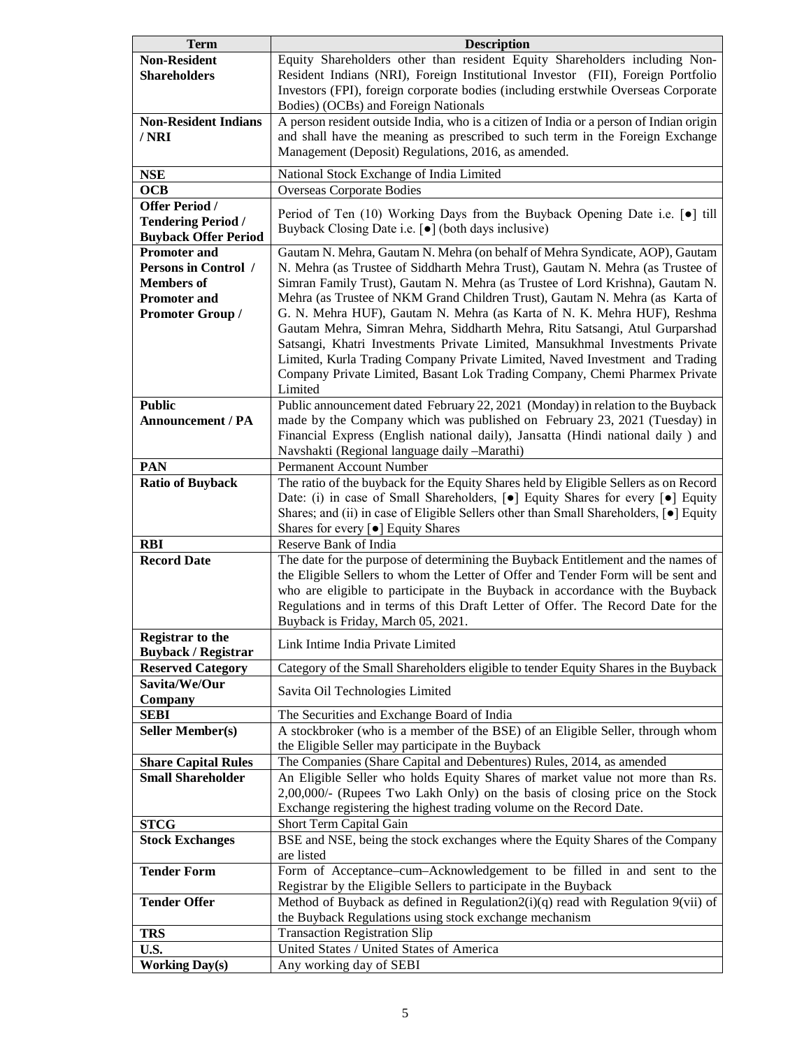| Term | Description |
|---|---|
| **Non-Resident Shareholders** | Equity Shareholders other than resident Equity Shareholders including Non-Resident Indians (NRI), Foreign Institutional Investor (FII), Foreign Portfolio Investors (FPI), foreign corporate bodies (including erstwhile Overseas Corporate Bodies) (OCBs) and Foreign Nationals |
| **Non-Resident Indians / NRI** | A person resident outside India, who is a citizen of India or a person of Indian origin and shall have the meaning as prescribed to such term in the Foreign Exchange Management (Deposit) Regulations, 2016, as amended. |
| **NSE** | National Stock Exchange of India Limited |
| **OCB** | Overseas Corporate Bodies |
| **Offer Period / Tendering Period / Buyback Offer Period** | Period of Ten (10) Working Days from the Buyback Opening Date i.e. [●] till Buyback Closing Date i.e. [●] (both days inclusive) |
| **Promoter and Persons in Control / Members of Promoter and Promoter Group /** | Gautam N. Mehra, Gautam N. Mehra (on behalf of Mehra Syndicate, AOP), Gautam N. Mehra (as Trustee of Siddharth Mehra Trust), Gautam N. Mehra (as Trustee of Simran Family Trust), Gautam N. Mehra (as Trustee of Lord Krishna), Gautam N. Mehra (as Trustee of NKM Grand Children Trust), Gautam N. Mehra (as Karta of G. N. Mehra HUF), Gautam N. Mehra (as Karta of N. K. Mehra HUF), Reshma Gautam Mehra, Simran Mehra, Siddharth Mehra, Ritu Satsangi, Atul Gurparshad Satsangi, Khatri Investments Private Limited, Mansukhmal Investments Private Limited, Kurla Trading Company Private Limited, Naved Investment and Trading Company Private Limited, Basant Lok Trading Company, Chemi Pharmex Private Limited |
| **Public Announcement / PA** | Public announcement dated February 22, 2021 (Monday) in relation to the Buyback made by the Company which was published on February 23, 2021 (Tuesday) in Financial Express (English national daily), Jansatta (Hindi national daily ) and Navshakti (Regional language daily –Marathi) |
| **PAN** | Permanent Account Number |
| **Ratio of Buyback** | The ratio of the buyback for the Equity Shares held by Eligible Sellers as on Record Date: (i) in case of Small Shareholders, [●] Equity Shares for every [●] Equity Shares; and (ii) in case of Eligible Sellers other than Small Shareholders, [●] Equity Shares for every [●] Equity Shares |
| **RBI** | Reserve Bank of India |
| **Record Date** | The date for the purpose of determining the Buyback Entitlement and the names of the Eligible Sellers to whom the Letter of Offer and Tender Form will be sent and who are eligible to participate in the Buyback in accordance with the Buyback Regulations and in terms of this Draft Letter of Offer. The Record Date for the Buyback is Friday, March 05, 2021. |
| **Registrar to the Buyback / Registrar** | Link Intime India Private Limited |
| **Reserved Category** | Category of the Small Shareholders eligible to tender Equity Shares in the Buyback |
| **Savita/We/Our Company** | Savita Oil Technologies Limited |
| **SEBI** | The Securities and Exchange Board of India |
| **Seller Member(s)** | A stockbroker (who is a member of the BSE) of an Eligible Seller, through whom the Eligible Seller may participate in the Buyback |
| **Share Capital Rules** | The Companies (Share Capital and Debentures) Rules, 2014, as amended |
| **Small Shareholder** | An Eligible Seller who holds Equity Shares of market value not more than Rs. 2,00,000/- (Rupees Two Lakh Only) on the basis of closing price on the Stock Exchange registering the highest trading volume on the Record Date. |
| **STCG** | Short Term Capital Gain |
| **Stock Exchanges** | BSE and NSE, being the stock exchanges where the Equity Shares of the Company are listed |
| **Tender Form** | Form of Acceptance–cum–Acknowledgement to be filled in and sent to the Registrar by the Eligible Sellers to participate in the Buyback |
| **Tender Offer** | Method of Buyback as defined in Regulation2(i)(q) read with Regulation 9(vii) of the Buyback Regulations using stock exchange mechanism |
| **TRS** | Transaction Registration Slip |
| **U.S.** | United States / United States of America |
| **Working Day(s)** | Any working day of SEBI |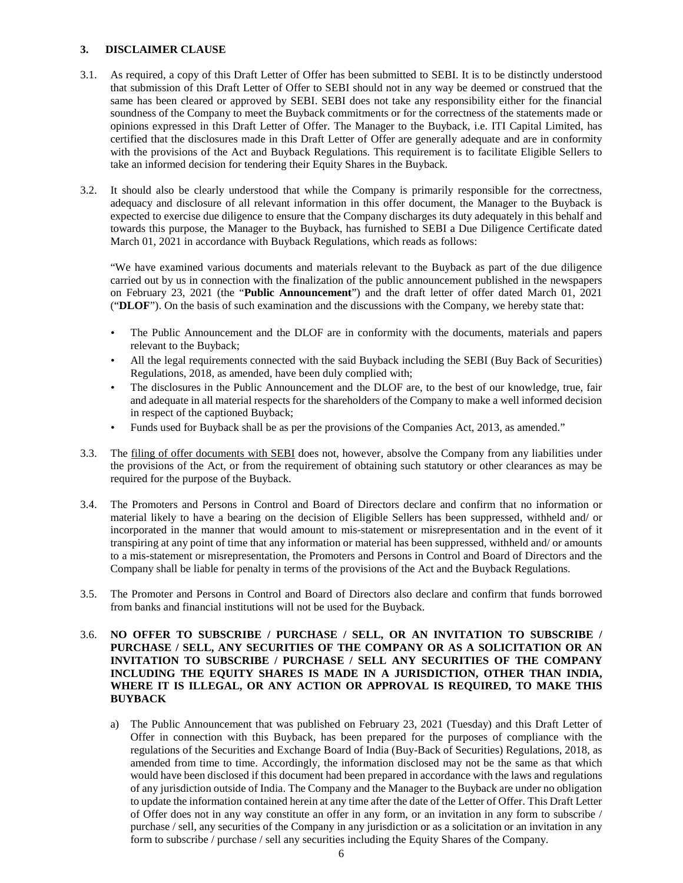## 3. DISCLAIMER CLAUSE

3.1. As required, a copy of this Draft Letter of Offer has been submitted to SEBI. It is to be distinctly understood that submission of this Draft Letter of Offer to SEBI should not in any way be deemed or construed that the same has been cleared or approved by SEBI. SEBI does not take any responsibility either for the financial soundness of the Company to meet the Buyback commitments or for the correctness of the statements made or opinions expressed in this Draft Letter of Offer. The Manager to the Buyback, i.e. ITI Capital Limited, has certified that the disclosures made in this Draft Letter of Offer are generally adequate and are in conformity with the provisions of the Act and Buyback Regulations. This requirement is to facilitate Eligible Sellers to take an informed decision for tendering their Equity Shares in the Buyback.

3.2. It should also be clearly understood that while the Company is primarily responsible for the correctness, adequacy and disclosure of all relevant information in this offer document, the Manager to the Buyback is expected to exercise due diligence to ensure that the Company discharges its duty adequately in this behalf and towards this purpose, the Manager to the Buyback, has furnished to SEBI a Due Diligence Certificate dated March 01, 2021 in accordance with Buyback Regulations, which reads as follows:

"We have examined various documents and materials relevant to the Buyback as part of the due diligence carried out by us in connection with the finalization of the public announcement published in the newspapers on February 23, 2021 (the "**Public Announcement**") and the draft letter of offer dated March 01, 2021 ("**DLOF**"). On the basis of such examination and the discussions with the Company, we hereby state that:

- The Public Announcement and the DLOF are in conformity with the documents, materials and papers relevant to the Buyback;
- All the legal requirements connected with the said Buyback including the SEBI (Buy Back of Securities) Regulations, 2018, as amended, have been duly complied with;
- The disclosures in the Public Announcement and the DLOF are, to the best of our knowledge, true, fair and adequate in all material respects for the shareholders of the Company to make a well informed decision in respect of the captioned Buyback;
- Funds used for Buyback shall be as per the provisions of the Companies Act, 2013, as amended."

3.3. The filing of offer documents with SEBI does not, however, absolve the Company from any liabilities under the provisions of the Act, or from the requirement of obtaining such statutory or other clearances as may be required for the purpose of the Buyback.

3.4. The Promoters and Persons in Control and Board of Directors declare and confirm that no information or material likely to have a bearing on the decision of Eligible Sellers has been suppressed, withheld and/ or incorporated in the manner that would amount to mis-statement or misrepresentation and in the event of it transpiring at any point of time that any information or material has been suppressed, withheld and/ or amounts to a mis-statement or misrepresentation, the Promoters and Persons in Control and Board of Directors and the Company shall be liable for penalty in terms of the provisions of the Act and the Buyback Regulations.

3.5. The Promoter and Persons in Control and Board of Directors also declare and confirm that funds borrowed from banks and financial institutions will not be used for the Buyback.

3.6. **NO OFFER TO SUBSCRIBE / PURCHASE / SELL, OR AN INVITATION TO SUBSCRIBE / PURCHASE / SELL, ANY SECURITIES OF THE COMPANY OR AS A SOLICITATION OR AN INVITATION TO SUBSCRIBE / PURCHASE / SELL ANY SECURITIES OF THE COMPANY INCLUDING THE EQUITY SHARES IS MADE IN A JURISDICTION, OTHER THAN INDIA, WHERE IT IS ILLEGAL, OR ANY ACTION OR APPROVAL IS REQUIRED, TO MAKE THIS BUYBACK**

a) The Public Announcement that was published on February 23, 2021 (Tuesday) and this Draft Letter of Offer in connection with this Buyback, has been prepared for the purposes of compliance with the regulations of the Securities and Exchange Board of India (Buy-Back of Securities) Regulations, 2018, as amended from time to time. Accordingly, the information disclosed may not be the same as that which would have been disclosed if this document had been prepared in accordance with the laws and regulations of any jurisdiction outside of India. The Company and the Manager to the Buyback are under no obligation to update the information contained herein at any time after the date of the Letter of Offer. This Draft Letter of Offer does not in any way constitute an offer in any form, or an invitation in any form to subscribe / purchase / sell, any securities of the Company in any jurisdiction or as a solicitation or an invitation in any form to subscribe / purchase / sell any securities including the Equity Shares of the Company.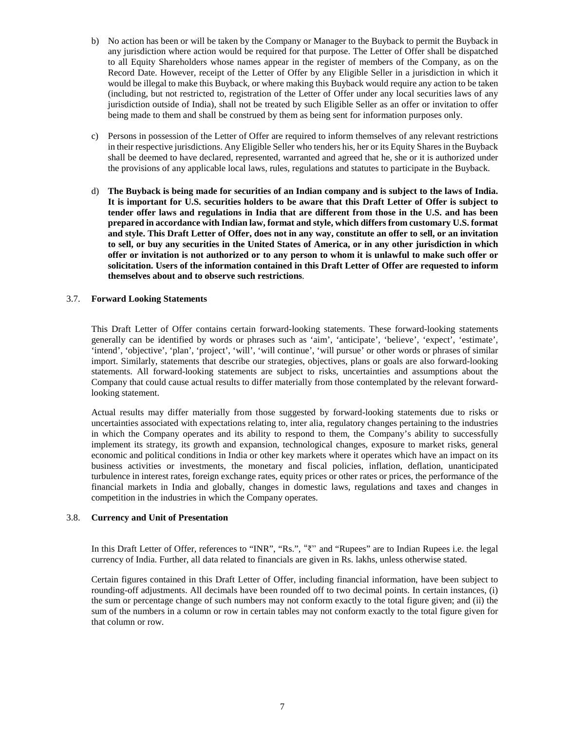b) No action has been or will be taken by the Company or Manager to the Buyback to permit the Buyback in any jurisdiction where action would be required for that purpose. The Letter of Offer shall be dispatched to all Equity Shareholders whose names appear in the register of members of the Company, as on the Record Date. However, receipt of the Letter of Offer by any Eligible Seller in a jurisdiction in which it would be illegal to make this Buyback, or where making this Buyback would require any action to be taken (including, but not restricted to, registration of the Letter of Offer under any local securities laws of any jurisdiction outside of India), shall not be treated by such Eligible Seller as an offer or invitation to offer being made to them and shall be construed by them as being sent for information purposes only.

c) Persons in possession of the Letter of Offer are required to inform themselves of any relevant restrictions in their respective jurisdictions. Any Eligible Seller who tenders his, her or its Equity Shares in the Buyback shall be deemed to have declared, represented, warranted and agreed that he, she or it is authorized under the provisions of any applicable local laws, rules, regulations and statutes to participate in the Buyback.

d) **The Buyback is being made for securities of an Indian company and is subject to the laws of India. It is important for U.S. securities holders to be aware that this Draft Letter of Offer is subject to tender offer laws and regulations in India that are different from those in the U.S. and has been prepared in accordance with Indian law, format and style, which differs from customary U.S. format and style. This Draft Letter of Offer, does not in any way, constitute an offer to sell, or an invitation to sell, or buy any securities in the United States of America, or in any other jurisdiction in which offer or invitation is not authorized or to any person to whom it is unlawful to make such offer or solicitation. Users of the information contained in this Draft Letter of Offer are requested to inform themselves about and to observe such restrictions**.

### 3.7. Forward Looking Statements

This Draft Letter of Offer contains certain forward-looking statements. These forward-looking statements generally can be identified by words or phrases such as 'aim', 'anticipate', 'believe', 'expect', 'estimate', 'intend', 'objective', 'plan', 'project', 'will', 'will continue', 'will pursue' or other words or phrases of similar import. Similarly, statements that describe our strategies, objectives, plans or goals are also forward-looking statements. All forward-looking statements are subject to risks, uncertainties and assumptions about the Company that could cause actual results to differ materially from those contemplated by the relevant forward-looking statement.

Actual results may differ materially from those suggested by forward-looking statements due to risks or uncertainties associated with expectations relating to, inter alia, regulatory changes pertaining to the industries in which the Company operates and its ability to respond to them, the Company's ability to successfully implement its strategy, its growth and expansion, technological changes, exposure to market risks, general economic and political conditions in India or other key markets where it operates which have an impact on its business activities or investments, the monetary and fiscal policies, inflation, deflation, unanticipated turbulence in interest rates, foreign exchange rates, equity prices or other rates or prices, the performance of the financial markets in India and globally, changes in domestic laws, regulations and taxes and changes in competition in the industries in which the Company operates.

### 3.8. Currency and Unit of Presentation

In this Draft Letter of Offer, references to "INR", "Rs.", "₹" and "Rupees" are to Indian Rupees i.e. the legal currency of India. Further, all data related to financials are given in Rs. lakhs, unless otherwise stated.

Certain figures contained in this Draft Letter of Offer, including financial information, have been subject to rounding-off adjustments. All decimals have been rounded off to two decimal points. In certain instances, (i) the sum or percentage change of such numbers may not conform exactly to the total figure given; and (ii) the sum of the numbers in a column or row in certain tables may not conform exactly to the total figure given for that column or row.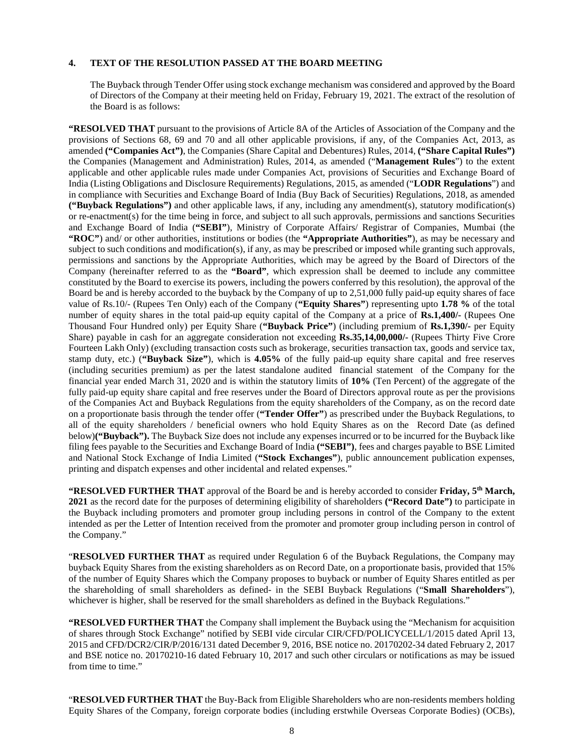## 4. TEXT OF THE RESOLUTION PASSED AT THE BOARD MEETING

The Buyback through Tender Offer using stock exchange mechanism was considered and approved by the Board of Directors of the Company at their meeting held on Friday, February 19, 2021. The extract of the resolution of the Board is as follows:

**"RESOLVED THAT** pursuant to the provisions of Article 8A of the Articles of Association of the Company and the provisions of Sections 68, 69 and 70 and all other applicable provisions, if any, of the Companies Act, 2013, as amended **("Companies Act")**, the Companies (Share Capital and Debentures) Rules, 2014, **("Share Capital Rules")** the Companies (Management and Administration) Rules, 2014, as amended ("**Management Rules**") to the extent applicable and other applicable rules made under Companies Act, provisions of Securities and Exchange Board of India (Listing Obligations and Disclosure Requirements) Regulations, 2015, as amended ("**LODR Regulations**") and in compliance with Securities and Exchange Board of India (Buy Back of Securities) Regulations, 2018, as amended **("Buyback Regulations")** and other applicable laws, if any, including any amendment(s), statutory modification(s) or re-enactment(s) for the time being in force, and subject to all such approvals, permissions and sanctions Securities and Exchange Board of India (**"SEBI"**), Ministry of Corporate Affairs/ Registrar of Companies, Mumbai (the **"ROC"**) and/ or other authorities, institutions or bodies (the **"Appropriate Authorities"**), as may be necessary and subject to such conditions and modification(s), if any, as may be prescribed or imposed while granting such approvals, permissions and sanctions by the Appropriate Authorities, which may be agreed by the Board of Directors of the Company (hereinafter referred to as the **"Board"**, which expression shall be deemed to include any committee constituted by the Board to exercise its powers, including the powers conferred by this resolution), the approval of the Board be and is hereby accorded to the buyback by the Company of up to 2,51,000 fully paid-up equity shares of face value of Rs.10/- (Rupees Ten Only) each of the Company (**"Equity Shares"**) representing upto **1.78 %** of the total number of equity shares in the total paid-up equity capital of the Company at a price of **Rs.1,400/-** (Rupees One Thousand Four Hundred only) per Equity Share (**"Buyback Price"**) (including premium of **Rs.1,390/-** per Equity Share) payable in cash for an aggregate consideration not exceeding **Rs.35,14,00,000/-** (Rupees Thirty Five Crore Fourteen Lakh Only) (excluding transaction costs such as brokerage, securities transaction tax, goods and service tax, stamp duty, etc.) (**"Buyback Size"**), which is **4.05%** of the fully paid-up equity share capital and free reserves (including securities premium) as per the latest standalone audited financial statement of the Company for the financial year ended March 31, 2020 and is within the statutory limits of **10%** (Ten Percent) of the aggregate of the fully paid-up equity share capital and free reserves under the Board of Directors approval route as per the provisions of the Companies Act and Buyback Regulations from the equity shareholders of the Company, as on the record date on a proportionate basis through the tender offer (**"Tender Offer"**) as prescribed under the Buyback Regulations, to all of the equity shareholders / beneficial owners who hold Equity Shares as on the Record Date (as defined below)**("Buyback").** The Buyback Size does not include any expenses incurred or to be incurred for the Buyback like filing fees payable to the Securities and Exchange Board of India **("SEBI")**, fees and charges payable to BSE Limited and National Stock Exchange of India Limited (**"Stock Exchanges"**), public announcement publication expenses, printing and dispatch expenses and other incidental and related expenses."

**"RESOLVED FURTHER THAT** approval of the Board be and is hereby accorded to consider **Friday, 5th March, 2021** as the record date for the purposes of determining eligibility of shareholders **("Record Date")** to participate in the Buyback including promoters and promoter group including persons in control of the Company to the extent intended as per the Letter of Intention received from the promoter and promoter group including person in control of the Company."

"**RESOLVED FURTHER THAT** as required under Regulation 6 of the Buyback Regulations, the Company may buyback Equity Shares from the existing shareholders as on Record Date, on a proportionate basis, provided that 15% of the number of Equity Shares which the Company proposes to buyback or number of Equity Shares entitled as per the shareholding of small shareholders as defined- in the SEBI Buyback Regulations ("**Small Shareholders**"), whichever is higher, shall be reserved for the small shareholders as defined in the Buyback Regulations."

**"RESOLVED FURTHER THAT** the Company shall implement the Buyback using the "Mechanism for acquisition of shares through Stock Exchange" notified by SEBI vide circular CIR/CFD/POLICYCELL/1/2015 dated April 13, 2015 and CFD/DCR2/CIR/P/2016/131 dated December 9, 2016, BSE notice no. 20170202-34 dated February 2, 2017 and BSE notice no. 20170210-16 dated February 10, 2017 and such other circulars or notifications as may be issued from time to time."

"**RESOLVED FURTHER THAT** the Buy-Back from Eligible Shareholders who are non-residents members holding Equity Shares of the Company, foreign corporate bodies (including erstwhile Overseas Corporate Bodies) (OCBs),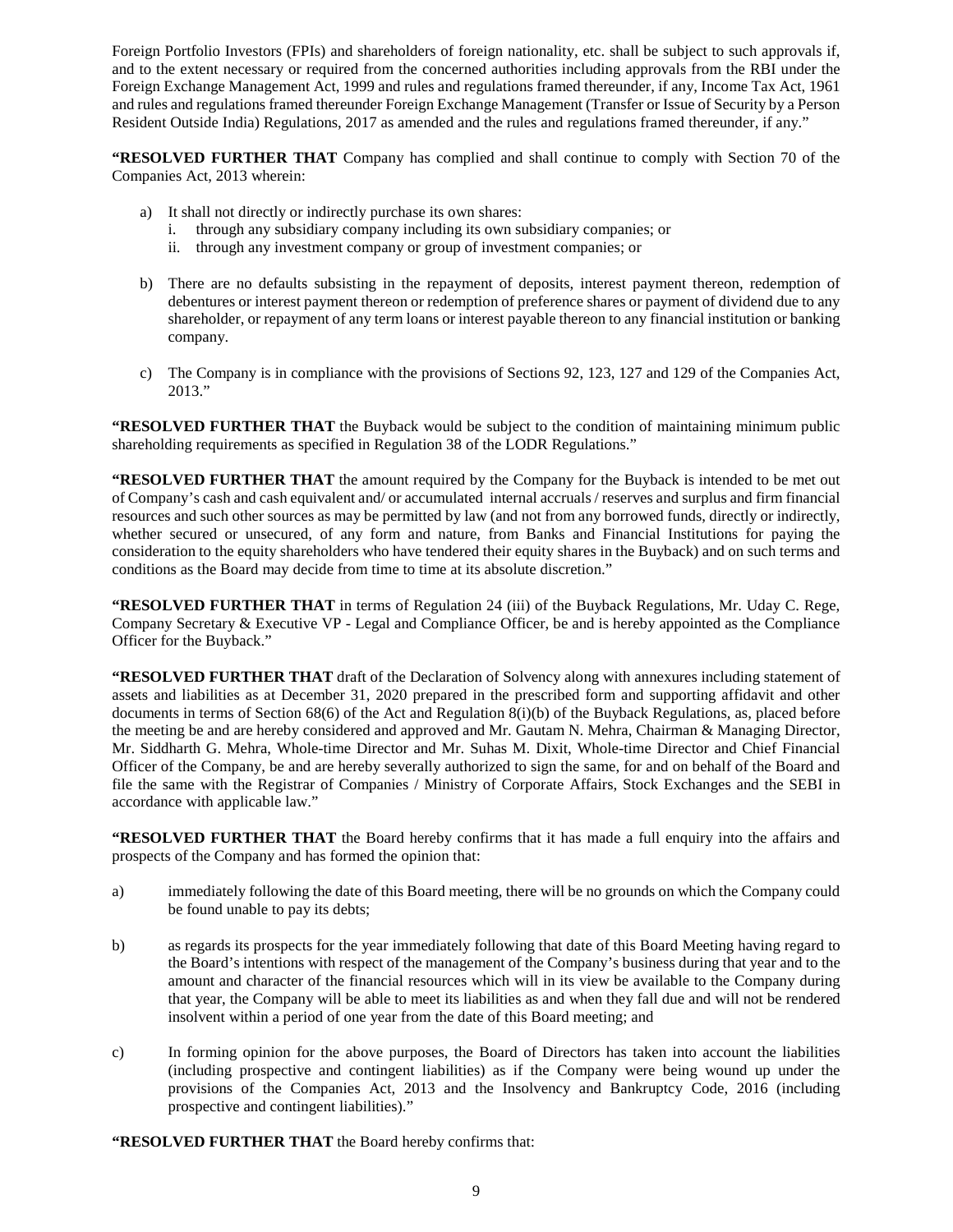Foreign Portfolio Investors (FPIs) and shareholders of foreign nationality, etc. shall be subject to such approvals if, and to the extent necessary or required from the concerned authorities including approvals from the RBI under the Foreign Exchange Management Act, 1999 and rules and regulations framed thereunder, if any, Income Tax Act, 1961 and rules and regulations framed thereunder Foreign Exchange Management (Transfer or Issue of Security by a Person Resident Outside India) Regulations, 2017 as amended and the rules and regulations framed thereunder, if any."

**"RESOLVED FURTHER THAT** Company has complied and shall continue to comply with Section 70 of the Companies Act, 2013 wherein:

a) It shall not directly or indirectly purchase its own shares:
   i. through any subsidiary company including its own subsidiary companies; or
   ii. through any investment company or group of investment companies; or

b) There are no defaults subsisting in the repayment of deposits, interest payment thereon, redemption of debentures or interest payment thereon or redemption of preference shares or payment of dividend due to any shareholder, or repayment of any term loans or interest payable thereon to any financial institution or banking company.

c) The Company is in compliance with the provisions of Sections 92, 123, 127 and 129 of the Companies Act, 2013."

**"RESOLVED FURTHER THAT** the Buyback would be subject to the condition of maintaining minimum public shareholding requirements as specified in Regulation 38 of the LODR Regulations."

**"RESOLVED FURTHER THAT** the amount required by the Company for the Buyback is intended to be met out of Company's cash and cash equivalent and/ or accumulated internal accruals / reserves and surplus and firm financial resources and such other sources as may be permitted by law (and not from any borrowed funds, directly or indirectly, whether secured or unsecured, of any form and nature, from Banks and Financial Institutions for paying the consideration to the equity shareholders who have tendered their equity shares in the Buyback) and on such terms and conditions as the Board may decide from time to time at its absolute discretion."

**"RESOLVED FURTHER THAT** in terms of Regulation 24 (iii) of the Buyback Regulations, Mr. Uday C. Rege, Company Secretary & Executive VP - Legal and Compliance Officer, be and is hereby appointed as the Compliance Officer for the Buyback."

**"RESOLVED FURTHER THAT** draft of the Declaration of Solvency along with annexures including statement of assets and liabilities as at December 31, 2020 prepared in the prescribed form and supporting affidavit and other documents in terms of Section 68(6) of the Act and Regulation 8(i)(b) of the Buyback Regulations, as, placed before the meeting be and are hereby considered and approved and Mr. Gautam N. Mehra, Chairman & Managing Director, Mr. Siddharth G. Mehra, Whole-time Director and Mr. Suhas M. Dixit, Whole-time Director and Chief Financial Officer of the Company, be and are hereby severally authorized to sign the same, for and on behalf of the Board and file the same with the Registrar of Companies / Ministry of Corporate Affairs, Stock Exchanges and the SEBI in accordance with applicable law."

**"RESOLVED FURTHER THAT** the Board hereby confirms that it has made a full enquiry into the affairs and prospects of the Company and has formed the opinion that:

a) immediately following the date of this Board meeting, there will be no grounds on which the Company could be found unable to pay its debts;

b) as regards its prospects for the year immediately following that date of this Board Meeting having regard to the Board's intentions with respect of the management of the Company's business during that year and to the amount and character of the financial resources which will in its view be available to the Company during that year, the Company will be able to meet its liabilities as and when they fall due and will not be rendered insolvent within a period of one year from the date of this Board meeting; and

c) In forming opinion for the above purposes, the Board of Directors has taken into account the liabilities (including prospective and contingent liabilities) as if the Company were being wound up under the provisions of the Companies Act, 2013 and the Insolvency and Bankruptcy Code, 2016 (including prospective and contingent liabilities)."

**"RESOLVED FURTHER THAT** the Board hereby confirms that: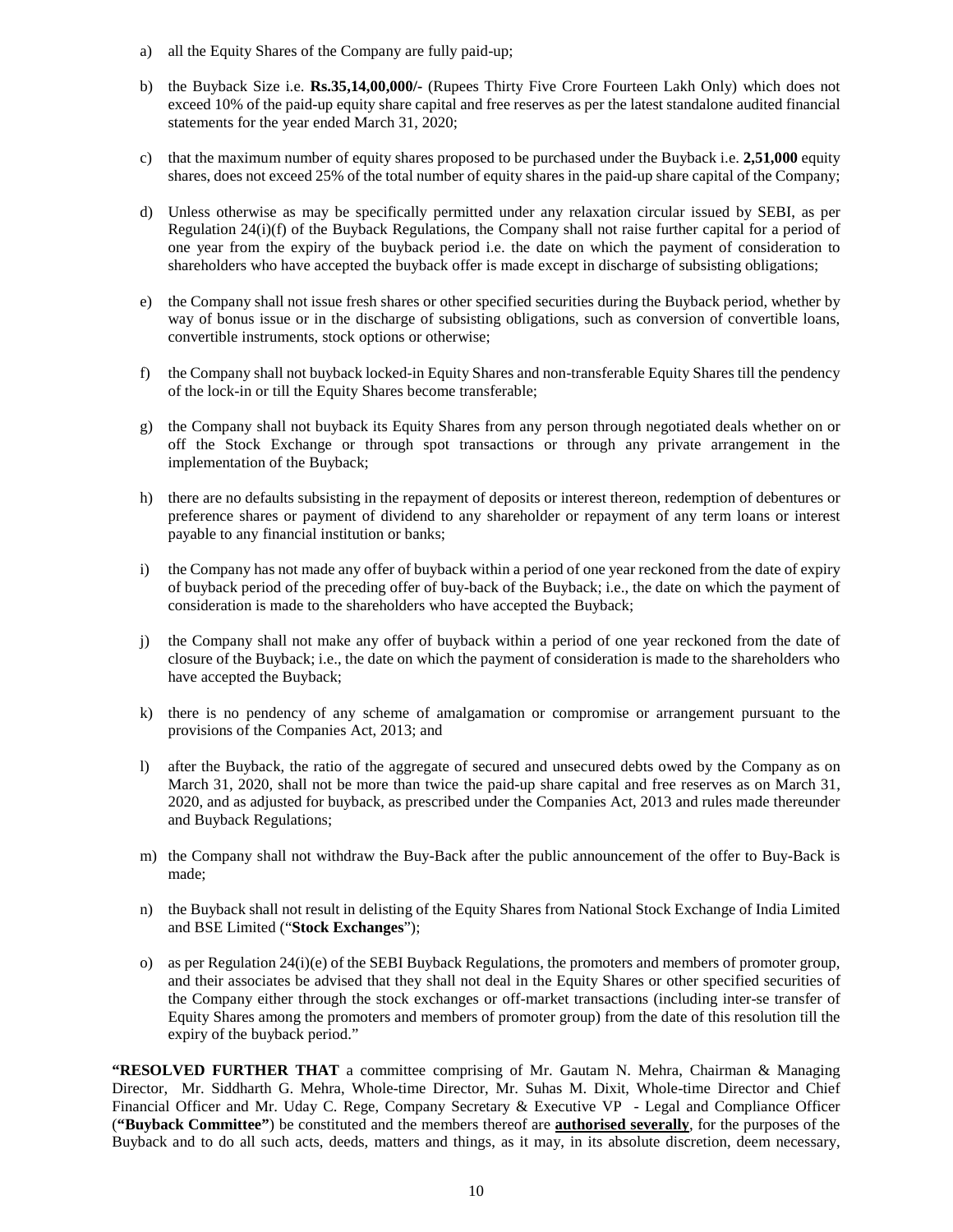a) all the Equity Shares of the Company are fully paid-up;

b) the Buyback Size i.e. **Rs.35,14,00,000/-** (Rupees Thirty Five Crore Fourteen Lakh Only) which does not exceed 10% of the paid-up equity share capital and free reserves as per the latest standalone audited financial statements for the year ended March 31, 2020;

c) that the maximum number of equity shares proposed to be purchased under the Buyback i.e. **2,51,000** equity shares, does not exceed 25% of the total number of equity shares in the paid-up share capital of the Company;

d) Unless otherwise as may be specifically permitted under any relaxation circular issued by SEBI, as per Regulation 24(i)(f) of the Buyback Regulations, the Company shall not raise further capital for a period of one year from the expiry of the buyback period i.e. the date on which the payment of consideration to shareholders who have accepted the buyback offer is made except in discharge of subsisting obligations;

e) the Company shall not issue fresh shares or other specified securities during the Buyback period, whether by way of bonus issue or in the discharge of subsisting obligations, such as conversion of convertible loans, convertible instruments, stock options or otherwise;

f) the Company shall not buyback locked-in Equity Shares and non-transferable Equity Shares till the pendency of the lock-in or till the Equity Shares become transferable;

g) the Company shall not buyback its Equity Shares from any person through negotiated deals whether on or off the Stock Exchange or through spot transactions or through any private arrangement in the implementation of the Buyback;

h) there are no defaults subsisting in the repayment of deposits or interest thereon, redemption of debentures or preference shares or payment of dividend to any shareholder or repayment of any term loans or interest payable to any financial institution or banks;

i) the Company has not made any offer of buyback within a period of one year reckoned from the date of expiry of buyback period of the preceding offer of buy-back of the Buyback; i.e., the date on which the payment of consideration is made to the shareholders who have accepted the Buyback;

j) the Company shall not make any offer of buyback within a period of one year reckoned from the date of closure of the Buyback; i.e., the date on which the payment of consideration is made to the shareholders who have accepted the Buyback;

k) there is no pendency of any scheme of amalgamation or compromise or arrangement pursuant to the provisions of the Companies Act, 2013; and

l) after the Buyback, the ratio of the aggregate of secured and unsecured debts owed by the Company as on March 31, 2020, shall not be more than twice the paid-up share capital and free reserves as on March 31, 2020, and as adjusted for buyback, as prescribed under the Companies Act, 2013 and rules made thereunder and Buyback Regulations;

m) the Company shall not withdraw the Buy-Back after the public announcement of the offer to Buy-Back is made;

n) the Buyback shall not result in delisting of the Equity Shares from National Stock Exchange of India Limited and BSE Limited ("**Stock Exchanges**");

o) as per Regulation 24(i)(e) of the SEBI Buyback Regulations, the promoters and members of promoter group, and their associates be advised that they shall not deal in the Equity Shares or other specified securities of the Company either through the stock exchanges or off-market transactions (including inter-se transfer of Equity Shares among the promoters and members of promoter group) from the date of this resolution till the expiry of the buyback period."

**"RESOLVED FURTHER THAT** a committee comprising of Mr. Gautam N. Mehra, Chairman & Managing Director, Mr. Siddharth G. Mehra, Whole-time Director, Mr. Suhas M. Dixit, Whole-time Director and Chief Financial Officer and Mr. Uday C. Rege, Company Secretary & Executive VP - Legal and Compliance Officer (**"Buyback Committee"**) be constituted and the members thereof are **authorised severally**, for the purposes of the Buyback and to do all such acts, deeds, matters and things, as it may, in its absolute discretion, deem necessary,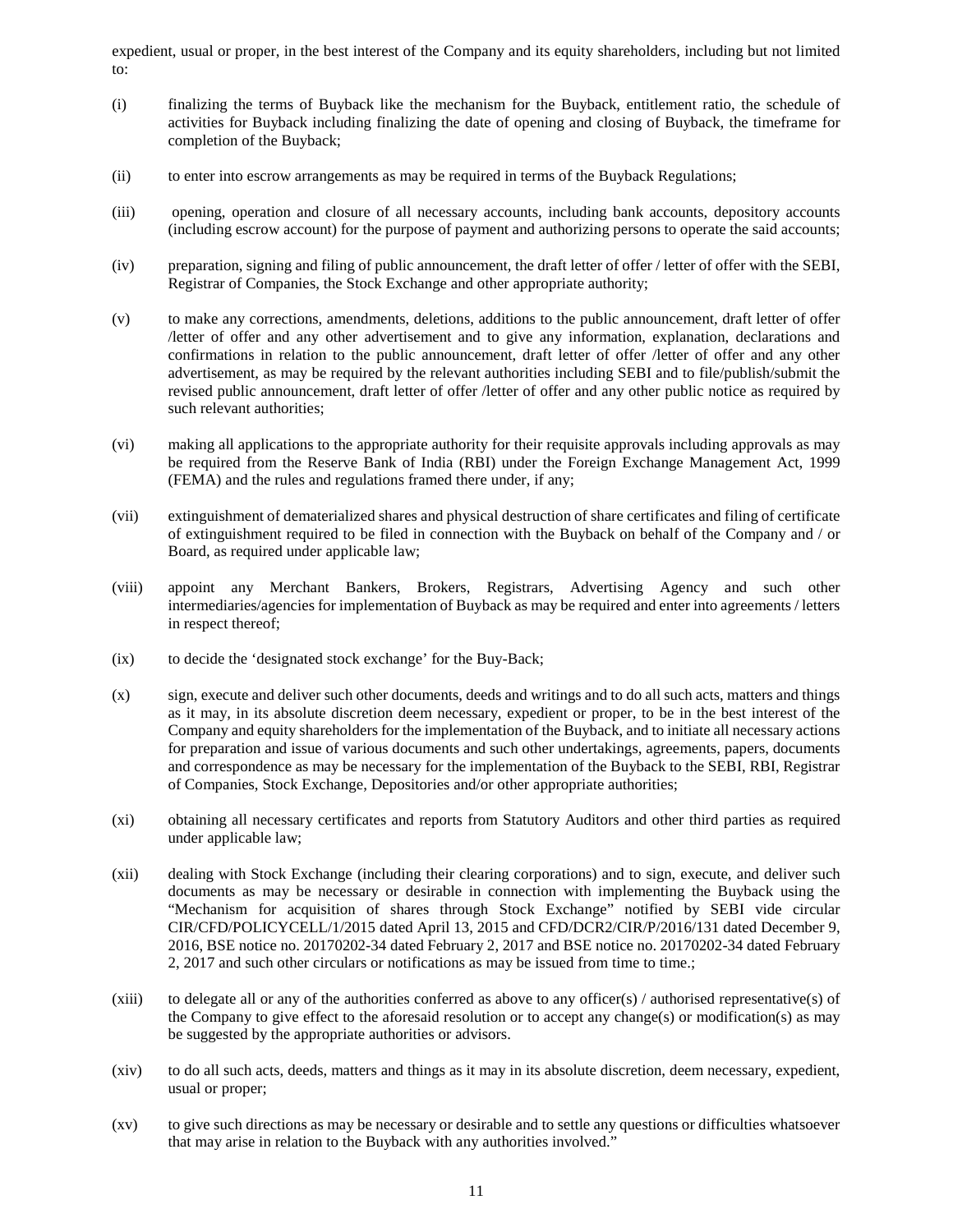expedient, usual or proper, in the best interest of the Company and its equity shareholders, including but not limited to:

(i) finalizing the terms of Buyback like the mechanism for the Buyback, entitlement ratio, the schedule of activities for Buyback including finalizing the date of opening and closing of Buyback, the timeframe for completion of the Buyback;

(ii) to enter into escrow arrangements as may be required in terms of the Buyback Regulations;

(iii) opening, operation and closure of all necessary accounts, including bank accounts, depository accounts (including escrow account) for the purpose of payment and authorizing persons to operate the said accounts;

(iv) preparation, signing and filing of public announcement, the draft letter of offer / letter of offer with the SEBI, Registrar of Companies, the Stock Exchange and other appropriate authority;

(v) to make any corrections, amendments, deletions, additions to the public announcement, draft letter of offer /letter of offer and any other advertisement and to give any information, explanation, declarations and confirmations in relation to the public announcement, draft letter of offer /letter of offer and any other advertisement, as may be required by the relevant authorities including SEBI and to file/publish/submit the revised public announcement, draft letter of offer /letter of offer and any other public notice as required by such relevant authorities;

(vi) making all applications to the appropriate authority for their requisite approvals including approvals as may be required from the Reserve Bank of India (RBI) under the Foreign Exchange Management Act, 1999 (FEMA) and the rules and regulations framed there under, if any;

(vii) extinguishment of dematerialized shares and physical destruction of share certificates and filing of certificate of extinguishment required to be filed in connection with the Buyback on behalf of the Company and / or Board, as required under applicable law;

(viii) appoint any Merchant Bankers, Brokers, Registrars, Advertising Agency and such other intermediaries/agencies for implementation of Buyback as may be required and enter into agreements / letters in respect thereof;

(ix) to decide the 'designated stock exchange' for the Buy-Back;

(x) sign, execute and deliver such other documents, deeds and writings and to do all such acts, matters and things as it may, in its absolute discretion deem necessary, expedient or proper, to be in the best interest of the Company and equity shareholders for the implementation of the Buyback, and to initiate all necessary actions for preparation and issue of various documents and such other undertakings, agreements, papers, documents and correspondence as may be necessary for the implementation of the Buyback to the SEBI, RBI, Registrar of Companies, Stock Exchange, Depositories and/or other appropriate authorities;

(xi) obtaining all necessary certificates and reports from Statutory Auditors and other third parties as required under applicable law;

(xii) dealing with Stock Exchange (including their clearing corporations) and to sign, execute, and deliver such documents as may be necessary or desirable in connection with implementing the Buyback using the "Mechanism for acquisition of shares through Stock Exchange" notified by SEBI vide circular CIR/CFD/POLICYCELL/1/2015 dated April 13, 2015 and CFD/DCR2/CIR/P/2016/131 dated December 9, 2016, BSE notice no. 20170202-34 dated February 2, 2017 and BSE notice no. 20170202-34 dated February 2, 2017 and such other circulars or notifications as may be issued from time to time.;

(xiii) to delegate all or any of the authorities conferred as above to any officer(s) / authorised representative(s) of the Company to give effect to the aforesaid resolution or to accept any change(s) or modification(s) as may be suggested by the appropriate authorities or advisors.

(xiv) to do all such acts, deeds, matters and things as it may in its absolute discretion, deem necessary, expedient, usual or proper;

(xv) to give such directions as may be necessary or desirable and to settle any questions or difficulties whatsoever that may arise in relation to the Buyback with any authorities involved."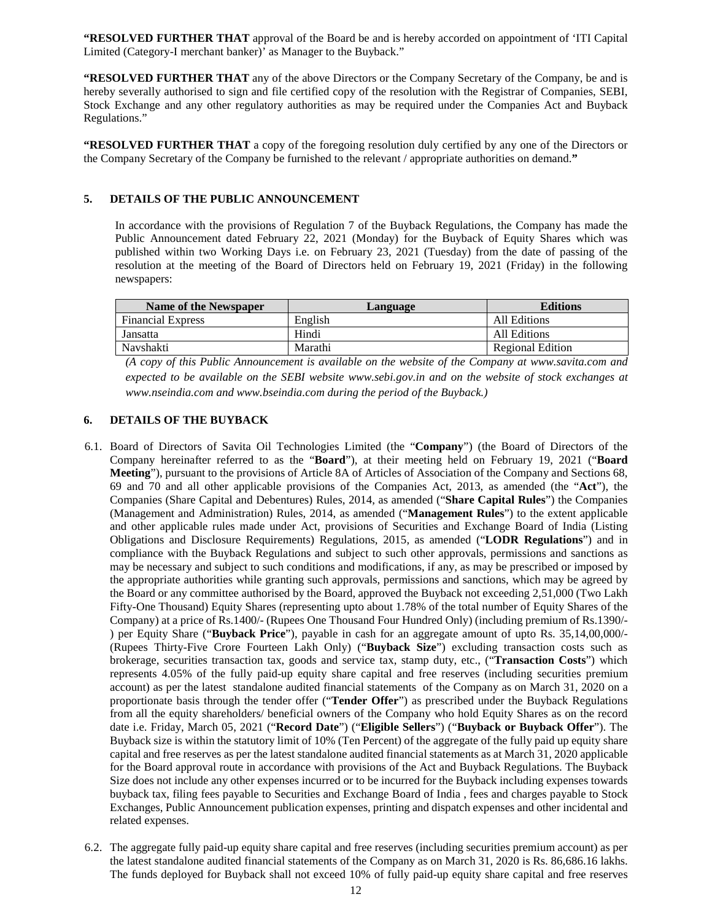**"RESOLVED FURTHER THAT** approval of the Board be and is hereby accorded on appointment of 'ITI Capital Limited (Category-I merchant banker)' as Manager to the Buyback."

**"RESOLVED FURTHER THAT** any of the above Directors or the Company Secretary of the Company, be and is hereby severally authorised to sign and file certified copy of the resolution with the Registrar of Companies, SEBI, Stock Exchange and any other regulatory authorities as may be required under the Companies Act and Buyback Regulations."

**"RESOLVED FURTHER THAT** a copy of the foregoing resolution duly certified by any one of the Directors or the Company Secretary of the Company be furnished to the relevant / appropriate authorities on demand.**"**

## 5. DETAILS OF THE PUBLIC ANNOUNCEMENT

In accordance with the provisions of Regulation 7 of the Buyback Regulations, the Company has made the Public Announcement dated February 22, 2021 (Monday) for the Buyback of Equity Shares which was published within two Working Days i.e. on February 23, 2021 (Tuesday) from the date of passing of the resolution at the meeting of the Board of Directors held on February 19, 2021 (Friday) in the following newspapers:

| Name of the Newspaper | Language | Editions |
|---|---|---|
| Financial Express | English | All Editions |
| Jansatta | Hindi | All Editions |
| Navshakti | Marathi | Regional Edition |

*(A copy of this Public Announcement is available on the website of the Company at www.savita.com and expected to be available on the SEBI website www.sebi.gov.in and on the website of stock exchanges at www.nseindia.com and www.bseindia.com during the period of the Buyback.)*

## 6. DETAILS OF THE BUYBACK

6.1. Board of Directors of Savita Oil Technologies Limited (the "**Company**") (the Board of Directors of the Company hereinafter referred to as the "**Board**"), at their meeting held on February 19, 2021 ("**Board Meeting**"), pursuant to the provisions of Article 8A of Articles of Association of the Company and Sections 68, 69 and 70 and all other applicable provisions of the Companies Act, 2013, as amended (the "**Act**"), the Companies (Share Capital and Debentures) Rules, 2014, as amended ("**Share Capital Rules**") the Companies (Management and Administration) Rules, 2014, as amended ("**Management Rules**") to the extent applicable and other applicable rules made under Act, provisions of Securities and Exchange Board of India (Listing Obligations and Disclosure Requirements) Regulations, 2015, as amended ("**LODR Regulations**") and in compliance with the Buyback Regulations and subject to such other approvals, permissions and sanctions as may be necessary and subject to such conditions and modifications, if any, as may be prescribed or imposed by the appropriate authorities while granting such approvals, permissions and sanctions, which may be agreed by the Board or any committee authorised by the Board, approved the Buyback not exceeding 2,51,000 (Two Lakh Fifty-One Thousand) Equity Shares (representing upto about 1.78% of the total number of Equity Shares of the Company) at a price of Rs.1400/- (Rupees One Thousand Four Hundred Only) (including premium of Rs.1390/-) per Equity Share ("**Buyback Price**"), payable in cash for an aggregate amount of upto Rs. 35,14,00,000/- (Rupees Thirty-Five Crore Fourteen Lakh Only) ("**Buyback Size**") excluding transaction costs such as brokerage, securities transaction tax, goods and service tax, stamp duty, etc., ("**Transaction Costs**") which represents 4.05% of the fully paid-up equity share capital and free reserves (including securities premium account) as per the latest standalone audited financial statements of the Company as on March 31, 2020 on a proportionate basis through the tender offer ("**Tender Offer**") as prescribed under the Buyback Regulations from all the equity shareholders/ beneficial owners of the Company who hold Equity Shares as on the record date i.e. Friday, March 05, 2021 ("**Record Date**") ("**Eligible Sellers**") ("**Buyback or Buyback Offer**"). The Buyback size is within the statutory limit of 10% (Ten Percent) of the aggregate of the fully paid up equity share capital and free reserves as per the latest standalone audited financial statements as at March 31, 2020 applicable for the Board approval route in accordance with provisions of the Act and Buyback Regulations. The Buyback Size does not include any other expenses incurred or to be incurred for the Buyback including expenses towards buyback tax, filing fees payable to Securities and Exchange Board of India , fees and charges payable to Stock Exchanges, Public Announcement publication expenses, printing and dispatch expenses and other incidental and related expenses.

6.2. The aggregate fully paid-up equity share capital and free reserves (including securities premium account) as per the latest standalone audited financial statements of the Company as on March 31, 2020 is Rs. 86,686.16 lakhs. The funds deployed for Buyback shall not exceed 10% of fully paid-up equity share capital and free reserves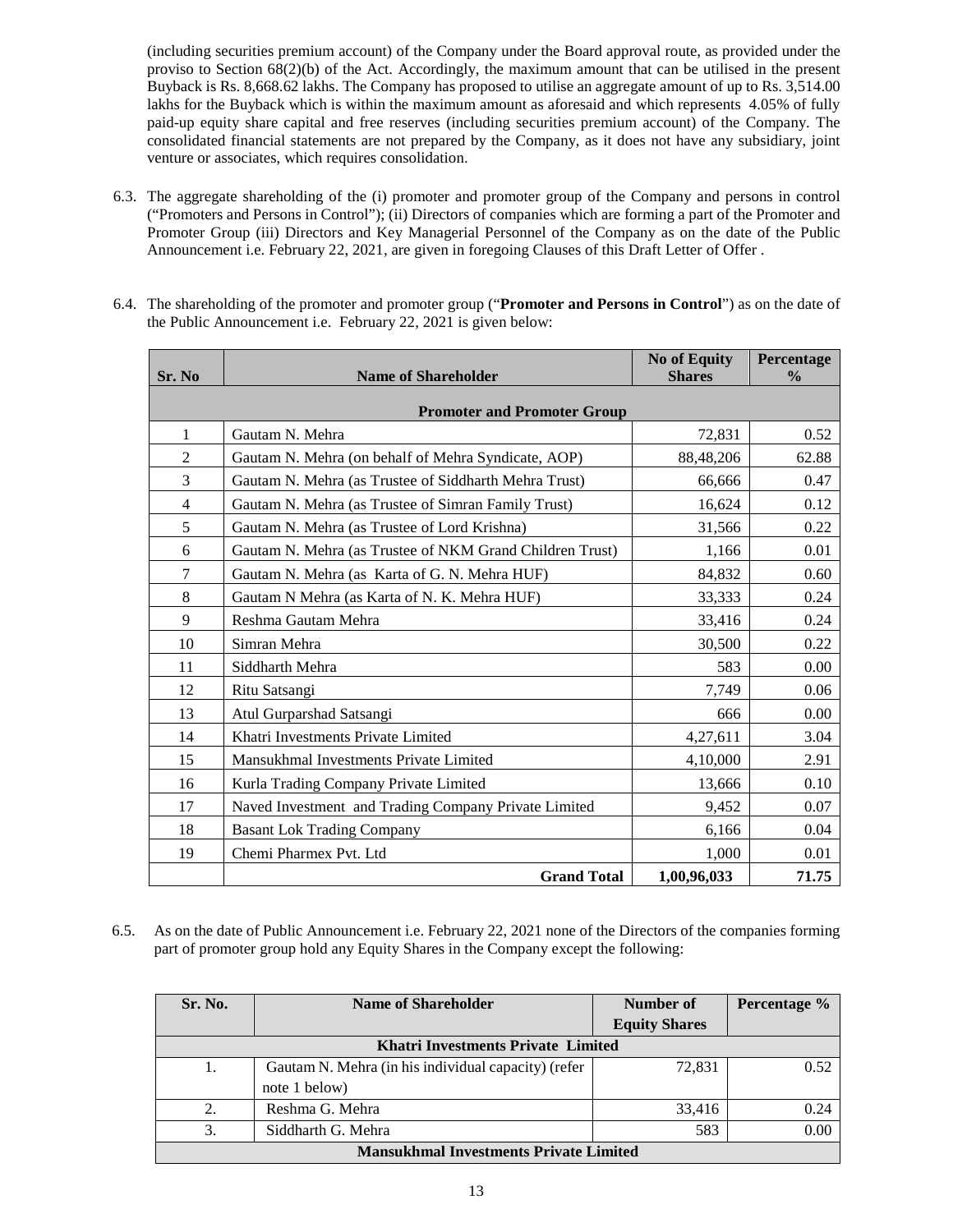(including securities premium account) of the Company under the Board approval route, as provided under the proviso to Section 68(2)(b) of the Act. Accordingly, the maximum amount that can be utilised in the present Buyback is Rs. 8,668.62 lakhs. The Company has proposed to utilise an aggregate amount of up to Rs. 3,514.00 lakhs for the Buyback which is within the maximum amount as aforesaid and which represents 4.05% of fully paid-up equity share capital and free reserves (including securities premium account) of the Company. The consolidated financial statements are not prepared by the Company, as it does not have any subsidiary, joint venture or associates, which requires consolidation.

6.3. The aggregate shareholding of the (i) promoter and promoter group of the Company and persons in control ("Promoters and Persons in Control"); (ii) Directors of companies which are forming a part of the Promoter and Promoter Group (iii) Directors and Key Managerial Personnel of the Company as on the date of the Public Announcement i.e. February 22, 2021, are given in foregoing Clauses of this Draft Letter of Offer .

6.4. The shareholding of the promoter and promoter group ("**Promoter and Persons in Control**") as on the date of the Public Announcement i.e. February 22, 2021 is given below:

| Sr. No | Name of Shareholder | No of Equity Shares | Percentage % |
|---|---|---|---|
| | **Promoter and Promoter Group** | | |
| 1 | Gautam N. Mehra | 72,831 | 0.52 |
| 2 | Gautam N. Mehra (on behalf of Mehra Syndicate, AOP) | 88,48,206 | 62.88 |
| 3 | Gautam N. Mehra (as Trustee of Siddharth Mehra Trust) | 66,666 | 0.47 |
| 4 | Gautam N. Mehra (as Trustee of Simran Family Trust) | 16,624 | 0.12 |
| 5 | Gautam N. Mehra (as Trustee of Lord Krishna) | 31,566 | 0.22 |
| 6 | Gautam N. Mehra (as Trustee of NKM Grand Children Trust) | 1,166 | 0.01 |
| 7 | Gautam N. Mehra (as Karta of G. N. Mehra HUF) | 84,832 | 0.60 |
| 8 | Gautam N Mehra (as Karta of N. K. Mehra HUF) | 33,333 | 0.24 |
| 9 | Reshma Gautam Mehra | 33,416 | 0.24 |
| 10 | Simran Mehra | 30,500 | 0.22 |
| 11 | Siddharth Mehra | 583 | 0.00 |
| 12 | Ritu Satsangi | 7,749 | 0.06 |
| 13 | Atul Gurparshad Satsangi | 666 | 0.00 |
| 14 | Khatri Investments Private Limited | 4,27,611 | 3.04 |
| 15 | Mansukhmal Investments Private Limited | 4,10,000 | 2.91 |
| 16 | Kurla Trading Company Private Limited | 13,666 | 0.10 |
| 17 | Naved Investment and Trading Company Private Limited | 9,452 | 0.07 |
| 18 | Basant Lok Trading Company | 6,166 | 0.04 |
| 19 | Chemi Pharmex Pvt. Ltd | 1,000 | 0.01 |
| | **Grand Total** | **1,00,96,033** | **71.75** |

6.5. As on the date of Public Announcement i.e. February 22, 2021 none of the Directors of the companies forming part of promoter group hold any Equity Shares in the Company except the following:

| Sr. No. | Name of Shareholder | Number of Equity Shares | Percentage % |
|---|---|---|---|
| | **Khatri Investments Private Limited** | | |
| 1. | Gautam N. Mehra (in his individual capacity) (refer note 1 below) | 72,831 | 0.52 |
| 2. | Reshma G. Mehra | 33,416 | 0.24 |
| 3. | Siddharth G. Mehra | 583 | 0.00 |
| | **Mansukhmal Investments Private Limited** | | |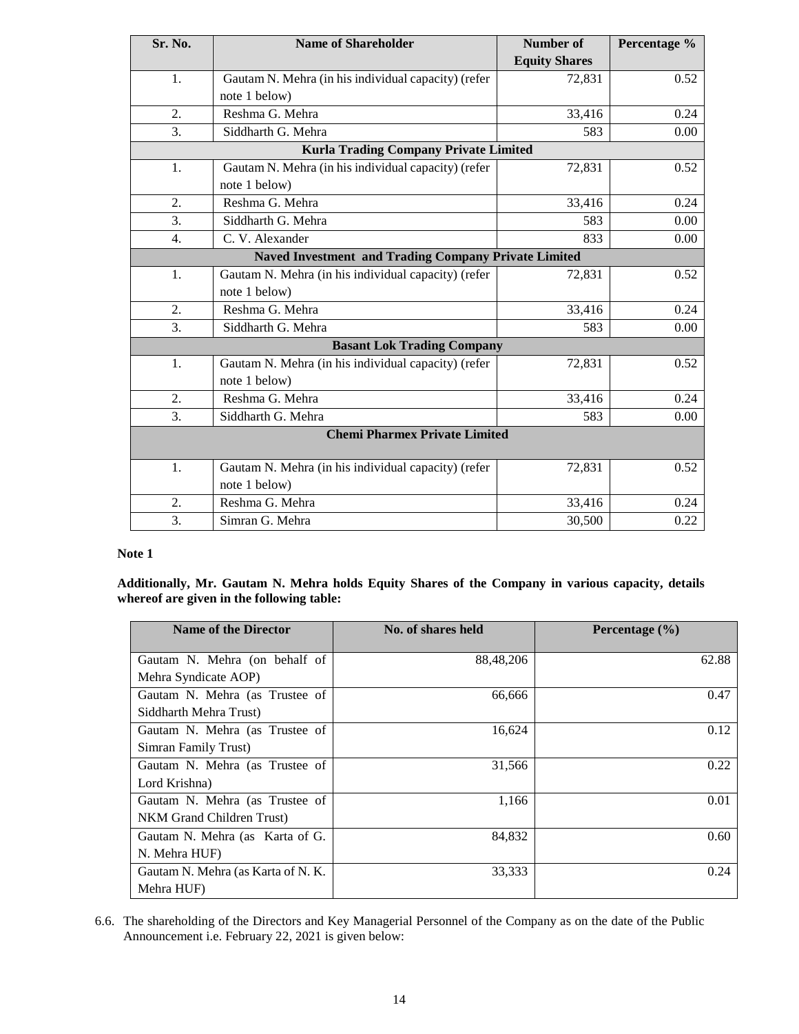| Sr. No. | Name of Shareholder | Number of Equity Shares | Percentage % |
|---|---|---|---|
| 1. | Gautam N. Mehra (in his individual capacity) (refer note 1 below) | 72,831 | 0.52 |
| 2. | Reshma G. Mehra | 33,416 | 0.24 |
| 3. | Siddharth G. Mehra | 583 | 0.00 |
| **Kurla Trading Company Private Limited** | | | |
| 1. | Gautam N. Mehra (in his individual capacity) (refer note 1 below) | 72,831 | 0.52 |
| 2. | Reshma G. Mehra | 33,416 | 0.24 |
| 3. | Siddharth G. Mehra | 583 | 0.00 |
| 4. | C. V. Alexander | 833 | 0.00 |
| **Naved Investment and Trading Company Private Limited** | | | |
| 1. | Gautam N. Mehra (in his individual capacity) (refer note 1 below) | 72,831 | 0.52 |
| 2. | Reshma G. Mehra | 33,416 | 0.24 |
| 3. | Siddharth G. Mehra | 583 | 0.00 |
| **Basant Lok Trading Company** | | | |
| 1. | Gautam N. Mehra (in his individual capacity) (refer note 1 below) | 72,831 | 0.52 |
| 2. | Reshma G. Mehra | 33,416 | 0.24 |
| 3. | Siddharth G. Mehra | 583 | 0.00 |
| **Chemi Pharmex Private Limited** | | | |
| 1. | Gautam N. Mehra (in his individual capacity) (refer note 1 below) | 72,831 | 0.52 |
| 2. | Reshma G. Mehra | 33,416 | 0.24 |
| 3. | Simran G. Mehra | 30,500 | 0.22 |

**Note 1**

**Additionally, Mr. Gautam N. Mehra holds Equity Shares of the Company in various capacity, details whereof are given in the following table:**

| Name of the Director | No. of shares held | Percentage (%) |
|---|---|---|
| Gautam N. Mehra (on behalf of Mehra Syndicate AOP) | 88,48,206 | 62.88 |
| Gautam N. Mehra (as Trustee of Siddharth Mehra Trust) | 66,666 | 0.47 |
| Gautam N. Mehra (as Trustee of Simran Family Trust) | 16,624 | 0.12 |
| Gautam N. Mehra (as Trustee of Lord Krishna) | 31,566 | 0.22 |
| Gautam N. Mehra (as Trustee of NKM Grand Children Trust) | 1,166 | 0.01 |
| Gautam N. Mehra (as Karta of G. N. Mehra HUF) | 84,832 | 0.60 |
| Gautam N. Mehra (as Karta of N. K. Mehra HUF) | 33,333 | 0.24 |

6.6. The shareholding of the Directors and Key Managerial Personnel of the Company as on the date of the Public Announcement i.e. February 22, 2021 is given below: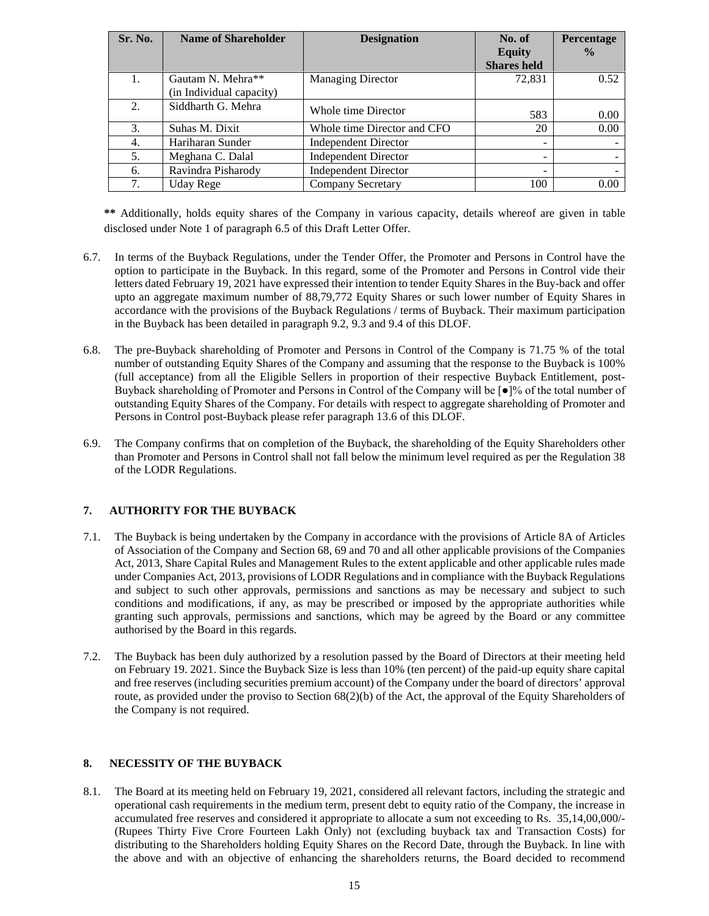| Sr. No. | Name of Shareholder | Designation | No. of Equity Shares held | Percentage % |
|---|---|---|---|---|
| 1. | Gautam N. Mehra** (in Individual capacity) | Managing Director | 72,831 | 0.52 |
| 2. | Siddharth G. Mehra | Whole time Director | 583 | 0.00 |
| 3. | Suhas M. Dixit | Whole time Director and CFO | 20 | 0.00 |
| 4. | Hariharan Sunder | Independent Director | - | - |
| 5. | Meghana C. Dalal | Independent Director | - | - |
| 6. | Ravindra Pisharody | Independent Director | - | - |
| 7. | Uday Rege | Company Secretary | 100 | 0.00 |

**\*\*** Additionally, holds equity shares of the Company in various capacity, details whereof are given in table disclosed under Note 1 of paragraph 6.5 of this Draft Letter Offer.

6.7. In terms of the Buyback Regulations, under the Tender Offer, the Promoter and Persons in Control have the option to participate in the Buyback. In this regard, some of the Promoter and Persons in Control vide their letters dated February 19, 2021 have expressed their intention to tender Equity Shares in the Buy-back and offer upto an aggregate maximum number of 88,79,772 Equity Shares or such lower number of Equity Shares in accordance with the provisions of the Buyback Regulations / terms of Buyback. Their maximum participation in the Buyback has been detailed in paragraph 9.2, 9.3 and 9.4 of this DLOF.

6.8. The pre-Buyback shareholding of Promoter and Persons in Control of the Company is 71.75 % of the total number of outstanding Equity Shares of the Company and assuming that the response to the Buyback is 100% (full acceptance) from all the Eligible Sellers in proportion of their respective Buyback Entitlement, post-Buyback shareholding of Promoter and Persons in Control of the Company will be [●]% of the total number of outstanding Equity Shares of the Company. For details with respect to aggregate shareholding of Promoter and Persons in Control post-Buyback please refer paragraph 13.6 of this DLOF.

6.9. The Company confirms that on completion of the Buyback, the shareholding of the Equity Shareholders other than Promoter and Persons in Control shall not fall below the minimum level required as per the Regulation 38 of the LODR Regulations.

## 7. AUTHORITY FOR THE BUYBACK

7.1. The Buyback is being undertaken by the Company in accordance with the provisions of Article 8A of Articles of Association of the Company and Section 68, 69 and 70 and all other applicable provisions of the Companies Act, 2013, Share Capital Rules and Management Rules to the extent applicable and other applicable rules made under Companies Act, 2013, provisions of LODR Regulations and in compliance with the Buyback Regulations and subject to such other approvals, permissions and sanctions as may be necessary and subject to such conditions and modifications, if any, as may be prescribed or imposed by the appropriate authorities while granting such approvals, permissions and sanctions, which may be agreed by the Board or any committee authorised by the Board in this regards.

7.2. The Buyback has been duly authorized by a resolution passed by the Board of Directors at their meeting held on February 19. 2021. Since the Buyback Size is less than 10% (ten percent) of the paid-up equity share capital and free reserves (including securities premium account) of the Company under the board of directors' approval route, as provided under the proviso to Section 68(2)(b) of the Act, the approval of the Equity Shareholders of the Company is not required.

## 8. NECESSITY OF THE BUYBACK

8.1. The Board at its meeting held on February 19, 2021, considered all relevant factors, including the strategic and operational cash requirements in the medium term, present debt to equity ratio of the Company, the increase in accumulated free reserves and considered it appropriate to allocate a sum not exceeding to Rs. 35,14,00,000/- (Rupees Thirty Five Crore Fourteen Lakh Only) not (excluding buyback tax and Transaction Costs) for distributing to the Shareholders holding Equity Shares on the Record Date, through the Buyback. In line with the above and with an objective of enhancing the shareholders returns, the Board decided to recommend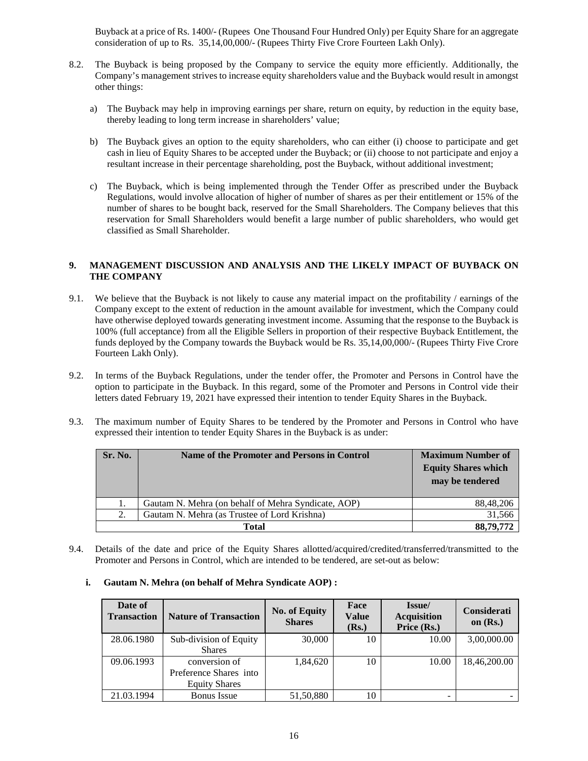Buyback at a price of Rs. 1400/- (Rupees One Thousand Four Hundred Only) per Equity Share for an aggregate consideration of up to Rs. 35,14,00,000/- (Rupees Thirty Five Crore Fourteen Lakh Only).

8.2. The Buyback is being proposed by the Company to service the equity more efficiently. Additionally, the Company's management strives to increase equity shareholders value and the Buyback would result in amongst other things:

a) The Buyback may help in improving earnings per share, return on equity, by reduction in the equity base, thereby leading to long term increase in shareholders' value;

b) The Buyback gives an option to the equity shareholders, who can either (i) choose to participate and get cash in lieu of Equity Shares to be accepted under the Buyback; or (ii) choose to not participate and enjoy a resultant increase in their percentage shareholding, post the Buyback, without additional investment;

c) The Buyback, which is being implemented through the Tender Offer as prescribed under the Buyback Regulations, would involve allocation of higher of number of shares as per their entitlement or 15% of the number of shares to be bought back, reserved for the Small Shareholders. The Company believes that this reservation for Small Shareholders would benefit a large number of public shareholders, who would get classified as Small Shareholder.

## 9. MANAGEMENT DISCUSSION AND ANALYSIS AND THE LIKELY IMPACT OF BUYBACK ON THE COMPANY

9.1. We believe that the Buyback is not likely to cause any material impact on the profitability / earnings of the Company except to the extent of reduction in the amount available for investment, which the Company could have otherwise deployed towards generating investment income. Assuming that the response to the Buyback is 100% (full acceptance) from all the Eligible Sellers in proportion of their respective Buyback Entitlement, the funds deployed by the Company towards the Buyback would be Rs. 35,14,00,000/- (Rupees Thirty Five Crore Fourteen Lakh Only).

9.2. In terms of the Buyback Regulations, under the tender offer, the Promoter and Persons in Control have the option to participate in the Buyback. In this regard, some of the Promoter and Persons in Control vide their letters dated February 19, 2021 have expressed their intention to tender Equity Shares in the Buyback.

9.3. The maximum number of Equity Shares to be tendered by the Promoter and Persons in Control who have expressed their intention to tender Equity Shares in the Buyback is as under:

| Sr. No. | Name of the Promoter and Persons in Control | Maximum Number of Equity Shares which may be tendered |
|---|---|---|
| 1. | Gautam N. Mehra (on behalf of Mehra Syndicate, AOP) | 88,48,206 |
| 2. | Gautam N. Mehra (as Trustee of Lord Krishna) | 31,566 |
| **Total** | | **88,79,772** |

9.4. Details of the date and price of the Equity Shares allotted/acquired/credited/transferred/transmitted to the Promoter and Persons in Control, which are intended to be tendered, are set-out as below:

**i. Gautam N. Mehra (on behalf of Mehra Syndicate AOP) :**

| Date of Transaction | Nature of Transaction | No. of Equity Shares | Face Value (Rs.) | Issue/ Acquisition Price (Rs.) | Consideration (Rs.) |
|---|---|---|---|---|---|
| 28.06.1980 | Sub-division of Equity Shares | 30,000 | 10 | 10.00 | 3,00,000.00 |
| 09.06.1993 | conversion of Preference Shares into Equity Shares | 1,84,620 | 10 | 10.00 | 18,46,200.00 |
| 21.03.1994 | Bonus Issue | 51,50,880 | 10 | - | - |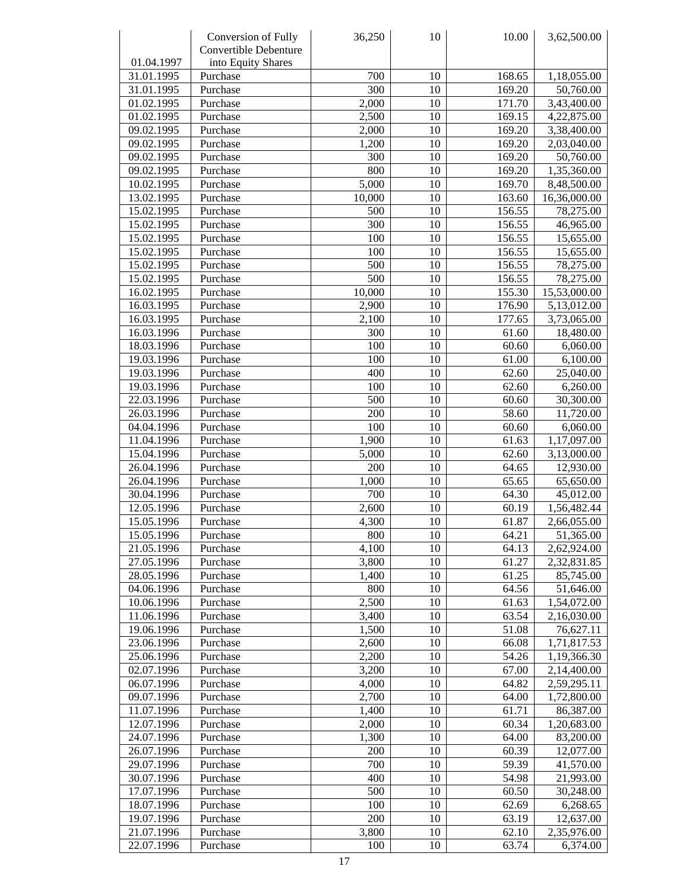| 01.04.1997 | Conversion of Fully Convertible Debenture into Equity Shares | 36,250 | 10 | 10.00 | 3,62,500.00 |
|---|---|---|---|---|---|
| 31.01.1995 | Purchase | 700 | 10 | 168.65 | 1,18,055.00 |
| 31.01.1995 | Purchase | 300 | 10 | 169.20 | 50,760.00 |
| 01.02.1995 | Purchase | 2,000 | 10 | 171.70 | 3,43,400.00 |
| 01.02.1995 | Purchase | 2,500 | 10 | 169.15 | 4,22,875.00 |
| 09.02.1995 | Purchase | 2,000 | 10 | 169.20 | 3,38,400.00 |
| 09.02.1995 | Purchase | 1,200 | 10 | 169.20 | 2,03,040.00 |
| 09.02.1995 | Purchase | 300 | 10 | 169.20 | 50,760.00 |
| 09.02.1995 | Purchase | 800 | 10 | 169.20 | 1,35,360.00 |
| 10.02.1995 | Purchase | 5,000 | 10 | 169.70 | 8,48,500.00 |
| 13.02.1995 | Purchase | 10,000 | 10 | 163.60 | 16,36,000.00 |
| 15.02.1995 | Purchase | 500 | 10 | 156.55 | 78,275.00 |
| 15.02.1995 | Purchase | 300 | 10 | 156.55 | 46,965.00 |
| 15.02.1995 | Purchase | 100 | 10 | 156.55 | 15,655.00 |
| 15.02.1995 | Purchase | 100 | 10 | 156.55 | 15,655.00 |
| 15.02.1995 | Purchase | 500 | 10 | 156.55 | 78,275.00 |
| 15.02.1995 | Purchase | 500 | 10 | 156.55 | 78,275.00 |
| 16.02.1995 | Purchase | 10,000 | 10 | 155.30 | 15,53,000.00 |
| 16.03.1995 | Purchase | 2,900 | 10 | 176.90 | 5,13,012.00 |
| 16.03.1995 | Purchase | 2,100 | 10 | 177.65 | 3,73,065.00 |
| 16.03.1996 | Purchase | 300 | 10 | 61.60 | 18,480.00 |
| 18.03.1996 | Purchase | 100 | 10 | 60.60 | 6,060.00 |
| 19.03.1996 | Purchase | 100 | 10 | 61.00 | 6,100.00 |
| 19.03.1996 | Purchase | 400 | 10 | 62.60 | 25,040.00 |
| 19.03.1996 | Purchase | 100 | 10 | 62.60 | 6,260.00 |
| 22.03.1996 | Purchase | 500 | 10 | 60.60 | 30,300.00 |
| 26.03.1996 | Purchase | 200 | 10 | 58.60 | 11,720.00 |
| 04.04.1996 | Purchase | 100 | 10 | 60.60 | 6,060.00 |
| 11.04.1996 | Purchase | 1,900 | 10 | 61.63 | 1,17,097.00 |
| 15.04.1996 | Purchase | 5,000 | 10 | 62.60 | 3,13,000.00 |
| 26.04.1996 | Purchase | 200 | 10 | 64.65 | 12,930.00 |
| 26.04.1996 | Purchase | 1,000 | 10 | 65.65 | 65,650.00 |
| 30.04.1996 | Purchase | 700 | 10 | 64.30 | 45,012.00 |
| 12.05.1996 | Purchase | 2,600 | 10 | 60.19 | 1,56,482.44 |
| 15.05.1996 | Purchase | 4,300 | 10 | 61.87 | 2,66,055.00 |
| 15.05.1996 | Purchase | 800 | 10 | 64.21 | 51,365.00 |
| 21.05.1996 | Purchase | 4,100 | 10 | 64.13 | 2,62,924.00 |
| 27.05.1996 | Purchase | 3,800 | 10 | 61.27 | 2,32,831.85 |
| 28.05.1996 | Purchase | 1,400 | 10 | 61.25 | 85,745.00 |
| 04.06.1996 | Purchase | 800 | 10 | 64.56 | 51,646.00 |
| 10.06.1996 | Purchase | 2,500 | 10 | 61.63 | 1,54,072.00 |
| 11.06.1996 | Purchase | 3,400 | 10 | 63.54 | 2,16,030.00 |
| 19.06.1996 | Purchase | 1,500 | 10 | 51.08 | 76,627.11 |
| 23.06.1996 | Purchase | 2,600 | 10 | 66.08 | 1,71,817.53 |
| 25.06.1996 | Purchase | 2,200 | 10 | 54.26 | 1,19,366.30 |
| 02.07.1996 | Purchase | 3,200 | 10 | 67.00 | 2,14,400.00 |
| 06.07.1996 | Purchase | 4,000 | 10 | 64.82 | 2,59,295.11 |
| 09.07.1996 | Purchase | 2,700 | 10 | 64.00 | 1,72,800.00 |
| 11.07.1996 | Purchase | 1,400 | 10 | 61.71 | 86,387.00 |
| 12.07.1996 | Purchase | 2,000 | 10 | 60.34 | 1,20,683.00 |
| 24.07.1996 | Purchase | 1,300 | 10 | 64.00 | 83,200.00 |
| 26.07.1996 | Purchase | 200 | 10 | 60.39 | 12,077.00 |
| 29.07.1996 | Purchase | 700 | 10 | 59.39 | 41,570.00 |
| 30.07.1996 | Purchase | 400 | 10 | 54.98 | 21,993.00 |
| 17.07.1996 | Purchase | 500 | 10 | 60.50 | 30,248.00 |
| 18.07.1996 | Purchase | 100 | 10 | 62.69 | 6,268.65 |
| 19.07.1996 | Purchase | 200 | 10 | 63.19 | 12,637.00 |
| 21.07.1996 | Purchase | 3,800 | 10 | 62.10 | 2,35,976.00 |
| 22.07.1996 | Purchase | 100 | 10 | 63.74 | 6,374.00 |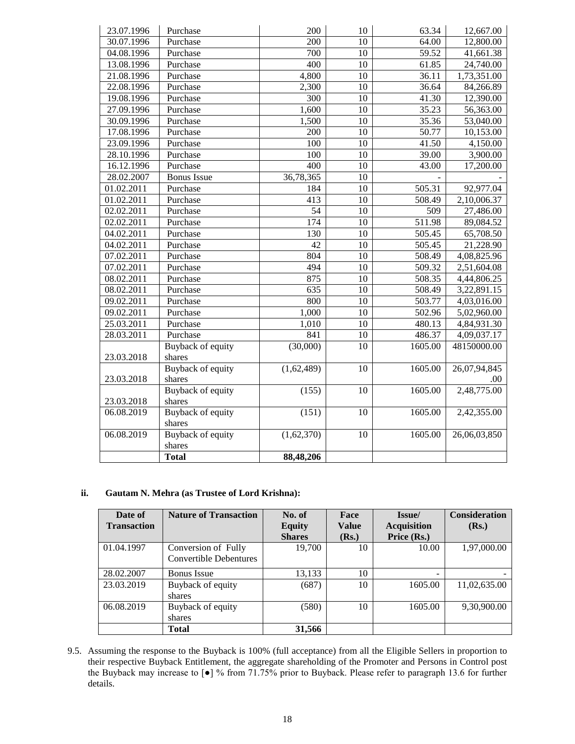| | | | | | |
|---|---|---|---|---|---|
| 23.07.1996 | Purchase | 200 | 10 | 63.34 | 12,667.00 |
| 30.07.1996 | Purchase | 200 | 10 | 64.00 | 12,800.00 |
| 04.08.1996 | Purchase | 700 | 10 | 59.52 | 41,661.38 |
| 13.08.1996 | Purchase | 400 | 10 | 61.85 | 24,740.00 |
| 21.08.1996 | Purchase | 4,800 | 10 | 36.11 | 1,73,351.00 |
| 22.08.1996 | Purchase | 2,300 | 10 | 36.64 | 84,266.89 |
| 19.08.1996 | Purchase | 300 | 10 | 41.30 | 12,390.00 |
| 27.09.1996 | Purchase | 1,600 | 10 | 35.23 | 56,363.00 |
| 30.09.1996 | Purchase | 1,500 | 10 | 35.36 | 53,040.00 |
| 17.08.1996 | Purchase | 200 | 10 | 50.77 | 10,153.00 |
| 23.09.1996 | Purchase | 100 | 10 | 41.50 | 4,150.00 |
| 28.10.1996 | Purchase | 100 | 10 | 39.00 | 3,900.00 |
| 16.12.1996 | Purchase | 400 | 10 | 43.00 | 17,200.00 |
| 28.02.2007 | Bonus Issue | 36,78,365 | 10 | - | - |
| 01.02.2011 | Purchase | 184 | 10 | 505.31 | 92,977.04 |
| 01.02.2011 | Purchase | 413 | 10 | 508.49 | 2,10,006.37 |
| 02.02.2011 | Purchase | 54 | 10 | 509 | 27,486.00 |
| 02.02.2011 | Purchase | 174 | 10 | 511.98 | 89,084.52 |
| 04.02.2011 | Purchase | 130 | 10 | 505.45 | 65,708.50 |
| 04.02.2011 | Purchase | 42 | 10 | 505.45 | 21,228.90 |
| 07.02.2011 | Purchase | 804 | 10 | 508.49 | 4,08,825.96 |
| 07.02.2011 | Purchase | 494 | 10 | 509.32 | 2,51,604.08 |
| 08.02.2011 | Purchase | 875 | 10 | 508.35 | 4,44,806.25 |
| 08.02.2011 | Purchase | 635 | 10 | 508.49 | 3,22,891.15 |
| 09.02.2011 | Purchase | 800 | 10 | 503.77 | 4,03,016.00 |
| 09.02.2011 | Purchase | 1,000 | 10 | 502.96 | 5,02,960.00 |
| 25.03.2011 | Purchase | 1,010 | 10 | 480.13 | 4,84,931.30 |
| 28.03.2011 | Purchase | 841 | 10 | 486.37 | 4,09,037.17 |
| 23.03.2018 | Buyback of equity shares | (30,000) | 10 | 1605.00 | 48150000.00 |
| 23.03.2018 | Buyback of equity shares | (1,62,489) | 10 | 1605.00 | 26,07,94,845.00 |
| 23.03.2018 | Buyback of equity shares | (155) | 10 | 1605.00 | 2,48,775.00 |
| 06.08.2019 | Buyback of equity shares | (151) | 10 | 1605.00 | 2,42,355.00 |
| 06.08.2019 | Buyback of equity shares | (1,62,370) | 10 | 1605.00 | 26,06,03,850 |
| | **Total** | **88,48,206** | | | |

**ii. Gautam N. Mehra (as Trustee of Lord Krishna):**

| Date of Transaction | Nature of Transaction | No. of Equity Shares | Face Value (Rs.) | Issue/ Acquisition Price (Rs.) | Consideration (Rs.) |
|---|---|---|---|---|---|
| 01.04.1997 | Conversion of Fully Convertible Debentures | 19,700 | 10 | 10.00 | 1,97,000.00 |
| 28.02.2007 | Bonus Issue | 13,133 | 10 | - | - |
| 23.03.2019 | Buyback of equity shares | (687) | 10 | 1605.00 | 11,02,635.00 |
| 06.08.2019 | Buyback of equity shares | (580) | 10 | 1605.00 | 9,30,900.00 |
| | **Total** | **31,566** | | | |

9.5. Assuming the response to the Buyback is 100% (full acceptance) from all the Eligible Sellers in proportion to their respective Buyback Entitlement, the aggregate shareholding of the Promoter and Persons in Control post the Buyback may increase to [●] % from 71.75% prior to Buyback. Please refer to paragraph 13.6 for further details.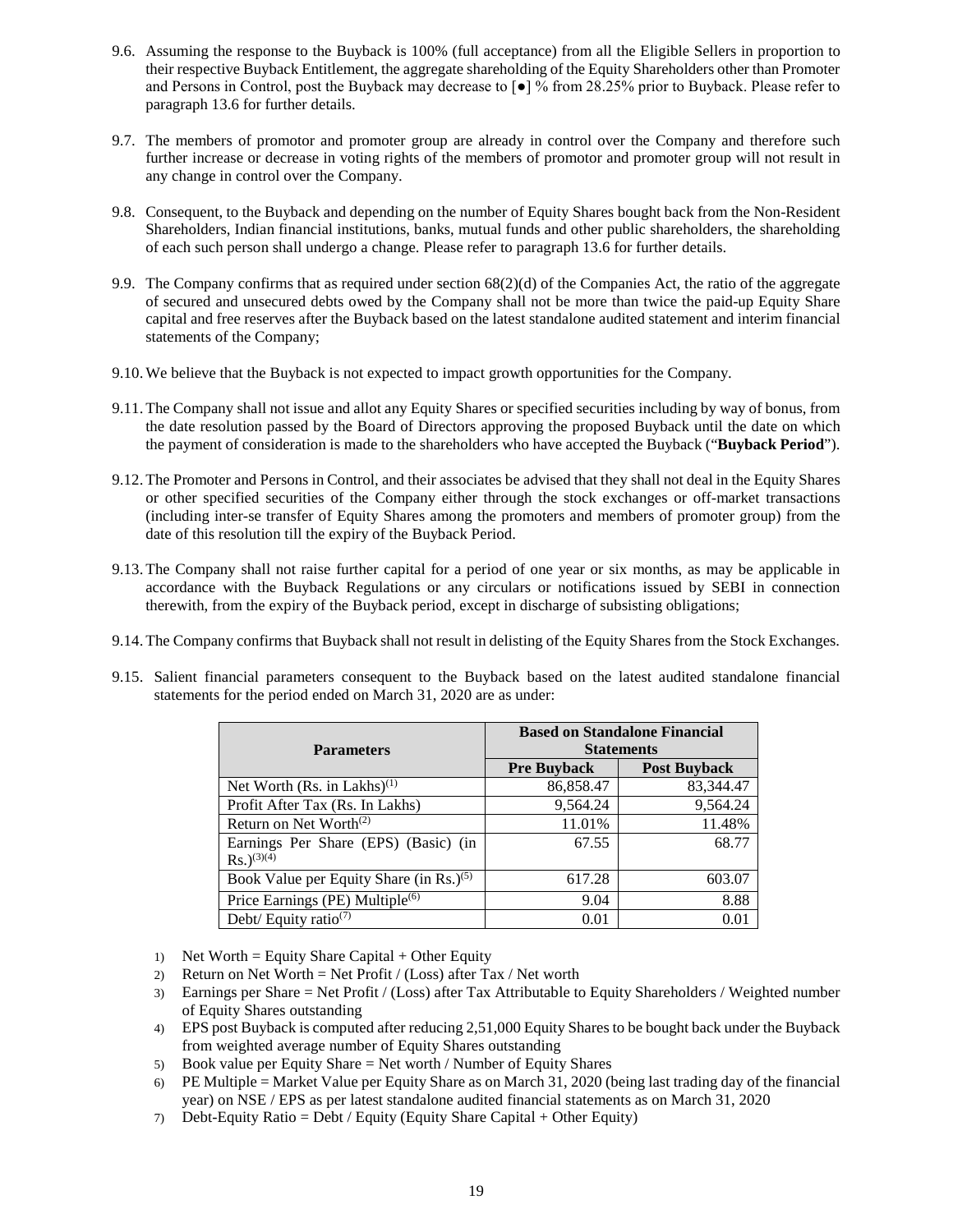9.6. Assuming the response to the Buyback is 100% (full acceptance) from all the Eligible Sellers in proportion to their respective Buyback Entitlement, the aggregate shareholding of the Equity Shareholders other than Promoter and Persons in Control, post the Buyback may decrease to [●] % from 28.25% prior to Buyback. Please refer to paragraph 13.6 for further details.

9.7. The members of promotor and promoter group are already in control over the Company and therefore such further increase or decrease in voting rights of the members of promotor and promoter group will not result in any change in control over the Company.

9.8. Consequent, to the Buyback and depending on the number of Equity Shares bought back from the Non-Resident Shareholders, Indian financial institutions, banks, mutual funds and other public shareholders, the shareholding of each such person shall undergo a change. Please refer to paragraph 13.6 for further details.

9.9. The Company confirms that as required under section 68(2)(d) of the Companies Act, the ratio of the aggregate of secured and unsecured debts owed by the Company shall not be more than twice the paid-up Equity Share capital and free reserves after the Buyback based on the latest standalone audited statement and interim financial statements of the Company;

9.10. We believe that the Buyback is not expected to impact growth opportunities for the Company.

9.11. The Company shall not issue and allot any Equity Shares or specified securities including by way of bonus, from the date resolution passed by the Board of Directors approving the proposed Buyback until the date on which the payment of consideration is made to the shareholders who have accepted the Buyback ("**Buyback Period**").

9.12. The Promoter and Persons in Control, and their associates be advised that they shall not deal in the Equity Shares or other specified securities of the Company either through the stock exchanges or off-market transactions (including inter-se transfer of Equity Shares among the promoters and members of promoter group) from the date of this resolution till the expiry of the Buyback Period.

9.13. The Company shall not raise further capital for a period of one year or six months, as may be applicable in accordance with the Buyback Regulations or any circulars or notifications issued by SEBI in connection therewith, from the expiry of the Buyback period, except in discharge of subsisting obligations;

9.14. The Company confirms that Buyback shall not result in delisting of the Equity Shares from the Stock Exchanges.

9.15. Salient financial parameters consequent to the Buyback based on the latest audited standalone financial statements for the period ended on March 31, 2020 are as under:

| Parameters | Based on Standalone Financial Statements | |
|---|---|---|
| | Pre Buyback | Post Buyback |
| Net Worth (Rs. in Lakhs)(1) | 86,858.47 | 83,344.47 |
| Profit After Tax (Rs. In Lakhs) | 9,564.24 | 9,564.24 |
| Return on Net Worth(2) | 11.01% | 11.48% |
| Earnings Per Share (EPS) (Basic) (in Rs.)(3)(4) | 67.55 | 68.77 |
| Book Value per Equity Share (in Rs.)(5) | 617.28 | 603.07 |
| Price Earnings (PE) Multiple(6) | 9.04 | 8.88 |
| Debt/ Equity ratio(7) | 0.01 | 0.01 |

1) Net Worth = Equity Share Capital + Other Equity
2) Return on Net Worth = Net Profit / (Loss) after Tax / Net worth
3) Earnings per Share = Net Profit / (Loss) after Tax Attributable to Equity Shareholders / Weighted number of Equity Shares outstanding
4) EPS post Buyback is computed after reducing 2,51,000 Equity Shares to be bought back under the Buyback from weighted average number of Equity Shares outstanding
5) Book value per Equity Share = Net worth / Number of Equity Shares
6) PE Multiple = Market Value per Equity Share as on March 31, 2020 (being last trading day of the financial year) on NSE / EPS as per latest standalone audited financial statements as on March 31, 2020
7) Debt-Equity Ratio = Debt / Equity (Equity Share Capital + Other Equity)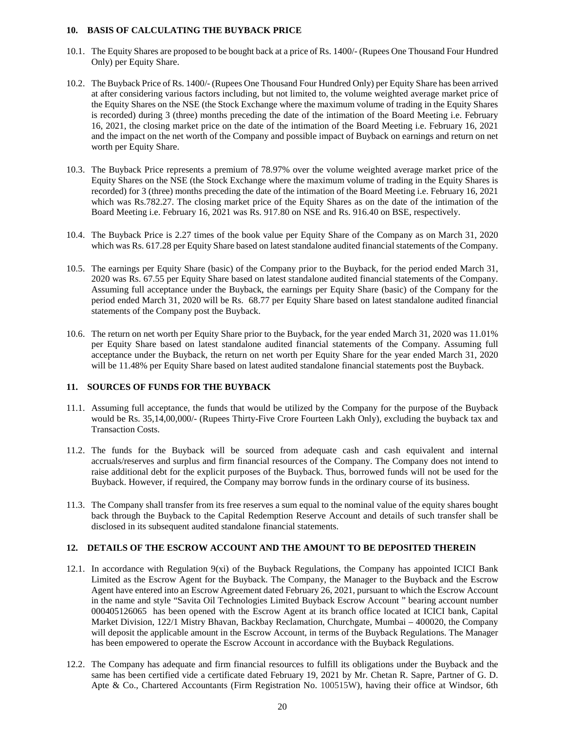## 10. BASIS OF CALCULATING THE BUYBACK PRICE

10.1. The Equity Shares are proposed to be bought back at a price of Rs. 1400/- (Rupees One Thousand Four Hundred Only) per Equity Share.

10.2. The Buyback Price of Rs. 1400/- (Rupees One Thousand Four Hundred Only) per Equity Share has been arrived at after considering various factors including, but not limited to, the volume weighted average market price of the Equity Shares on the NSE (the Stock Exchange where the maximum volume of trading in the Equity Shares is recorded) during 3 (three) months preceding the date of the intimation of the Board Meeting i.e. February 16, 2021, the closing market price on the date of the intimation of the Board Meeting i.e. February 16, 2021 and the impact on the net worth of the Company and possible impact of Buyback on earnings and return on net worth per Equity Share.

10.3. The Buyback Price represents a premium of 78.97% over the volume weighted average market price of the Equity Shares on the NSE (the Stock Exchange where the maximum volume of trading in the Equity Shares is recorded) for 3 (three) months preceding the date of the intimation of the Board Meeting i.e. February 16, 2021 which was Rs.782.27. The closing market price of the Equity Shares as on the date of the intimation of the Board Meeting i.e. February 16, 2021 was Rs. 917.80 on NSE and Rs. 916.40 on BSE, respectively.

10.4. The Buyback Price is 2.27 times of the book value per Equity Share of the Company as on March 31, 2020 which was Rs. 617.28 per Equity Share based on latest standalone audited financial statements of the Company.

10.5. The earnings per Equity Share (basic) of the Company prior to the Buyback, for the period ended March 31, 2020 was Rs. 67.55 per Equity Share based on latest standalone audited financial statements of the Company. Assuming full acceptance under the Buyback, the earnings per Equity Share (basic) of the Company for the period ended March 31, 2020 will be Rs. 68.77 per Equity Share based on latest standalone audited financial statements of the Company post the Buyback.

10.6. The return on net worth per Equity Share prior to the Buyback, for the year ended March 31, 2020 was 11.01% per Equity Share based on latest standalone audited financial statements of the Company. Assuming full acceptance under the Buyback, the return on net worth per Equity Share for the year ended March 31, 2020 will be 11.48% per Equity Share based on latest audited standalone financial statements post the Buyback.

## 11. SOURCES OF FUNDS FOR THE BUYBACK

11.1. Assuming full acceptance, the funds that would be utilized by the Company for the purpose of the Buyback would be Rs. 35,14,00,000/- (Rupees Thirty-Five Crore Fourteen Lakh Only), excluding the buyback tax and Transaction Costs.

11.2. The funds for the Buyback will be sourced from adequate cash and cash equivalent and internal accruals/reserves and surplus and firm financial resources of the Company. The Company does not intend to raise additional debt for the explicit purposes of the Buyback. Thus, borrowed funds will not be used for the Buyback. However, if required, the Company may borrow funds in the ordinary course of its business.

11.3. The Company shall transfer from its free reserves a sum equal to the nominal value of the equity shares bought back through the Buyback to the Capital Redemption Reserve Account and details of such transfer shall be disclosed in its subsequent audited standalone financial statements.

## 12. DETAILS OF THE ESCROW ACCOUNT AND THE AMOUNT TO BE DEPOSITED THEREIN

12.1. In accordance with Regulation 9(xi) of the Buyback Regulations, the Company has appointed ICICI Bank Limited as the Escrow Agent for the Buyback. The Company, the Manager to the Buyback and the Escrow Agent have entered into an Escrow Agreement dated February 26, 2021, pursuant to which the Escrow Account in the name and style "Savita Oil Technologies Limited Buyback Escrow Account " bearing account number 000405126065 has been opened with the Escrow Agent at its branch office located at ICICI bank, Capital Market Division, 122/1 Mistry Bhavan, Backbay Reclamation, Churchgate, Mumbai – 400020, the Company will deposit the applicable amount in the Escrow Account, in terms of the Buyback Regulations. The Manager has been empowered to operate the Escrow Account in accordance with the Buyback Regulations.

12.2. The Company has adequate and firm financial resources to fulfill its obligations under the Buyback and the same has been certified vide a certificate dated February 19, 2021 by Mr. Chetan R. Sapre, Partner of G. D. Apte & Co., Chartered Accountants (Firm Registration No. 100515W), having their office at Windsor, 6th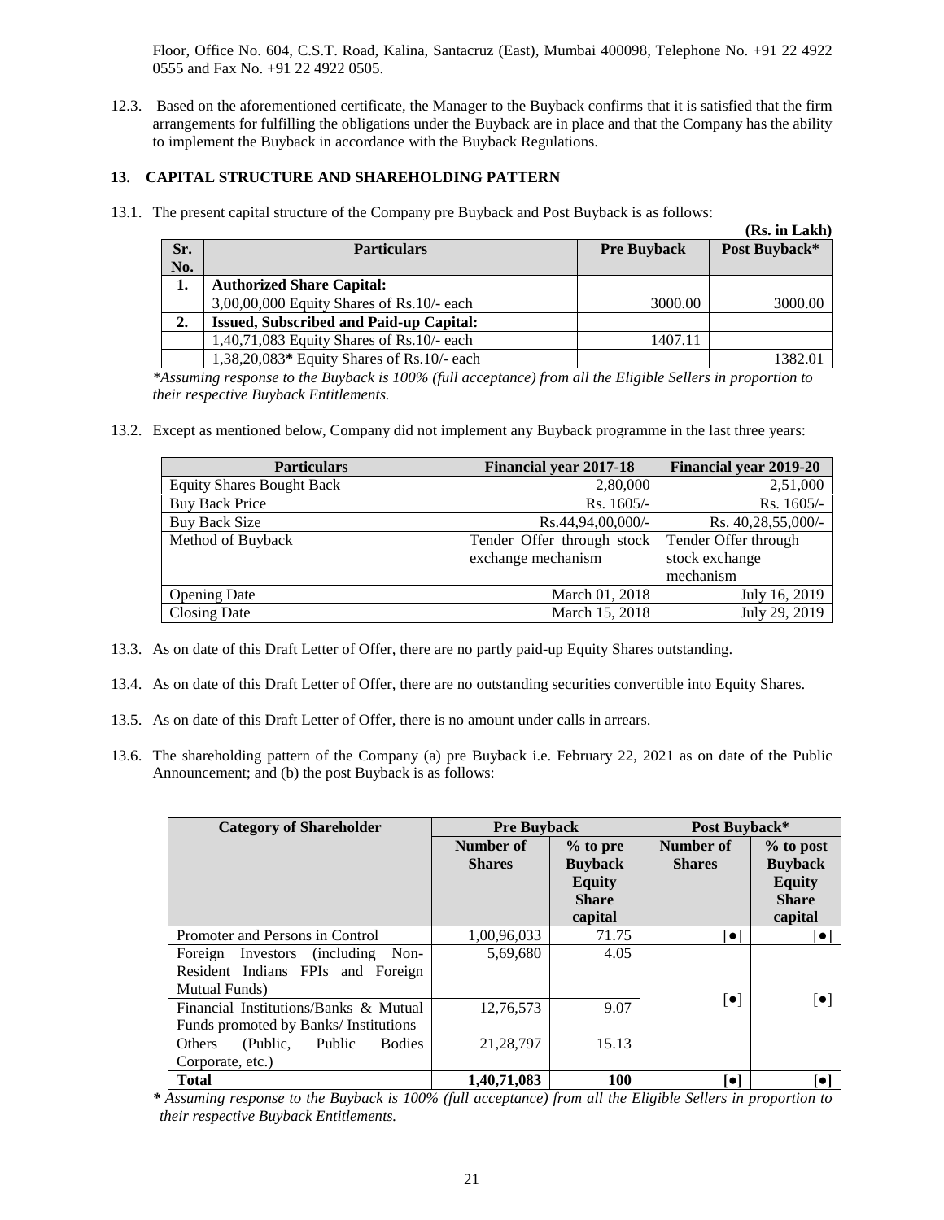Floor, Office No. 604, C.S.T. Road, Kalina, Santacruz (East), Mumbai 400098, Telephone No. +91 22 4922 0555 and Fax No. +91 22 4922 0505.

12.3. Based on the aforementioned certificate, the Manager to the Buyback confirms that it is satisfied that the firm arrangements for fulfilling the obligations under the Buyback are in place and that the Company has the ability to implement the Buyback in accordance with the Buyback Regulations.

## 13. CAPITAL STRUCTURE AND SHAREHOLDING PATTERN

13.1. The present capital structure of the Company pre Buyback and Post Buyback is as follows:

**(Rs. in Lakh)**

| Sr. No. | Particulars | Pre Buyback | Post Buyback* |
|---|---|---|---|
| **1.** | **Authorized Share Capital:** | | |
| | 3,00,00,000 Equity Shares of Rs.10/- each | 3000.00 | 3000.00 |
| **2.** | **Issued, Subscribed and Paid-up Capital:** | | |
| | 1,40,71,083 Equity Shares of Rs.10/- each | 1407.11 | |
| | 1,38,20,083* Equity Shares of Rs.10/- each | | 1382.01 |

*\*Assuming response to the Buyback is 100% (full acceptance) from all the Eligible Sellers in proportion to their respective Buyback Entitlements.*

13.2. Except as mentioned below, Company did not implement any Buyback programme in the last three years:

| Particulars | Financial year 2017-18 | Financial year 2019-20 |
|---|---|---|
| Equity Shares Bought Back | 2,80,000 | 2,51,000 |
| Buy Back Price | Rs. 1605/- | Rs. 1605/- |
| Buy Back Size | Rs.44,94,00,000/- | Rs. 40,28,55,000/- |
| Method of Buyback | Tender Offer through stock exchange mechanism | Tender Offer through stock exchange mechanism |
| Opening Date | March 01, 2018 | July 16, 2019 |
| Closing Date | March 15, 2018 | July 29, 2019 |

13.3. As on date of this Draft Letter of Offer, there are no partly paid-up Equity Shares outstanding.

13.4. As on date of this Draft Letter of Offer, there are no outstanding securities convertible into Equity Shares.

13.5. As on date of this Draft Letter of Offer, there is no amount under calls in arrears.

13.6. The shareholding pattern of the Company (a) pre Buyback i.e. February 22, 2021 as on date of the Public Announcement; and (b) the post Buyback is as follows:

| Category of Shareholder | Pre Buyback | | Post Buyback* | |
|---|---|---|---|---|
| | **Number of Shares** | **% to pre Buyback Equity Share capital** | **Number of Shares** | **% to post Buyback Equity Share capital** |
| Promoter and Persons in Control | 1,00,96,033 | 71.75 | [●] | [●] |
| Foreign Investors (including Non-Resident Indians FPIs and Foreign Mutual Funds) | 5,69,680 | 4.05 | [●] | [●] |
| Financial Institutions/Banks & Mutual Funds promoted by Banks/ Institutions | 12,76,573 | 9.07 | | |
| Others (Public, Public Bodies Corporate, etc.) | 21,28,797 | 15.13 | | |
| **Total** | **1,40,71,083** | **100** | **[●]** | **[●]** |

*\* Assuming response to the Buyback is 100% (full acceptance) from all the Eligible Sellers in proportion to their respective Buyback Entitlements.*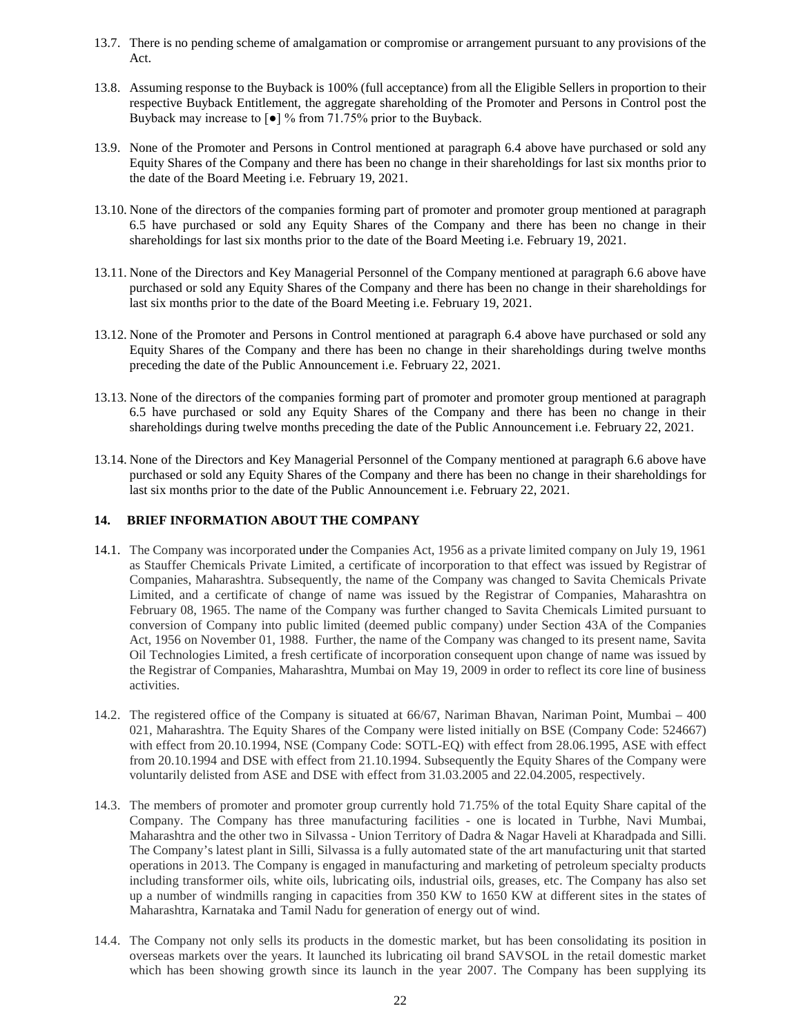13.7. There is no pending scheme of amalgamation or compromise or arrangement pursuant to any provisions of the Act.

13.8. Assuming response to the Buyback is 100% (full acceptance) from all the Eligible Sellers in proportion to their respective Buyback Entitlement, the aggregate shareholding of the Promoter and Persons in Control post the Buyback may increase to [●] % from 71.75% prior to the Buyback.

13.9. None of the Promoter and Persons in Control mentioned at paragraph 6.4 above have purchased or sold any Equity Shares of the Company and there has been no change in their shareholdings for last six months prior to the date of the Board Meeting i.e. February 19, 2021.

13.10. None of the directors of the companies forming part of promoter and promoter group mentioned at paragraph 6.5 have purchased or sold any Equity Shares of the Company and there has been no change in their shareholdings for last six months prior to the date of the Board Meeting i.e. February 19, 2021.

13.11. None of the Directors and Key Managerial Personnel of the Company mentioned at paragraph 6.6 above have purchased or sold any Equity Shares of the Company and there has been no change in their shareholdings for last six months prior to the date of the Board Meeting i.e. February 19, 2021.

13.12. None of the Promoter and Persons in Control mentioned at paragraph 6.4 above have purchased or sold any Equity Shares of the Company and there has been no change in their shareholdings during twelve months preceding the date of the Public Announcement i.e. February 22, 2021.

13.13. None of the directors of the companies forming part of promoter and promoter group mentioned at paragraph 6.5 have purchased or sold any Equity Shares of the Company and there has been no change in their shareholdings during twelve months preceding the date of the Public Announcement i.e. February 22, 2021.

13.14. None of the Directors and Key Managerial Personnel of the Company mentioned at paragraph 6.6 above have purchased or sold any Equity Shares of the Company and there has been no change in their shareholdings for last six months prior to the date of the Public Announcement i.e. February 22, 2021.

## 14. BRIEF INFORMATION ABOUT THE COMPANY

14.1. The Company was incorporated under the Companies Act, 1956 as a private limited company on July 19, 1961 as Stauffer Chemicals Private Limited, a certificate of incorporation to that effect was issued by Registrar of Companies, Maharashtra. Subsequently, the name of the Company was changed to Savita Chemicals Private Limited, and a certificate of change of name was issued by the Registrar of Companies, Maharashtra on February 08, 1965. The name of the Company was further changed to Savita Chemicals Limited pursuant to conversion of Company into public limited (deemed public company) under Section 43A of the Companies Act, 1956 on November 01, 1988. Further, the name of the Company was changed to its present name, Savita Oil Technologies Limited, a fresh certificate of incorporation consequent upon change of name was issued by the Registrar of Companies, Maharashtra, Mumbai on May 19, 2009 in order to reflect its core line of business activities.

14.2. The registered office of the Company is situated at 66/67, Nariman Bhavan, Nariman Point, Mumbai – 400 021, Maharashtra. The Equity Shares of the Company were listed initially on BSE (Company Code: 524667) with effect from 20.10.1994, NSE (Company Code: SOTL-EQ) with effect from 28.06.1995, ASE with effect from 20.10.1994 and DSE with effect from 21.10.1994. Subsequently the Equity Shares of the Company were voluntarily delisted from ASE and DSE with effect from 31.03.2005 and 22.04.2005, respectively.

14.3. The members of promoter and promoter group currently hold 71.75% of the total Equity Share capital of the Company. The Company has three manufacturing facilities - one is located in Turbhe, Navi Mumbai, Maharashtra and the other two in Silvassa - Union Territory of Dadra & Nagar Haveli at Kharadpada and Silli. The Company's latest plant in Silli, Silvassa is a fully automated state of the art manufacturing unit that started operations in 2013. The Company is engaged in manufacturing and marketing of petroleum specialty products including transformer oils, white oils, lubricating oils, industrial oils, greases, etc. The Company has also set up a number of windmills ranging in capacities from 350 KW to 1650 KW at different sites in the states of Maharashtra, Karnataka and Tamil Nadu for generation of energy out of wind.

14.4. The Company not only sells its products in the domestic market, but has been consolidating its position in overseas markets over the years. It launched its lubricating oil brand SAVSOL in the retail domestic market which has been showing growth since its launch in the year 2007. The Company has been supplying its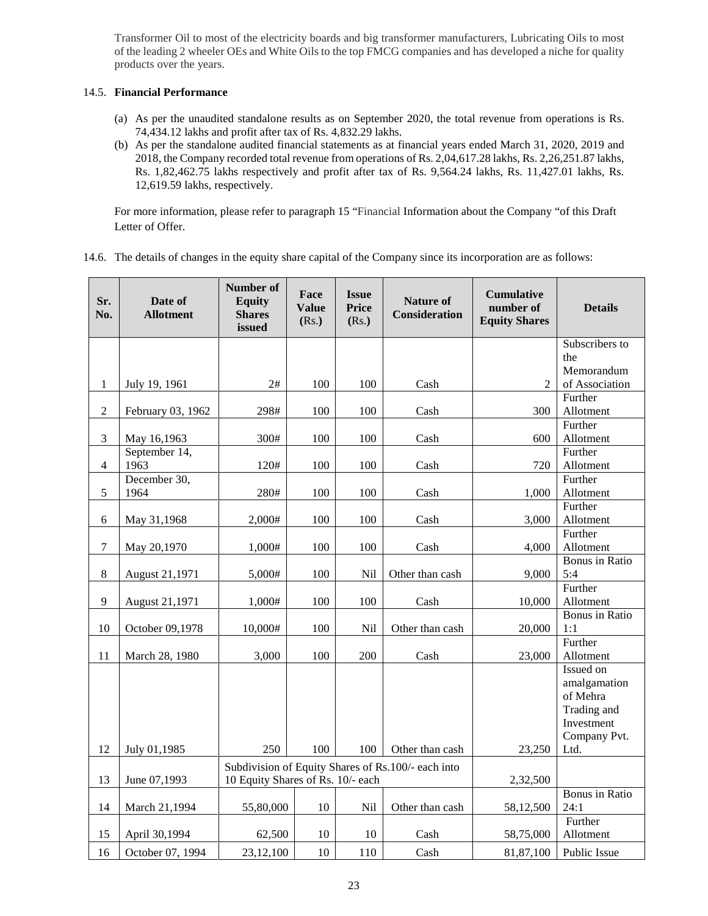Transformer Oil to most of the electricity boards and big transformer manufacturers, Lubricating Oils to most of the leading 2 wheeler OEs and White Oils to the top FMCG companies and has developed a niche for quality products over the years.

14.5. **Financial Performance**

(a) As per the unaudited standalone results as on September 2020, the total revenue from operations is Rs. 74,434.12 lakhs and profit after tax of Rs. 4,832.29 lakhs.

(b) As per the standalone audited financial statements as at financial years ended March 31, 2020, 2019 and 2018, the Company recorded total revenue from operations of Rs. 2,04,617.28 lakhs, Rs. 2,26,251.87 lakhs, Rs. 1,82,462.75 lakhs respectively and profit after tax of Rs. 9,564.24 lakhs, Rs. 11,427.01 lakhs, Rs. 12,619.59 lakhs, respectively.

For more information, please refer to paragraph 15 "Financial Information about the Company "of this Draft Letter of Offer.

14.6. The details of changes in the equity share capital of the Company since its incorporation are as follows:

| Sr. No. | Date of Allotment | Number of Equity Shares issued | Face Value (Rs.) | Issue Price (Rs.) | Nature of Consideration | Cumulative number of Equity Shares | Details |
|---|---|---|---|---|---|---|---|
| 1 | July 19, 1961 | 2# | 100 | 100 | Cash | 2 | Subscribers to the Memorandum of Association |
| 2 | February 03, 1962 | 298# | 100 | 100 | Cash | 300 | Further Allotment |
| 3 | May 16,1963 | 300# | 100 | 100 | Cash | 600 | Further Allotment |
| 4 | September 14, 1963 | 120# | 100 | 100 | Cash | 720 | Further Allotment |
| 5 | December 30, 1964 | 280# | 100 | 100 | Cash | 1,000 | Further Allotment |
| 6 | May 31,1968 | 2,000# | 100 | 100 | Cash | 3,000 | Further Allotment |
| 7 | May 20,1970 | 1,000# | 100 | 100 | Cash | 4,000 | Further Allotment |
| 8 | August 21,1971 | 5,000# | 100 | Nil | Other than cash | 9,000 | Bonus in Ratio 5:4 |
| 9 | August 21,1971 | 1,000# | 100 | 100 | Cash | 10,000 | Further Allotment |
| 10 | October 09,1978 | 10,000# | 100 | Nil | Other than cash | 20,000 | Bonus in Ratio 1:1 |
| 11 | March 28, 1980 | 3,000 | 100 | 200 | Cash | 23,000 | Further Allotment |
| 12 | July 01,1985 | 250 | 100 | 100 | Other than cash | 23,250 | Issued on amalgamation of Mehra Trading and Investment Company Pvt. Ltd. |
| 13 | June 07,1993 | Subdivision of Equity Shares of Rs.100/- each into 10 Equity Shares of Rs. 10/- each | | | | 2,32,500 | |
| 14 | March 21,1994 | 55,80,000 | 10 | Nil | Other than cash | 58,12,500 | Bonus in Ratio 24:1 |
| 15 | April 30,1994 | 62,500 | 10 | 10 | Cash | 58,75,000 | Further Allotment |
| 16 | October 07, 1994 | 23,12,100 | 10 | 110 | Cash | 81,87,100 | Public Issue |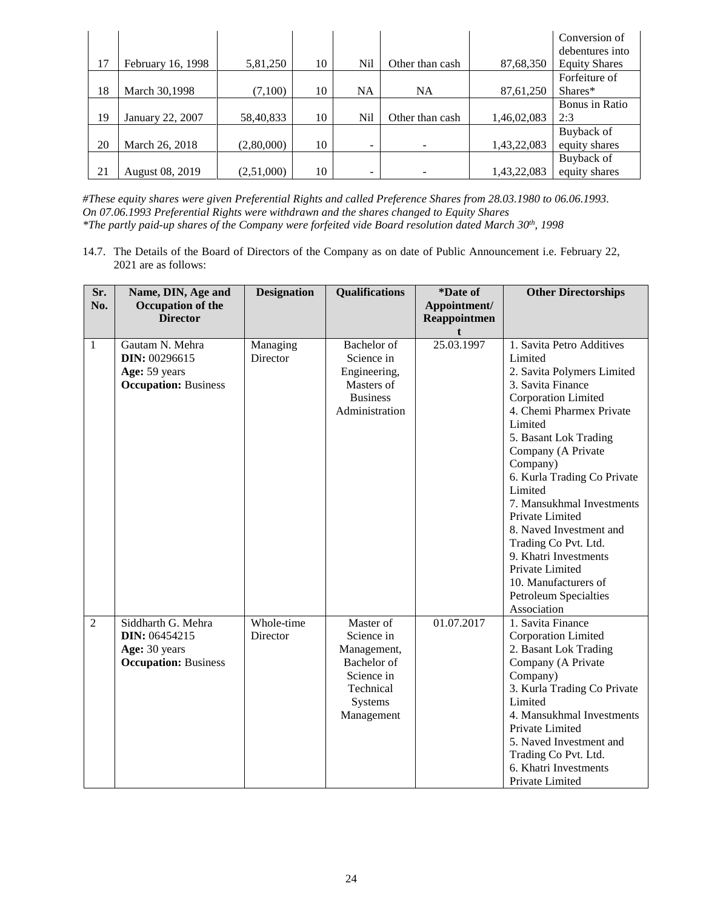| 17 | February 16, 1998 | 5,81,250 | 10 | Nil | Other than cash | 87,68,350 | Conversion of debentures into Equity Shares |
|---|---|---|---|---|---|---|---|
| 18 | March 30,1998 | (7,100) | 10 | NA | NA | 87,61,250 | Forfeiture of Shares* |
| 19 | January 22, 2007 | 58,40,833 | 10 | Nil | Other than cash | 1,46,02,083 | Bonus in Ratio 2:3 |
| 20 | March 26, 2018 | (2,80,000) | 10 | - | - | 1,43,22,083 | Buyback of equity shares |
| 21 | August 08, 2019 | (2,51,000) | 10 | - | - | 1,43,22,083 | Buyback of equity shares |

*#These equity shares were given Preferential Rights and called Preference Shares from 28.03.1980 to 06.06.1993. On 07.06.1993 Preferential Rights were withdrawn and the shares changed to Equity Shares*
*\*The partly paid-up shares of the Company were forfeited vide Board resolution dated March 30th, 1998*

14.7. The Details of the Board of Directors of the Company as on date of Public Announcement i.e. February 22, 2021 are as follows:

| Sr. No. | Name, DIN, Age and Occupation of the Director | Designation | Qualifications | *Date of Appointment/ Reappointment | Other Directorships |
|---|---|---|---|---|---|
| 1 | Gautam N. Mehra<br>**DIN:** 00296615<br>**Age:** 59 years<br>**Occupation:** Business | Managing Director | Bachelor of Science in Engineering, Masters of Business Administration | 25.03.1997 | 1. Savita Petro Additives Limited<br>2. Savita Polymers Limited<br>3. Savita Finance Corporation Limited<br>4. Chemi Pharmex Private Limited<br>5. Basant Lok Trading Company (A Private Company)<br>6. Kurla Trading Co Private Limited<br>7. Mansukhmal Investments Private Limited<br>8. Naved Investment and Trading Co Pvt. Ltd.<br>9. Khatri Investments Private Limited<br>10. Manufacturers of Petroleum Specialties Association |
| 2 | Siddharth G. Mehra<br>**DIN:** 06454215<br>**Age:** 30 years<br>**Occupation:** Business | Whole-time Director | Master of Science in Management, Bachelor of Science in Technical Systems Management | 01.07.2017 | 1. Savita Finance Corporation Limited<br>2. Basant Lok Trading Company (A Private Company)<br>3. Kurla Trading Co Private Limited<br>4. Mansukhmal Investments Private Limited<br>5. Naved Investment and Trading Co Pvt. Ltd.<br>6. Khatri Investments Private Limited |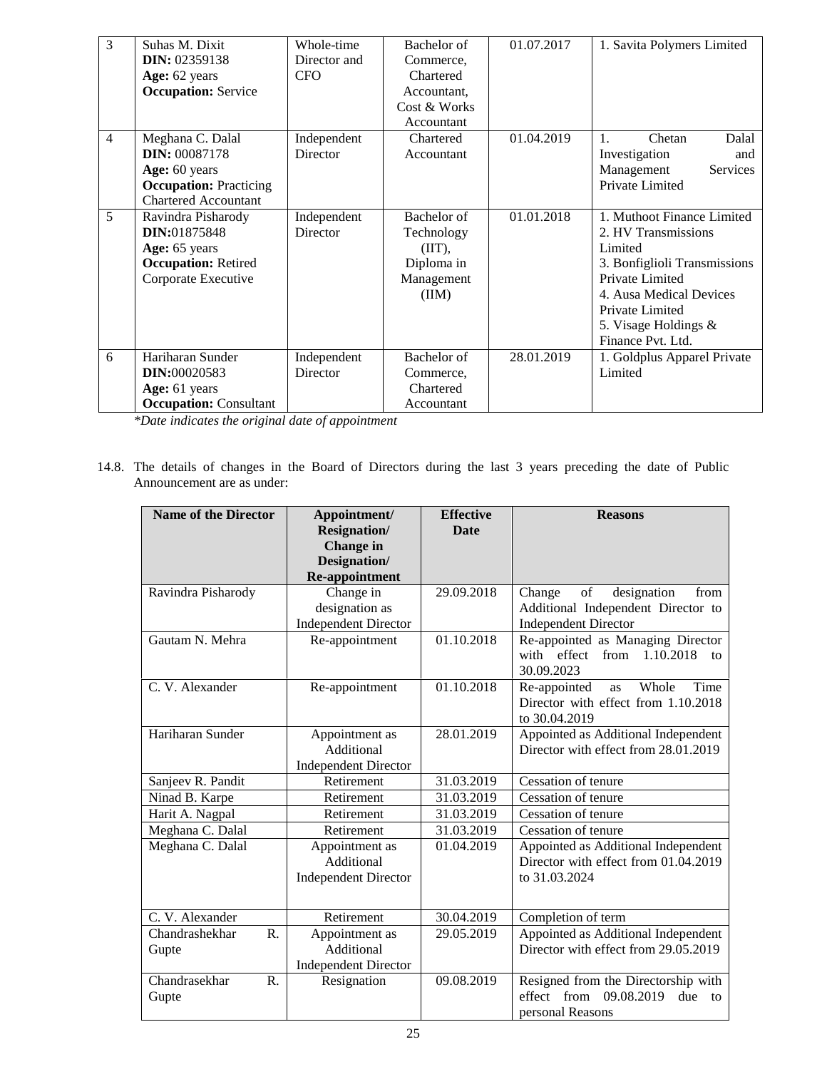| 3 | Suhas M. Dixit<br>**DIN:** 02359138<br>**Age:** 62 years<br>**Occupation:** Service | Whole-time Director and CFO | Bachelor of Commerce, Chartered Accountant, Cost & Works Accountant | 01.07.2017 | 1. Savita Polymers Limited |
|---|---|---|---|---|---|
| 4 | Meghana C. Dalal<br>**DIN:** 00087178<br>**Age:** 60 years<br>**Occupation:** Practicing Chartered Accountant | Independent Director | Chartered Accountant | 01.04.2019 | 1. Chetan Dalal Investigation and Management Services Private Limited |
| 5 | Ravindra Pisharody<br>**DIN:**01875848<br>**Age:** 65 years<br>**Occupation:** Retired Corporate Executive | Independent Director | Bachelor of Technology (IIT), Diploma in Management (IIM) | 01.01.2018 | 1. Muthoot Finance Limited<br>2. HV Transmissions Limited<br>3. Bonfiglioli Transmissions Private Limited<br>4. Ausa Medical Devices Private Limited<br>5. Visage Holdings & Finance Pvt. Ltd. |
| 6 | Hariharan Sunder<br>**DIN:**00020583<br>**Age:** 61 years<br>**Occupation:** Consultant | Independent Director | Bachelor of Commerce, Chartered Accountant | 28.01.2019 | 1. Goldplus Apparel Private Limited |

*\*Date indicates the original date of appointment*

14.8. The details of changes in the Board of Directors during the last 3 years preceding the date of Public Announcement are as under:

| Name of the Director | Appointment/ Resignation/ Change in Designation/ Re-appointment | Effective Date | Reasons |
|---|---|---|---|
| Ravindra Pisharody | Change in designation as Independent Director | 29.09.2018 | Change of designation from Additional Independent Director to Independent Director |
| Gautam N. Mehra | Re-appointment | 01.10.2018 | Re-appointed as Managing Director with effect from 1.10.2018 to 30.09.2023 |
| C. V. Alexander | Re-appointment | 01.10.2018 | Re-appointed as Whole Time Director with effect from 1.10.2018 to 30.04.2019 |
| Hariharan Sunder | Appointment as Additional Independent Director | 28.01.2019 | Appointed as Additional Independent Director with effect from 28.01.2019 |
| Sanjeev R. Pandit | Retirement | 31.03.2019 | Cessation of tenure |
| Ninad B. Karpe | Retirement | 31.03.2019 | Cessation of tenure |
| Harit A. Nagpal | Retirement | 31.03.2019 | Cessation of tenure |
| Meghana C. Dalal | Retirement | 31.03.2019 | Cessation of tenure |
| Meghana C. Dalal | Appointment as Additional Independent Director | 01.04.2019 | Appointed as Additional Independent Director with effect from 01.04.2019 to 31.03.2024 |
| C. V. Alexander | Retirement | 30.04.2019 | Completion of term |
| Chandrashekhar R. Gupte | Appointment as Additional Independent Director | 29.05.2019 | Appointed as Additional Independent Director with effect from 29.05.2019 |
| Chandrasekhar R. Gupte | Resignation | 09.08.2019 | Resigned from the Directorship with effect from 09.08.2019 due to personal Reasons |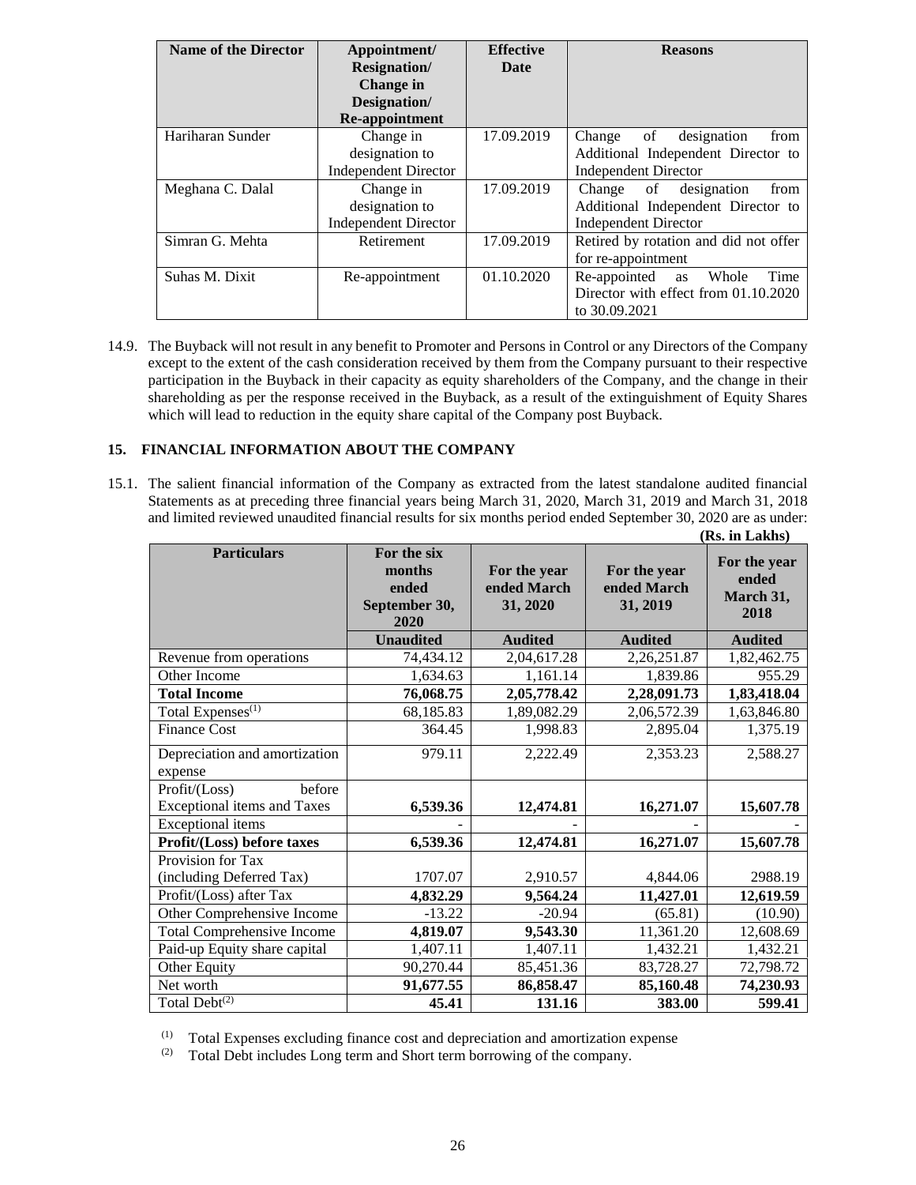| Name of the Director | Appointment/ Resignation/ Change in Designation/ Re-appointment | Effective Date | Reasons |
|---|---|---|---|
| Hariharan Sunder | Change in designation to Independent Director | 17.09.2019 | Change of designation from Additional Independent Director to Independent Director |
| Meghana C. Dalal | Change in designation to Independent Director | 17.09.2019 | Change of designation from Additional Independent Director to Independent Director |
| Simran G. Mehta | Retirement | 17.09.2019 | Retired by rotation and did not offer for re-appointment |
| Suhas M. Dixit | Re-appointment | 01.10.2020 | Re-appointed as Whole Time Director with effect from 01.10.2020 to 30.09.2021 |

14.9. The Buyback will not result in any benefit to Promoter and Persons in Control or any Directors of the Company except to the extent of the cash consideration received by them from the Company pursuant to their respective participation in the Buyback in their capacity as equity shareholders of the Company, and the change in their shareholding as per the response received in the Buyback, as a result of the extinguishment of Equity Shares which will lead to reduction in the equity share capital of the Company post Buyback.

## 15. FINANCIAL INFORMATION ABOUT THE COMPANY

15.1. The salient financial information of the Company as extracted from the latest standalone audited financial Statements as at preceding three financial years being March 31, 2020, March 31, 2019 and March 31, 2018 and limited reviewed unaudited financial results for six months period ended September 30, 2020 are as under:

**(Rs. in Lakhs)**

| Particulars | For the six months ended September 30, 2020 | For the year ended March 31, 2020 | For the year ended March 31, 2019 | For the year ended March 31, 2018 |
|---|---|---|---|---|
| | **Unaudited** | **Audited** | **Audited** | **Audited** |
| Revenue from operations | 74,434.12 | 2,04,617.28 | 2,26,251.87 | 1,82,462.75 |
| Other Income | 1,634.63 | 1,161.14 | 1,839.86 | 955.29 |
| **Total Income** | **76,068.75** | **2,05,778.42** | **2,28,091.73** | **1,83,418.04** |
| Total Expenses[(1)] | 68,185.83 | 1,89,082.29 | 2,06,572.39 | 1,63,846.80 |
| Finance Cost | 364.45 | 1,998.83 | 2,895.04 | 1,375.19 |
| Depreciation and amortization expense | 979.11 | 2,222.49 | 2,353.23 | 2,588.27 |
| Profit/(Loss) before Exceptional items and Taxes | **6,539.36** | **12,474.81** | **16,271.07** | **15,607.78** |
| Exceptional items | - | - | - | - |
| **Profit/(Loss) before taxes** | **6,539.36** | **12,474.81** | **16,271.07** | **15,607.78** |
| Provision for Tax (including Deferred Tax) | 1707.07 | 2,910.57 | 4,844.06 | 2988.19 |
| Profit/(Loss) after Tax | **4,832.29** | **9,564.24** | **11,427.01** | **12,619.59** |
| Other Comprehensive Income | -13.22 | -20.94 | (65.81) | (10.90) |
| Total Comprehensive Income | **4,819.07** | **9,543.30** | 11,361.20 | 12,608.69 |
| Paid-up Equity share capital | 1,407.11 | 1,407.11 | 1,432.21 | 1,432.21 |
| Other Equity | 90,270.44 | 85,451.36 | 83,728.27 | 72,798.72 |
| Net worth | **91,677.55** | **86,858.47** | **85,160.48** | **74,230.93** |
| Total Debt[(2)] | **45.41** | **131.16** | **383.00** | **599.41** |

(1) Total Expenses excluding finance cost and depreciation and amortization expense

(2) Total Debt includes Long term and Short term borrowing of the company.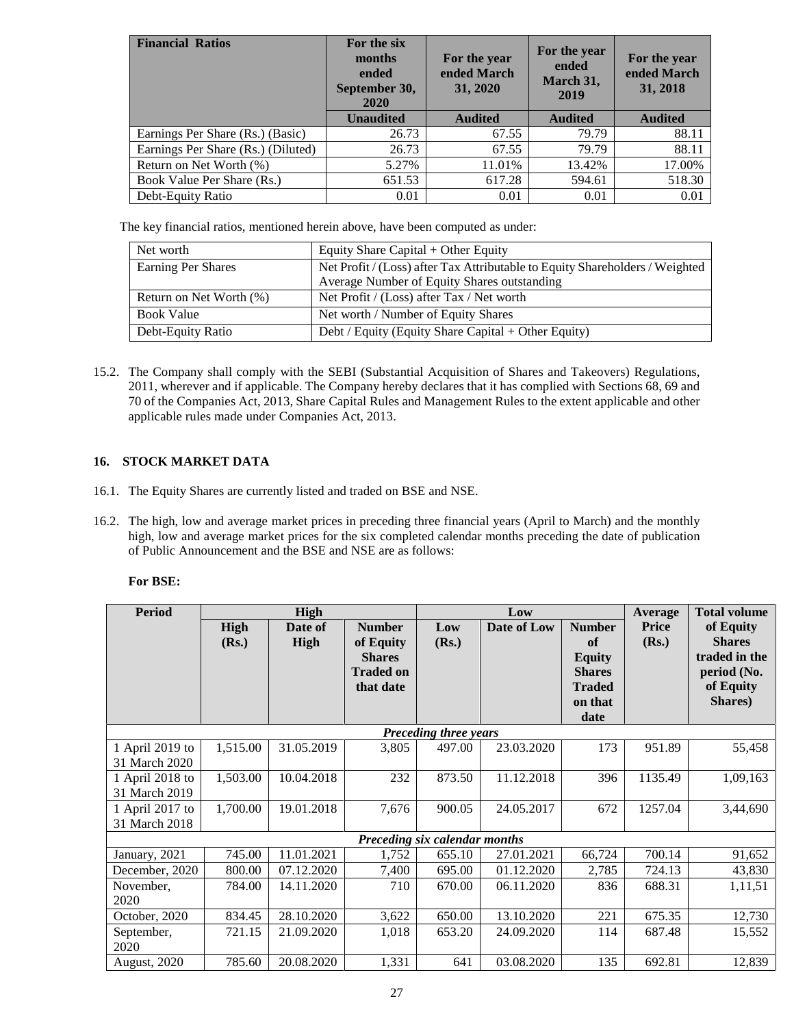| Financial Ratios | For the six months ended September 30, 2020 | For the year ended March 31, 2020 | For the year ended March 31, 2019 | For the year ended March 31, 2018 |
|---|---|---|---|---|
| | Unaudited | Audited | Audited | Audited |
| Earnings Per Share (Rs.) (Basic) | 26.73 | 67.55 | 79.79 | 88.11 |
| Earnings Per Share (Rs.) (Diluted) | 26.73 | 67.55 | 79.79 | 88.11 |
| Return on Net Worth (%) | 5.27% | 11.01% | 13.42% | 17.00% |
| Book Value Per Share (Rs.) | 651.53 | 617.28 | 594.61 | 518.30 |
| Debt-Equity Ratio | 0.01 | 0.01 | 0.01 | 0.01 |

The key financial ratios, mentioned herein above, have been computed as under:

| Net worth | Equity Share Capital + Other Equity |
|---|---|
| Earning Per Shares | Net Profit / (Loss) after Tax Attributable to Equity Shareholders / Weighted Average Number of Equity Shares outstanding |
| Return on Net Worth (%) | Net Profit / (Loss) after Tax / Net worth |
| Book Value | Net worth / Number of Equity Shares |
| Debt-Equity Ratio | Debt / Equity (Equity Share Capital + Other Equity) |

15.2. The Company shall comply with the SEBI (Substantial Acquisition of Shares and Takeovers) Regulations, 2011, wherever and if applicable. The Company hereby declares that it has complied with Sections 68, 69 and 70 of the Companies Act, 2013, Share Capital Rules and Management Rules to the extent applicable and other applicable rules made under Companies Act, 2013.

## 16. STOCK MARKET DATA

16.1. The Equity Shares are currently listed and traded on BSE and NSE.

16.2. The high, low and average market prices in preceding three financial years (April to March) and the monthly high, low and average market prices for the six completed calendar months preceding the date of publication of Public Announcement and the BSE and NSE are as follows:

**For BSE:**

| Period | High | | | Low | | | Average Price (Rs.) | Total volume of Equity Shares traded in the period (No. of Equity Shares) |
|---|---|---|---|---|---|---|---|---|
| | High (Rs.) | Date of High | Number of Equity Shares Traded on that date | Low (Rs.) | Date of Low | Number of Equity Shares Traded on that date | | |
| *Preceding three years* | | | | | | | | |
| 1 April 2019 to 31 March 2020 | 1,515.00 | 31.05.2019 | 3,805 | 497.00 | 23.03.2020 | 173 | 951.89 | 55,458 |
| 1 April 2018 to 31 March 2019 | 1,503.00 | 10.04.2018 | 232 | 873.50 | 11.12.2018 | 396 | 1135.49 | 1,09,163 |
| 1 April 2017 to 31 March 2018 | 1,700.00 | 19.01.2018 | 7,676 | 900.05 | 24.05.2017 | 672 | 1257.04 | 3,44,690 |
| *Preceding six calendar months* | | | | | | | | |
| January, 2021 | 745.00 | 11.01.2021 | 1,752 | 655.10 | 27.01.2021 | 66,724 | 700.14 | 91,652 |
| December, 2020 | 800.00 | 07.12.2020 | 7,400 | 695.00 | 01.12.2020 | 2,785 | 724.13 | 43,830 |
| November, 2020 | 784.00 | 14.11.2020 | 710 | 670.00 | 06.11.2020 | 836 | 688.31 | 1,11,51 |
| October, 2020 | 834.45 | 28.10.2020 | 3,622 | 650.00 | 13.10.2020 | 221 | 675.35 | 12,730 |
| September, 2020 | 721.15 | 21.09.2020 | 1,018 | 653.20 | 24.09.2020 | 114 | 687.48 | 15,552 |
| August, 2020 | 785.60 | 20.08.2020 | 1,331 | 641 | 03.08.2020 | 135 | 692.81 | 12,839 |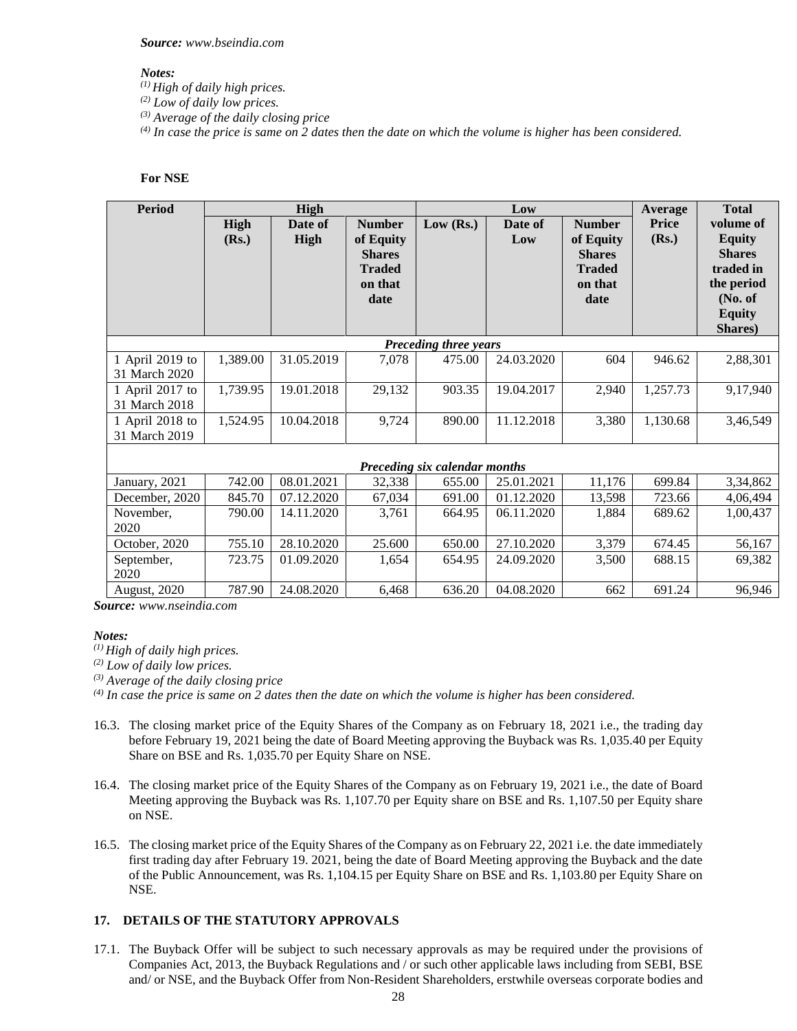***Source:*** *www.bseindia.com*

***Notes:***

*(1) High of daily high prices.*

*(2) Low of daily low prices.*

*(3) Average of the daily closing price*

*(4) In case the price is same on 2 dates then the date on which the volume is higher has been considered.*

**For NSE**

| Period | High | | | Low | | | Average Price (Rs.) | Total volume of Equity Shares traded in the period (No. of Equity Shares) |
|---|---|---|---|---|---|---|---|---|
| | High (Rs.) | Date of High | Number of Equity Shares Traded on that date | Low (Rs.) | Date of Low | Number of Equity Shares Traded on that date | | |
| ***Preceding three years*** | | | | | | | | |
| 1 April 2019 to 31 March 2020 | 1,389.00 | 31.05.2019 | 7,078 | 475.00 | 24.03.2020 | 604 | 946.62 | 2,88,301 |
| 1 April 2017 to 31 March 2018 | 1,739.95 | 19.01.2018 | 29,132 | 903.35 | 19.04.2017 | 2,940 | 1,257.73 | 9,17,940 |
| 1 April 2018 to 31 March 2019 | 1,524.95 | 10.04.2018 | 9,724 | 890.00 | 11.12.2018 | 3,380 | 1,130.68 | 3,46,549 |
| ***Preceding six calendar months*** | | | | | | | | |
| January, 2021 | 742.00 | 08.01.2021 | 32,338 | 655.00 | 25.01.2021 | 11,176 | 699.84 | 3,34,862 |
| December, 2020 | 845.70 | 07.12.2020 | 67,034 | 691.00 | 01.12.2020 | 13,598 | 723.66 | 4,06,494 |
| November, 2020 | 790.00 | 14.11.2020 | 3,761 | 664.95 | 06.11.2020 | 1,884 | 689.62 | 1,00,437 |
| October, 2020 | 755.10 | 28.10.2020 | 25.600 | 650.00 | 27.10.2020 | 3,379 | 674.45 | 56,167 |
| September, 2020 | 723.75 | 01.09.2020 | 1,654 | 654.95 | 24.09.2020 | 3,500 | 688.15 | 69,382 |
| August, 2020 | 787.90 | 24.08.2020 | 6,468 | 636.20 | 04.08.2020 | 662 | 691.24 | 96,946 |

***Source:*** *www.nseindia.com*

***Notes:***

*(1) High of daily high prices.*

*(2) Low of daily low prices.*

*(3) Average of the daily closing price*

*(4) In case the price is same on 2 dates then the date on which the volume is higher has been considered.*

16.3. The closing market price of the Equity Shares of the Company as on February 18, 2021 i.e., the trading day before February 19, 2021 being the date of Board Meeting approving the Buyback was Rs. 1,035.40 per Equity Share on BSE and Rs. 1,035.70 per Equity Share on NSE.

16.4. The closing market price of the Equity Shares of the Company as on February 19, 2021 i.e., the date of Board Meeting approving the Buyback was Rs. 1,107.70 per Equity share on BSE and Rs. 1,107.50 per Equity share on NSE.

16.5. The closing market price of the Equity Shares of the Company as on February 22, 2021 i.e. the date immediately first trading day after February 19. 2021, being the date of Board Meeting approving the Buyback and the date of the Public Announcement, was Rs. 1,104.15 per Equity Share on BSE and Rs. 1,103.80 per Equity Share on NSE.

## 17. DETAILS OF THE STATUTORY APPROVALS

17.1. The Buyback Offer will be subject to such necessary approvals as may be required under the provisions of Companies Act, 2013, the Buyback Regulations and / or such other applicable laws including from SEBI, BSE and/ or NSE, and the Buyback Offer from Non-Resident Shareholders, erstwhile overseas corporate bodies and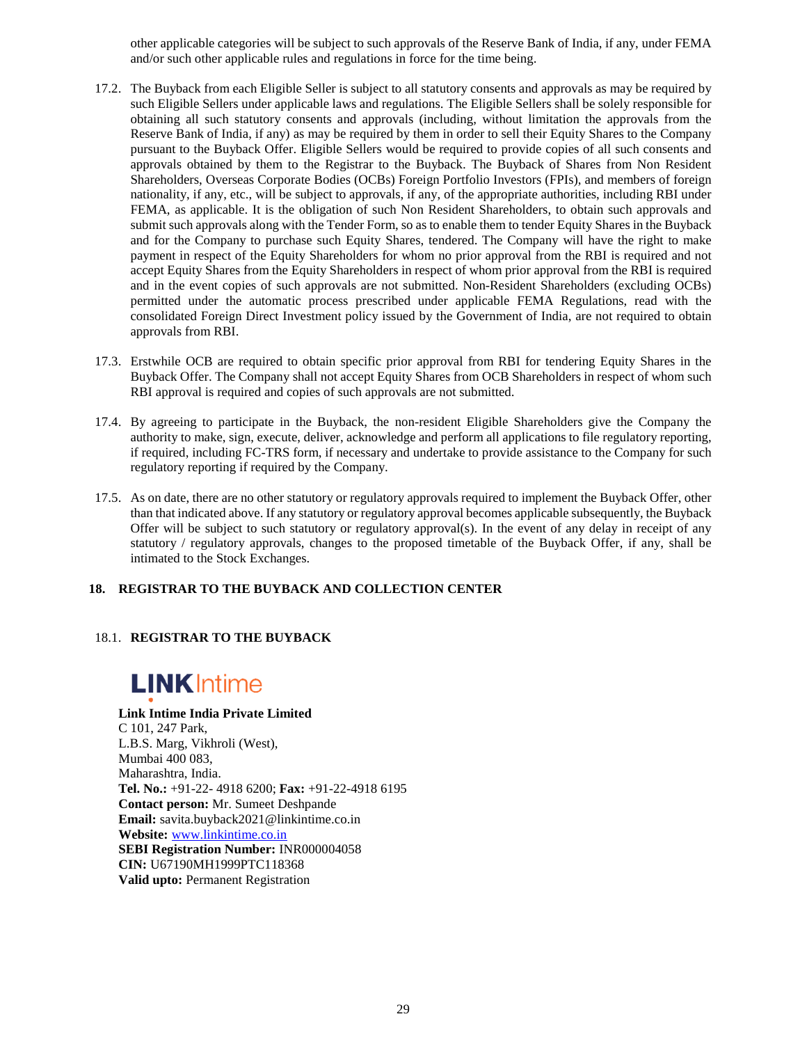other applicable categories will be subject to such approvals of the Reserve Bank of India, if any, under FEMA and/or such other applicable rules and regulations in force for the time being.

17.2. The Buyback from each Eligible Seller is subject to all statutory consents and approvals as may be required by such Eligible Sellers under applicable laws and regulations. The Eligible Sellers shall be solely responsible for obtaining all such statutory consents and approvals (including, without limitation the approvals from the Reserve Bank of India, if any) as may be required by them in order to sell their Equity Shares to the Company pursuant to the Buyback Offer. Eligible Sellers would be required to provide copies of all such consents and approvals obtained by them to the Registrar to the Buyback. The Buyback of Shares from Non Resident Shareholders, Overseas Corporate Bodies (OCBs) Foreign Portfolio Investors (FPIs), and members of foreign nationality, if any, etc., will be subject to approvals, if any, of the appropriate authorities, including RBI under FEMA, as applicable. It is the obligation of such Non Resident Shareholders, to obtain such approvals and submit such approvals along with the Tender Form, so as to enable them to tender Equity Shares in the Buyback and for the Company to purchase such Equity Shares, tendered. The Company will have the right to make payment in respect of the Equity Shareholders for whom no prior approval from the RBI is required and not accept Equity Shares from the Equity Shareholders in respect of whom prior approval from the RBI is required and in the event copies of such approvals are not submitted. Non-Resident Shareholders (excluding OCBs) permitted under the automatic process prescribed under applicable FEMA Regulations, read with the consolidated Foreign Direct Investment policy issued by the Government of India, are not required to obtain approvals from RBI.

17.3. Erstwhile OCB are required to obtain specific prior approval from RBI for tendering Equity Shares in the Buyback Offer. The Company shall not accept Equity Shares from OCB Shareholders in respect of whom such RBI approval is required and copies of such approvals are not submitted.

17.4. By agreeing to participate in the Buyback, the non-resident Eligible Shareholders give the Company the authority to make, sign, execute, deliver, acknowledge and perform all applications to file regulatory reporting, if required, including FC-TRS form, if necessary and undertake to provide assistance to the Company for such regulatory reporting if required by the Company.

17.5. As on date, there are no other statutory or regulatory approvals required to implement the Buyback Offer, other than that indicated above. If any statutory or regulatory approval becomes applicable subsequently, the Buyback Offer will be subject to such statutory or regulatory approval(s). In the event of any delay in receipt of any statutory / regulatory approvals, changes to the proposed timetable of the Buyback Offer, if any, shall be intimated to the Stock Exchanges.

## 18. REGISTRAR TO THE BUYBACK AND COLLECTION CENTER

### 18.1. REGISTRAR TO THE BUYBACK

LINKIntime

**Link Intime India Private Limited**
C 101, 247 Park,
L.B.S. Marg, Vikhroli (West),
Mumbai 400 083,
Maharashtra, India.
**Tel. No.:** +91-22- 4918 6200; **Fax:** +91-22-4918 6195
**Contact person:** Mr. Sumeet Deshpande
**Email:** savita.buyback2021@linkintime.co.in
**Website:** www.linkintime.co.in
**SEBI Registration Number:** INR000004058
**CIN:** U67190MH1999PTC118368
**Valid upto:** Permanent Registration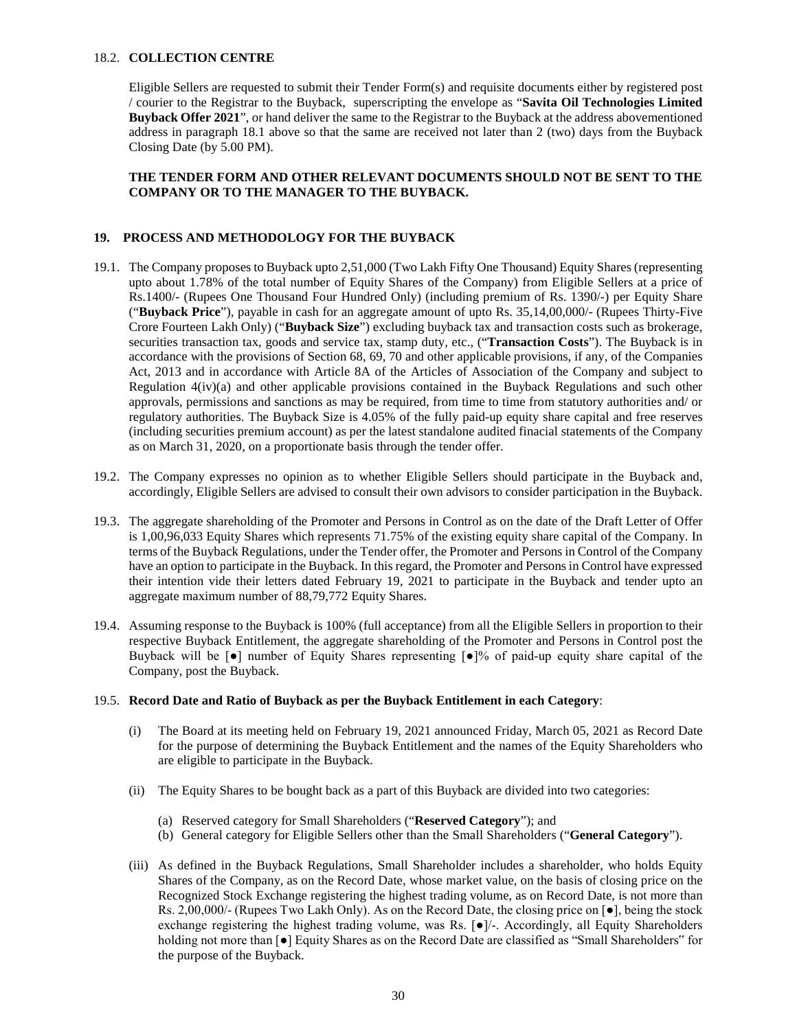18.2. **COLLECTION CENTRE**

Eligible Sellers are requested to submit their Tender Form(s) and requisite documents either by registered post / courier to the Registrar to the Buyback, superscripting the envelope as "**Savita Oil Technologies Limited Buyback Offer 2021**", or hand deliver the same to the Registrar to the Buyback at the address abovementioned address in paragraph 18.1 above so that the same are received not later than 2 (two) days from the Buyback Closing Date (by 5.00 PM).

**THE TENDER FORM AND OTHER RELEVANT DOCUMENTS SHOULD NOT BE SENT TO THE COMPANY OR TO THE MANAGER TO THE BUYBACK.**

## 19. PROCESS AND METHODOLOGY FOR THE BUYBACK

19.1. The Company proposes to Buyback upto 2,51,000 (Two Lakh Fifty One Thousand) Equity Shares (representing upto about 1.78% of the total number of Equity Shares of the Company) from Eligible Sellers at a price of Rs.1400/- (Rupees One Thousand Four Hundred Only) (including premium of Rs. 1390/-) per Equity Share ("**Buyback Price**"), payable in cash for an aggregate amount of upto Rs. 35,14,00,000/- (Rupees Thirty-Five Crore Fourteen Lakh Only) ("**Buyback Size**") excluding buyback tax and transaction costs such as brokerage, securities transaction tax, goods and service tax, stamp duty, etc., ("**Transaction Costs**"). The Buyback is in accordance with the provisions of Section 68, 69, 70 and other applicable provisions, if any, of the Companies Act, 2013 and in accordance with Article 8A of the Articles of Association of the Company and subject to Regulation 4(iv)(a) and other applicable provisions contained in the Buyback Regulations and such other approvals, permissions and sanctions as may be required, from time to time from statutory authorities and/ or regulatory authorities. The Buyback Size is 4.05% of the fully paid-up equity share capital and free reserves (including securities premium account) as per the latest standalone audited finacial statements of the Company as on March 31, 2020, on a proportionate basis through the tender offer.

19.2. The Company expresses no opinion as to whether Eligible Sellers should participate in the Buyback and, accordingly, Eligible Sellers are advised to consult their own advisors to consider participation in the Buyback.

19.3. The aggregate shareholding of the Promoter and Persons in Control as on the date of the Draft Letter of Offer is 1,00,96,033 Equity Shares which represents 71.75% of the existing equity share capital of the Company. In terms of the Buyback Regulations, under the Tender offer, the Promoter and Persons in Control of the Company have an option to participate in the Buyback. In this regard, the Promoter and Persons in Control have expressed their intention vide their letters dated February 19, 2021 to participate in the Buyback and tender upto an aggregate maximum number of 88,79,772 Equity Shares.

19.4. Assuming response to the Buyback is 100% (full acceptance) from all the Eligible Sellers in proportion to their respective Buyback Entitlement, the aggregate shareholding of the Promoter and Persons in Control post the Buyback will be [●] number of Equity Shares representing [●]% of paid-up equity share capital of the Company, post the Buyback.

19.5. **Record Date and Ratio of Buyback as per the Buyback Entitlement in each Category**:

(i) The Board at its meeting held on February 19, 2021 announced Friday, March 05, 2021 as Record Date for the purpose of determining the Buyback Entitlement and the names of the Equity Shareholders who are eligible to participate in the Buyback.

(ii) The Equity Shares to be bought back as a part of this Buyback are divided into two categories:

(a) Reserved category for Small Shareholders ("**Reserved Category**"); and
(b) General category for Eligible Sellers other than the Small Shareholders ("**General Category**").

(iii) As defined in the Buyback Regulations, Small Shareholder includes a shareholder, who holds Equity Shares of the Company, as on the Record Date, whose market value, on the basis of closing price on the Recognized Stock Exchange registering the highest trading volume, as on Record Date, is not more than Rs. 2,00,000/- (Rupees Two Lakh Only). As on the Record Date, the closing price on [●], being the stock exchange registering the highest trading volume, was Rs. [●]/-. Accordingly, all Equity Shareholders holding not more than [●] Equity Shares as on the Record Date are classified as "Small Shareholders" for the purpose of the Buyback.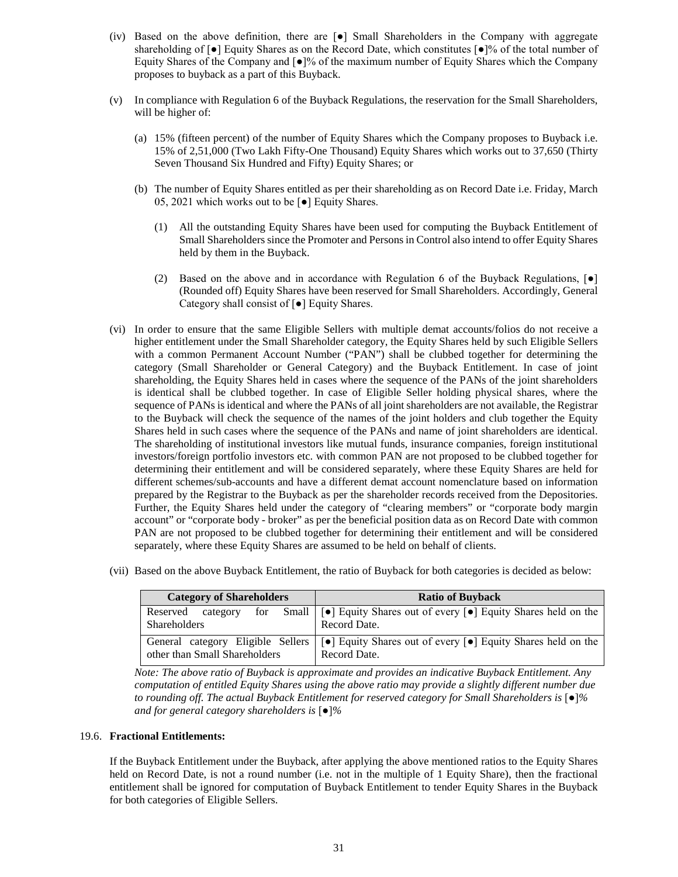(iv) Based on the above definition, there are [●] Small Shareholders in the Company with aggregate shareholding of [●] Equity Shares as on the Record Date, which constitutes [●]% of the total number of Equity Shares of the Company and [●]% of the maximum number of Equity Shares which the Company proposes to buyback as a part of this Buyback.

(v) In compliance with Regulation 6 of the Buyback Regulations, the reservation for the Small Shareholders, will be higher of:

(a) 15% (fifteen percent) of the number of Equity Shares which the Company proposes to Buyback i.e. 15% of 2,51,000 (Two Lakh Fifty-One Thousand) Equity Shares which works out to 37,650 (Thirty Seven Thousand Six Hundred and Fifty) Equity Shares; or

(b) The number of Equity Shares entitled as per their shareholding as on Record Date i.e. Friday, March 05, 2021 which works out to be [●] Equity Shares.

(1) All the outstanding Equity Shares have been used for computing the Buyback Entitlement of Small Shareholders since the Promoter and Persons in Control also intend to offer Equity Shares held by them in the Buyback.

(2) Based on the above and in accordance with Regulation 6 of the Buyback Regulations, [●] (Rounded off) Equity Shares have been reserved for Small Shareholders. Accordingly, General Category shall consist of [●] Equity Shares.

(vi) In order to ensure that the same Eligible Sellers with multiple demat accounts/folios do not receive a higher entitlement under the Small Shareholder category, the Equity Shares held by such Eligible Sellers with a common Permanent Account Number ("PAN") shall be clubbed together for determining the category (Small Shareholder or General Category) and the Buyback Entitlement. In case of joint shareholding, the Equity Shares held in cases where the sequence of the PANs of the joint shareholders is identical shall be clubbed together. In case of Eligible Seller holding physical shares, where the sequence of PANs is identical and where the PANs of all joint shareholders are not available, the Registrar to the Buyback will check the sequence of the names of the joint holders and club together the Equity Shares held in such cases where the sequence of the PANs and name of joint shareholders are identical. The shareholding of institutional investors like mutual funds, insurance companies, foreign institutional investors/foreign portfolio investors etc. with common PAN are not proposed to be clubbed together for determining their entitlement and will be considered separately, where these Equity Shares are held for different schemes/sub-accounts and have a different demat account nomenclature based on information prepared by the Registrar to the Buyback as per the shareholder records received from the Depositories. Further, the Equity Shares held under the category of "clearing members" or "corporate body margin account" or "corporate body - broker" as per the beneficial position data as on Record Date with common PAN are not proposed to be clubbed together for determining their entitlement and will be considered separately, where these Equity Shares are assumed to be held on behalf of clients.

(vii) Based on the above Buyback Entitlement, the ratio of Buyback for both categories is decided as below:

| Category of Shareholders | Ratio of Buyback |
|---|---|
| Reserved category for Small Shareholders | [●] Equity Shares out of every [●] Equity Shares held on the Record Date. |
| General category Eligible Sellers other than Small Shareholders | [●] Equity Shares out of every [●] Equity Shares held on the Record Date. |

*Note: The above ratio of Buyback is approximate and provides an indicative Buyback Entitlement. Any computation of entitled Equity Shares using the above ratio may provide a slightly different number due to rounding off. The actual Buyback Entitlement for reserved category for Small Shareholders is [●]% and for general category shareholders is [●]%*

19.6. **Fractional Entitlements:**

If the Buyback Entitlement under the Buyback, after applying the above mentioned ratios to the Equity Shares held on Record Date, is not a round number (i.e. not in the multiple of 1 Equity Share), then the fractional entitlement shall be ignored for computation of Buyback Entitlement to tender Equity Shares in the Buyback for both categories of Eligible Sellers.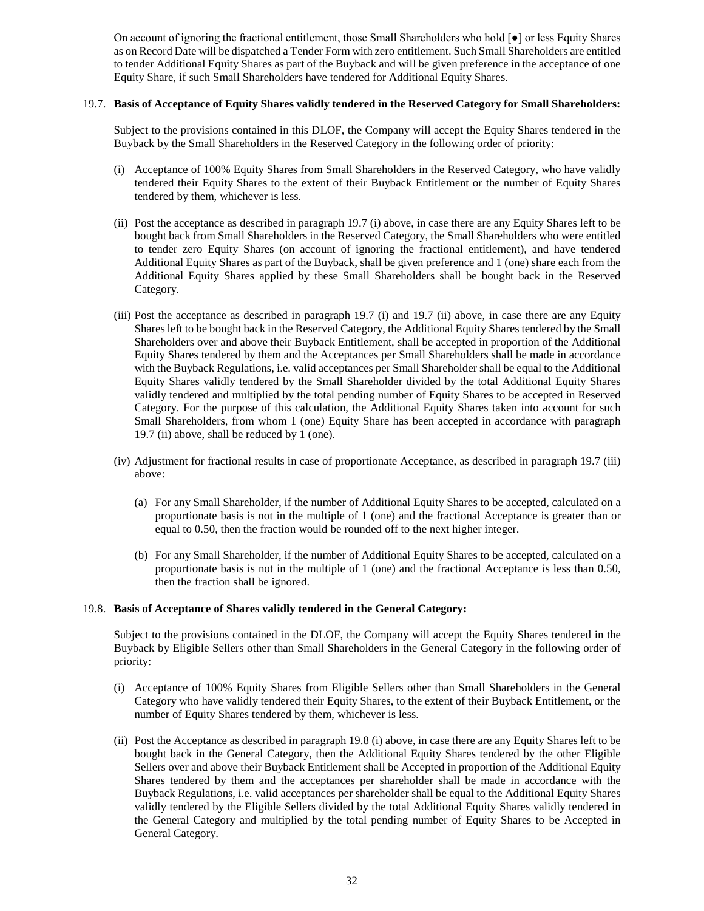On account of ignoring the fractional entitlement, those Small Shareholders who hold [●] or less Equity Shares as on Record Date will be dispatched a Tender Form with zero entitlement. Such Small Shareholders are entitled to tender Additional Equity Shares as part of the Buyback and will be given preference in the acceptance of one Equity Share, if such Small Shareholders have tendered for Additional Equity Shares.

19.7. **Basis of Acceptance of Equity Shares validly tendered in the Reserved Category for Small Shareholders:**

Subject to the provisions contained in this DLOF, the Company will accept the Equity Shares tendered in the Buyback by the Small Shareholders in the Reserved Category in the following order of priority:

(i) Acceptance of 100% Equity Shares from Small Shareholders in the Reserved Category, who have validly tendered their Equity Shares to the extent of their Buyback Entitlement or the number of Equity Shares tendered by them, whichever is less.

(ii) Post the acceptance as described in paragraph 19.7 (i) above, in case there are any Equity Shares left to be bought back from Small Shareholders in the Reserved Category, the Small Shareholders who were entitled to tender zero Equity Shares (on account of ignoring the fractional entitlement), and have tendered Additional Equity Shares as part of the Buyback, shall be given preference and 1 (one) share each from the Additional Equity Shares applied by these Small Shareholders shall be bought back in the Reserved Category.

(iii) Post the acceptance as described in paragraph 19.7 (i) and 19.7 (ii) above, in case there are any Equity Shares left to be bought back in the Reserved Category, the Additional Equity Shares tendered by the Small Shareholders over and above their Buyback Entitlement, shall be accepted in proportion of the Additional Equity Shares tendered by them and the Acceptances per Small Shareholders shall be made in accordance with the Buyback Regulations, i.e. valid acceptances per Small Shareholder shall be equal to the Additional Equity Shares validly tendered by the Small Shareholder divided by the total Additional Equity Shares validly tendered and multiplied by the total pending number of Equity Shares to be accepted in Reserved Category. For the purpose of this calculation, the Additional Equity Shares taken into account for such Small Shareholders, from whom 1 (one) Equity Share has been accepted in accordance with paragraph 19.7 (ii) above, shall be reduced by 1 (one).

(iv) Adjustment for fractional results in case of proportionate Acceptance, as described in paragraph 19.7 (iii) above:

   (a) For any Small Shareholder, if the number of Additional Equity Shares to be accepted, calculated on a proportionate basis is not in the multiple of 1 (one) and the fractional Acceptance is greater than or equal to 0.50, then the fraction would be rounded off to the next higher integer.

   (b) For any Small Shareholder, if the number of Additional Equity Shares to be accepted, calculated on a proportionate basis is not in the multiple of 1 (one) and the fractional Acceptance is less than 0.50, then the fraction shall be ignored.

19.8. **Basis of Acceptance of Shares validly tendered in the General Category:**

Subject to the provisions contained in the DLOF, the Company will accept the Equity Shares tendered in the Buyback by Eligible Sellers other than Small Shareholders in the General Category in the following order of priority:

(i) Acceptance of 100% Equity Shares from Eligible Sellers other than Small Shareholders in the General Category who have validly tendered their Equity Shares, to the extent of their Buyback Entitlement, or the number of Equity Shares tendered by them, whichever is less.

(ii) Post the Acceptance as described in paragraph 19.8 (i) above, in case there are any Equity Shares left to be bought back in the General Category, then the Additional Equity Shares tendered by the other Eligible Sellers over and above their Buyback Entitlement shall be Accepted in proportion of the Additional Equity Shares tendered by them and the acceptances per shareholder shall be made in accordance with the Buyback Regulations, i.e. valid acceptances per shareholder shall be equal to the Additional Equity Shares validly tendered by the Eligible Sellers divided by the total Additional Equity Shares validly tendered in the General Category and multiplied by the total pending number of Equity Shares to be Accepted in General Category.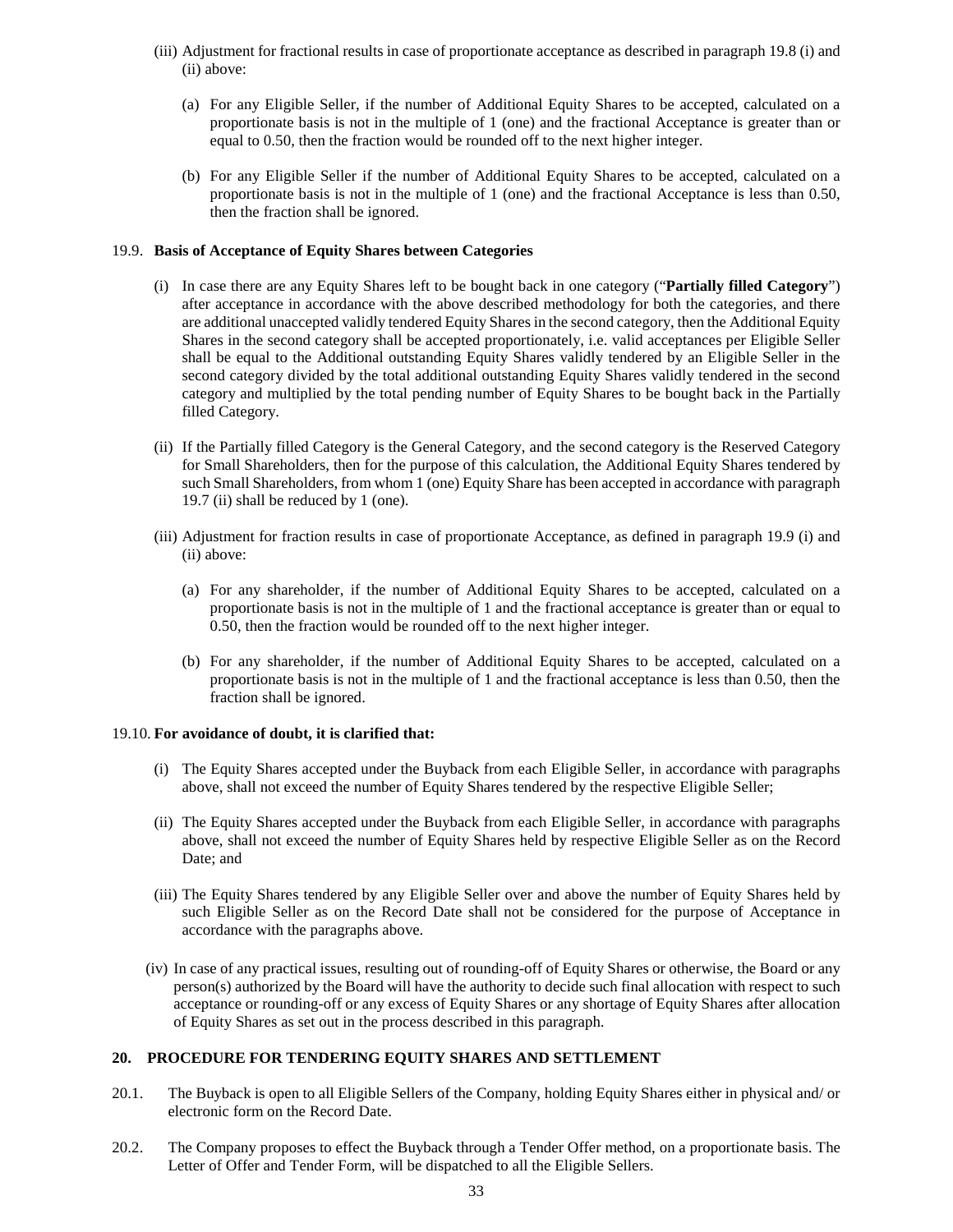(iii) Adjustment for fractional results in case of proportionate acceptance as described in paragraph 19.8 (i) and (ii) above:

(a) For any Eligible Seller, if the number of Additional Equity Shares to be accepted, calculated on a proportionate basis is not in the multiple of 1 (one) and the fractional Acceptance is greater than or equal to 0.50, then the fraction would be rounded off to the next higher integer.

(b) For any Eligible Seller if the number of Additional Equity Shares to be accepted, calculated on a proportionate basis is not in the multiple of 1 (one) and the fractional Acceptance is less than 0.50, then the fraction shall be ignored.

19.9. **Basis of Acceptance of Equity Shares between Categories**

(i) In case there are any Equity Shares left to be bought back in one category ("**Partially filled Category**") after acceptance in accordance with the above described methodology for both the categories, and there are additional unaccepted validly tendered Equity Shares in the second category, then the Additional Equity Shares in the second category shall be accepted proportionately, i.e. valid acceptances per Eligible Seller shall be equal to the Additional outstanding Equity Shares validly tendered by an Eligible Seller in the second category divided by the total additional outstanding Equity Shares validly tendered in the second category and multiplied by the total pending number of Equity Shares to be bought back in the Partially filled Category.

(ii) If the Partially filled Category is the General Category, and the second category is the Reserved Category for Small Shareholders, then for the purpose of this calculation, the Additional Equity Shares tendered by such Small Shareholders, from whom 1 (one) Equity Share has been accepted in accordance with paragraph 19.7 (ii) shall be reduced by 1 (one).

(iii) Adjustment for fraction results in case of proportionate Acceptance, as defined in paragraph 19.9 (i) and (ii) above:

(a) For any shareholder, if the number of Additional Equity Shares to be accepted, calculated on a proportionate basis is not in the multiple of 1 and the fractional acceptance is greater than or equal to 0.50, then the fraction would be rounded off to the next higher integer.

(b) For any shareholder, if the number of Additional Equity Shares to be accepted, calculated on a proportionate basis is not in the multiple of 1 and the fractional acceptance is less than 0.50, then the fraction shall be ignored.

19.10. **For avoidance of doubt, it is clarified that:**

(i) The Equity Shares accepted under the Buyback from each Eligible Seller, in accordance with paragraphs above, shall not exceed the number of Equity Shares tendered by the respective Eligible Seller;

(ii) The Equity Shares accepted under the Buyback from each Eligible Seller, in accordance with paragraphs above, shall not exceed the number of Equity Shares held by respective Eligible Seller as on the Record Date; and

(iii) The Equity Shares tendered by any Eligible Seller over and above the number of Equity Shares held by such Eligible Seller as on the Record Date shall not be considered for the purpose of Acceptance in accordance with the paragraphs above.

(iv) In case of any practical issues, resulting out of rounding-off of Equity Shares or otherwise, the Board or any person(s) authorized by the Board will have the authority to decide such final allocation with respect to such acceptance or rounding-off or any excess of Equity Shares or any shortage of Equity Shares after allocation of Equity Shares as set out in the process described in this paragraph.

## 20. PROCEDURE FOR TENDERING EQUITY SHARES AND SETTLEMENT

20.1. The Buyback is open to all Eligible Sellers of the Company, holding Equity Shares either in physical and/ or electronic form on the Record Date.

20.2. The Company proposes to effect the Buyback through a Tender Offer method, on a proportionate basis. The Letter of Offer and Tender Form, will be dispatched to all the Eligible Sellers.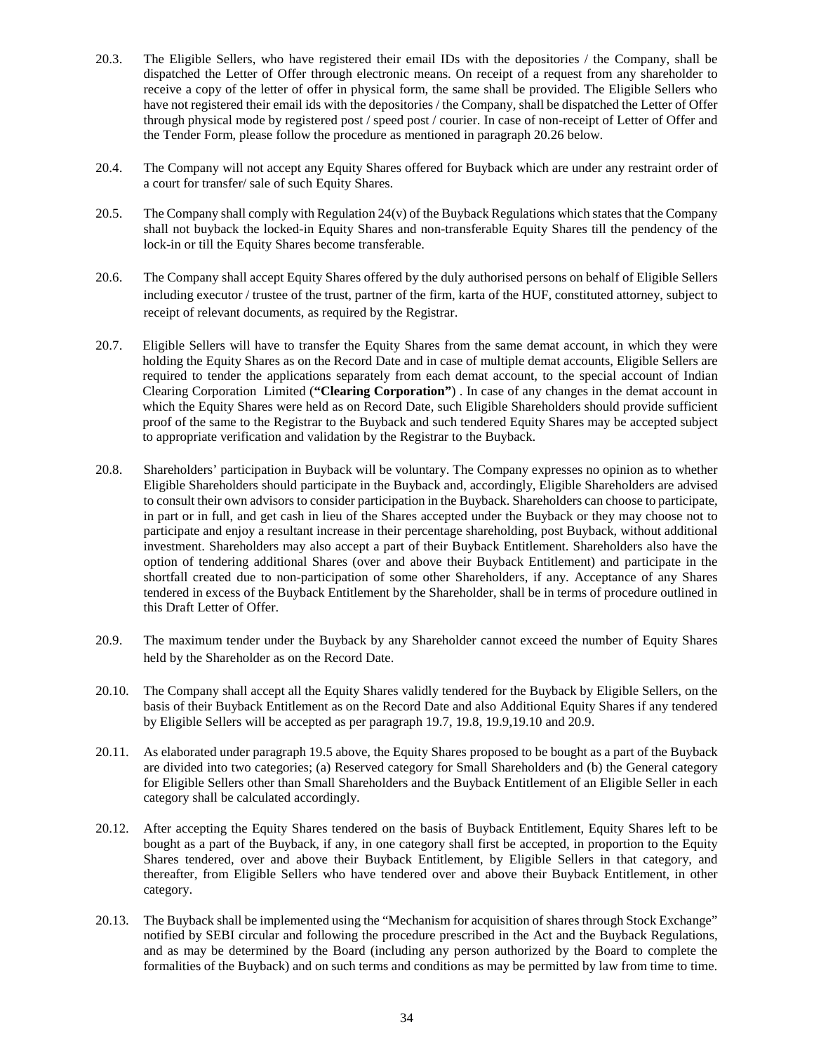20.3. The Eligible Sellers, who have registered their email IDs with the depositories / the Company, shall be dispatched the Letter of Offer through electronic means. On receipt of a request from any shareholder to receive a copy of the letter of offer in physical form, the same shall be provided. The Eligible Sellers who have not registered their email ids with the depositories / the Company, shall be dispatched the Letter of Offer through physical mode by registered post / speed post / courier. In case of non-receipt of Letter of Offer and the Tender Form, please follow the procedure as mentioned in paragraph 20.26 below.

20.4. The Company will not accept any Equity Shares offered for Buyback which are under any restraint order of a court for transfer/ sale of such Equity Shares.

20.5. The Company shall comply with Regulation 24(v) of the Buyback Regulations which states that the Company shall not buyback the locked-in Equity Shares and non-transferable Equity Shares till the pendency of the lock-in or till the Equity Shares become transferable.

20.6. The Company shall accept Equity Shares offered by the duly authorised persons on behalf of Eligible Sellers including executor / trustee of the trust, partner of the firm, karta of the HUF, constituted attorney, subject to receipt of relevant documents, as required by the Registrar.

20.7. Eligible Sellers will have to transfer the Equity Shares from the same demat account, in which they were holding the Equity Shares as on the Record Date and in case of multiple demat accounts, Eligible Sellers are required to tender the applications separately from each demat account, to the special account of Indian Clearing Corporation Limited (**"Clearing Corporation"**) . In case of any changes in the demat account in which the Equity Shares were held as on Record Date, such Eligible Shareholders should provide sufficient proof of the same to the Registrar to the Buyback and such tendered Equity Shares may be accepted subject to appropriate verification and validation by the Registrar to the Buyback.

20.8. Shareholders' participation in Buyback will be voluntary. The Company expresses no opinion as to whether Eligible Shareholders should participate in the Buyback and, accordingly, Eligible Shareholders are advised to consult their own advisors to consider participation in the Buyback. Shareholders can choose to participate, in part or in full, and get cash in lieu of the Shares accepted under the Buyback or they may choose not to participate and enjoy a resultant increase in their percentage shareholding, post Buyback, without additional investment. Shareholders may also accept a part of their Buyback Entitlement. Shareholders also have the option of tendering additional Shares (over and above their Buyback Entitlement) and participate in the shortfall created due to non-participation of some other Shareholders, if any. Acceptance of any Shares tendered in excess of the Buyback Entitlement by the Shareholder, shall be in terms of procedure outlined in this Draft Letter of Offer.

20.9. The maximum tender under the Buyback by any Shareholder cannot exceed the number of Equity Shares held by the Shareholder as on the Record Date.

20.10. The Company shall accept all the Equity Shares validly tendered for the Buyback by Eligible Sellers, on the basis of their Buyback Entitlement as on the Record Date and also Additional Equity Shares if any tendered by Eligible Sellers will be accepted as per paragraph 19.7, 19.8, 19.9,19.10 and 20.9.

20.11. As elaborated under paragraph 19.5 above, the Equity Shares proposed to be bought as a part of the Buyback are divided into two categories; (a) Reserved category for Small Shareholders and (b) the General category for Eligible Sellers other than Small Shareholders and the Buyback Entitlement of an Eligible Seller in each category shall be calculated accordingly.

20.12. After accepting the Equity Shares tendered on the basis of Buyback Entitlement, Equity Shares left to be bought as a part of the Buyback, if any, in one category shall first be accepted, in proportion to the Equity Shares tendered, over and above their Buyback Entitlement, by Eligible Sellers in that category, and thereafter, from Eligible Sellers who have tendered over and above their Buyback Entitlement, in other category.

20.13. The Buyback shall be implemented using the "Mechanism for acquisition of shares through Stock Exchange" notified by SEBI circular and following the procedure prescribed in the Act and the Buyback Regulations, and as may be determined by the Board (including any person authorized by the Board to complete the formalities of the Buyback) and on such terms and conditions as may be permitted by law from time to time.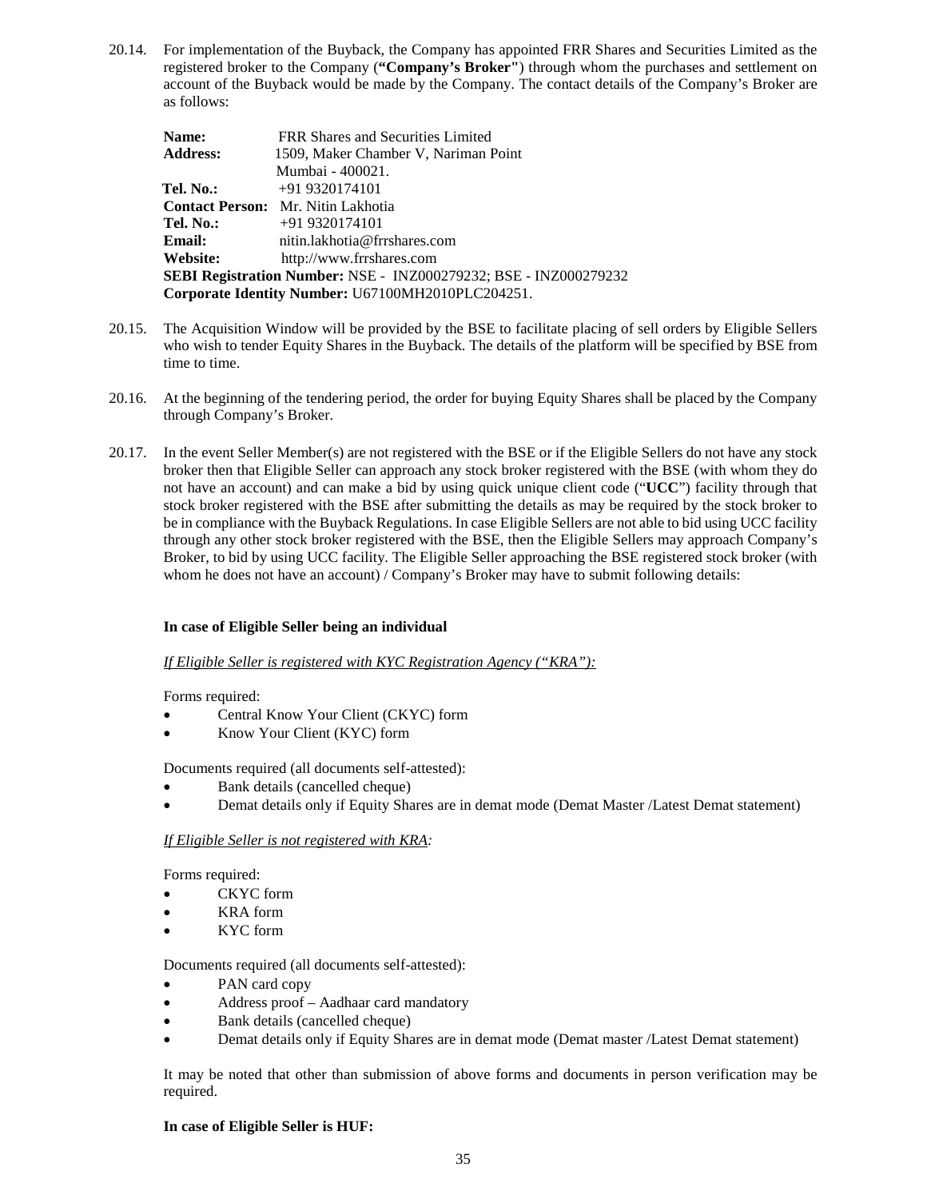20.14. For implementation of the Buyback, the Company has appointed FRR Shares and Securities Limited as the registered broker to the Company (**"Company's Broker"**) through whom the purchases and settlement on account of the Buyback would be made by the Company. The contact details of the Company's Broker are as follows:

**Name:** FRR Shares and Securities Limited
**Address:** 1509, Maker Chamber V, Nariman Point
Mumbai - 400021.
**Tel. No.:** +91 9320174101
**Contact Person:** Mr. Nitin Lakhotia
**Tel. No.:** +91 9320174101
**Email:** nitin.lakhotia@frrshares.com
**Website:** http://www.frrshares.com
**SEBI Registration Number:** NSE - INZ000279232; BSE - INZ000279232
**Corporate Identity Number:** U67100MH2010PLC204251.

20.15. The Acquisition Window will be provided by the BSE to facilitate placing of sell orders by Eligible Sellers who wish to tender Equity Shares in the Buyback. The details of the platform will be specified by BSE from time to time.

20.16. At the beginning of the tendering period, the order for buying Equity Shares shall be placed by the Company through Company's Broker.

20.17. In the event Seller Member(s) are not registered with the BSE or if the Eligible Sellers do not have any stock broker then that Eligible Seller can approach any stock broker registered with the BSE (with whom they do not have an account) and can make a bid by using quick unique client code ("**UCC**") facility through that stock broker registered with the BSE after submitting the details as may be required by the stock broker to be in compliance with the Buyback Regulations. In case Eligible Sellers are not able to bid using UCC facility through any other stock broker registered with the BSE, then the Eligible Sellers may approach Company's Broker, to bid by using UCC facility. The Eligible Seller approaching the BSE registered stock broker (with whom he does not have an account) / Company's Broker may have to submit following details:

**In case of Eligible Seller being an individual**

*If Eligible Seller is registered with KYC Registration Agency ("KRA"):*

Forms required:

- Central Know Your Client (CKYC) form
- Know Your Client (KYC) form

Documents required (all documents self-attested):

- Bank details (cancelled cheque)
- Demat details only if Equity Shares are in demat mode (Demat Master /Latest Demat statement)

*If Eligible Seller is not registered with KRA:*

Forms required:

- CKYC form
- KRA form
- KYC form

Documents required (all documents self-attested):

- PAN card copy
- Address proof – Aadhaar card mandatory
- Bank details (cancelled cheque)
- Demat details only if Equity Shares are in demat mode (Demat master /Latest Demat statement)

It may be noted that other than submission of above forms and documents in person verification may be required.

**In case of Eligible Seller is HUF:**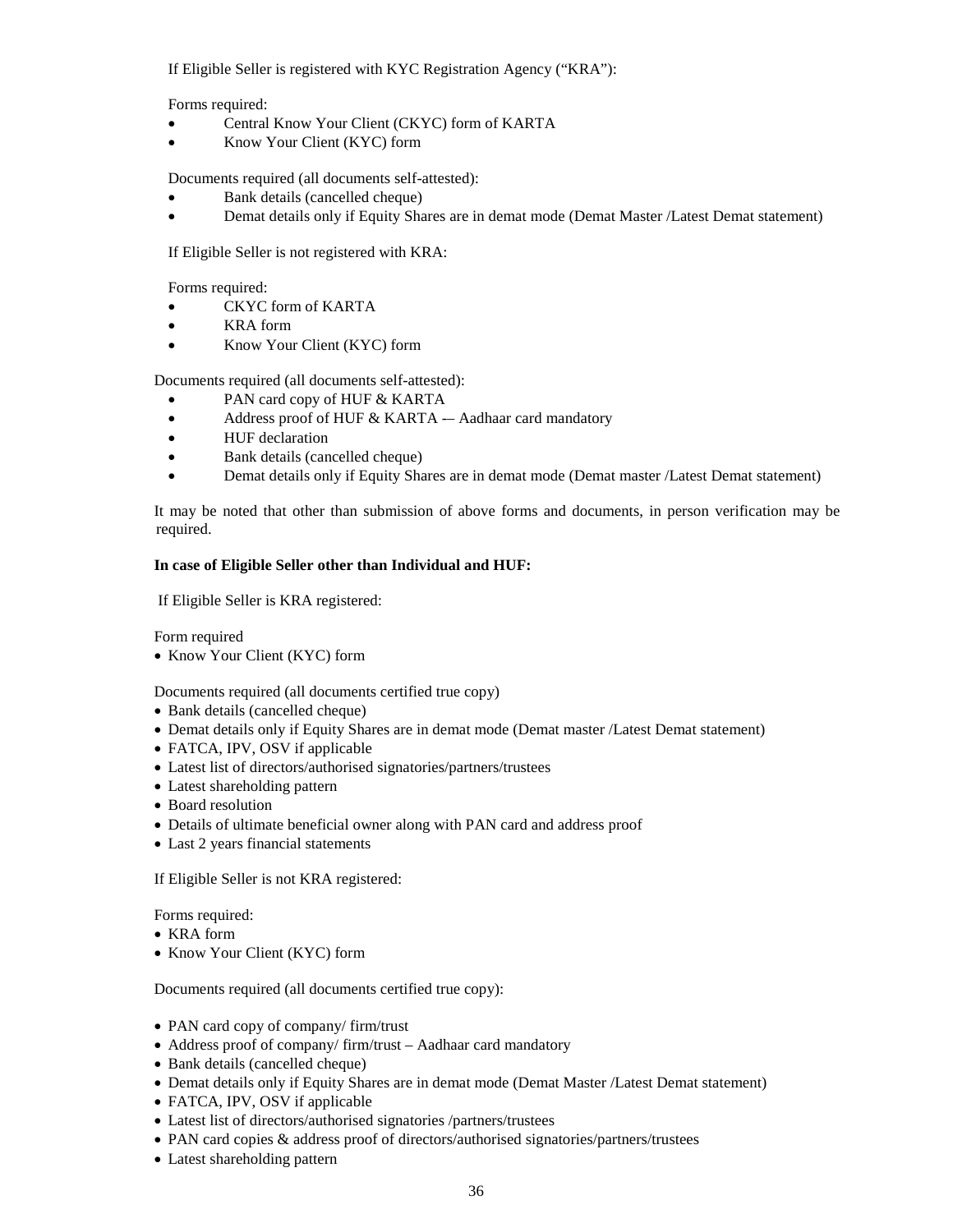If Eligible Seller is registered with KYC Registration Agency ("KRA"):

Forms required:

- Central Know Your Client (CKYC) form of KARTA
- Know Your Client (KYC) form

Documents required (all documents self-attested):

- Bank details (cancelled cheque)
- Demat details only if Equity Shares are in demat mode (Demat Master /Latest Demat statement)

If Eligible Seller is not registered with KRA:

Forms required:

- CKYC form of KARTA
- KRA form
- Know Your Client (KYC) form

Documents required (all documents self-attested):

- PAN card copy of HUF & KARTA
- Address proof of HUF & KARTA -– Aadhaar card mandatory
- HUF declaration
- Bank details (cancelled cheque)
- Demat details only if Equity Shares are in demat mode (Demat master /Latest Demat statement)

It may be noted that other than submission of above forms and documents, in person verification may be required.

**In case of Eligible Seller other than Individual and HUF:**

If Eligible Seller is KRA registered:

Form required

- Know Your Client (KYC) form

Documents required (all documents certified true copy)

- Bank details (cancelled cheque)
- Demat details only if Equity Shares are in demat mode (Demat master /Latest Demat statement)
- FATCA, IPV, OSV if applicable
- Latest list of directors/authorised signatories/partners/trustees
- Latest shareholding pattern
- Board resolution
- Details of ultimate beneficial owner along with PAN card and address proof
- Last 2 years financial statements

If Eligible Seller is not KRA registered:

Forms required:

- KRA form
- Know Your Client (KYC) form

Documents required (all documents certified true copy):

- PAN card copy of company/ firm/trust
- Address proof of company/ firm/trust – Aadhaar card mandatory
- Bank details (cancelled cheque)
- Demat details only if Equity Shares are in demat mode (Demat Master /Latest Demat statement)
- FATCA, IPV, OSV if applicable
- Latest list of directors/authorised signatories /partners/trustees
- PAN card copies & address proof of directors/authorised signatories/partners/trustees
- Latest shareholding pattern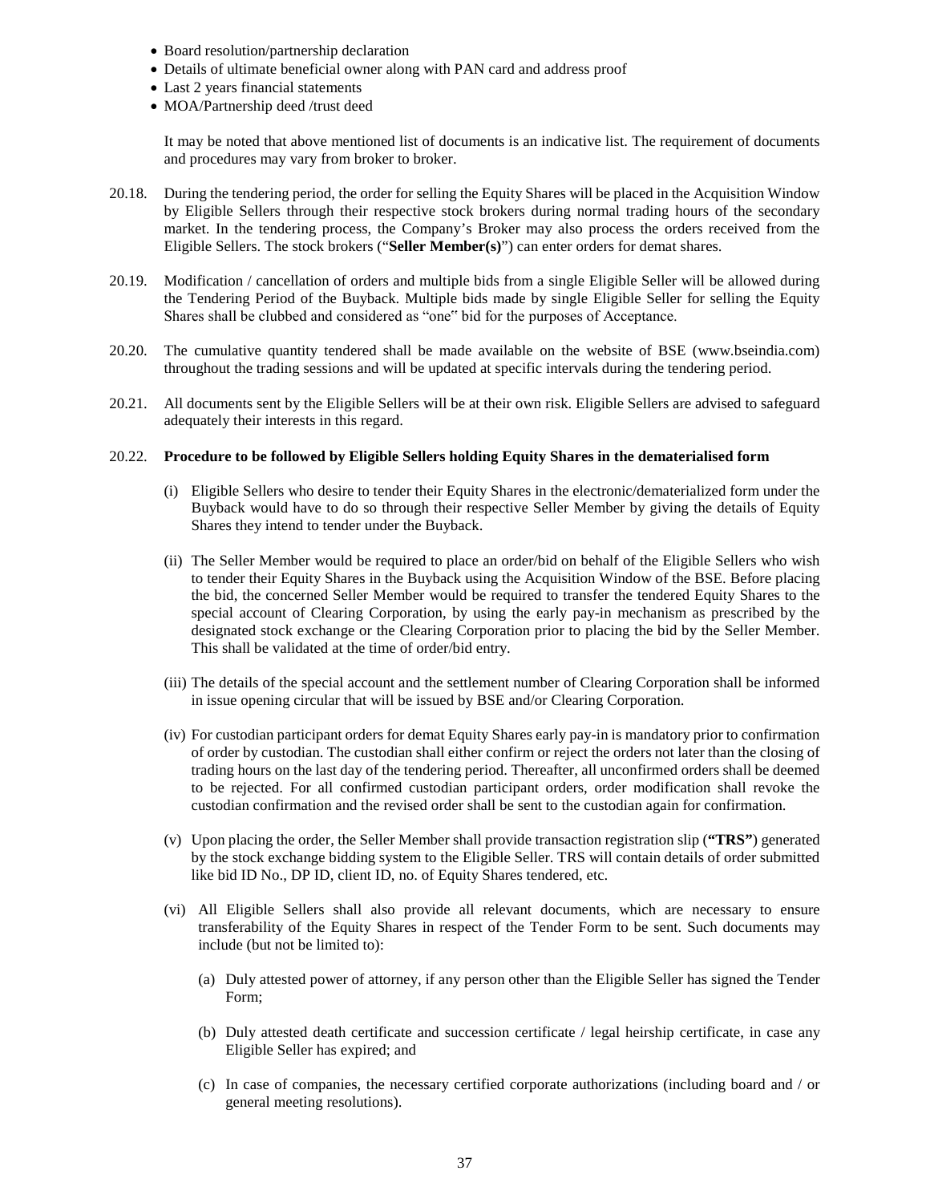- Board resolution/partnership declaration
- Details of ultimate beneficial owner along with PAN card and address proof
- Last 2 years financial statements
- MOA/Partnership deed /trust deed

It may be noted that above mentioned list of documents is an indicative list. The requirement of documents and procedures may vary from broker to broker.

20.18. During the tendering period, the order for selling the Equity Shares will be placed in the Acquisition Window by Eligible Sellers through their respective stock brokers during normal trading hours of the secondary market. In the tendering process, the Company's Broker may also process the orders received from the Eligible Sellers. The stock brokers ("**Seller Member(s)**") can enter orders for demat shares.

20.19. Modification / cancellation of orders and multiple bids from a single Eligible Seller will be allowed during the Tendering Period of the Buyback. Multiple bids made by single Eligible Seller for selling the Equity Shares shall be clubbed and considered as "one" bid for the purposes of Acceptance.

20.20. The cumulative quantity tendered shall be made available on the website of BSE (www.bseindia.com) throughout the trading sessions and will be updated at specific intervals during the tendering period.

20.21. All documents sent by the Eligible Sellers will be at their own risk. Eligible Sellers are advised to safeguard adequately their interests in this regard.

20.22. **Procedure to be followed by Eligible Sellers holding Equity Shares in the dematerialised form**

(i) Eligible Sellers who desire to tender their Equity Shares in the electronic/dematerialized form under the Buyback would have to do so through their respective Seller Member by giving the details of Equity Shares they intend to tender under the Buyback.

(ii) The Seller Member would be required to place an order/bid on behalf of the Eligible Sellers who wish to tender their Equity Shares in the Buyback using the Acquisition Window of the BSE. Before placing the bid, the concerned Seller Member would be required to transfer the tendered Equity Shares to the special account of Clearing Corporation, by using the early pay-in mechanism as prescribed by the designated stock exchange or the Clearing Corporation prior to placing the bid by the Seller Member. This shall be validated at the time of order/bid entry.

(iii) The details of the special account and the settlement number of Clearing Corporation shall be informed in issue opening circular that will be issued by BSE and/or Clearing Corporation.

(iv) For custodian participant orders for demat Equity Shares early pay-in is mandatory prior to confirmation of order by custodian. The custodian shall either confirm or reject the orders not later than the closing of trading hours on the last day of the tendering period. Thereafter, all unconfirmed orders shall be deemed to be rejected. For all confirmed custodian participant orders, order modification shall revoke the custodian confirmation and the revised order shall be sent to the custodian again for confirmation.

(v) Upon placing the order, the Seller Member shall provide transaction registration slip (**"TRS"**) generated by the stock exchange bidding system to the Eligible Seller. TRS will contain details of order submitted like bid ID No., DP ID, client ID, no. of Equity Shares tendered, etc.

(vi) All Eligible Sellers shall also provide all relevant documents, which are necessary to ensure transferability of the Equity Shares in respect of the Tender Form to be sent. Such documents may include (but not be limited to):

(a) Duly attested power of attorney, if any person other than the Eligible Seller has signed the Tender Form;

(b) Duly attested death certificate and succession certificate / legal heirship certificate, in case any Eligible Seller has expired; and

(c) In case of companies, the necessary certified corporate authorizations (including board and / or general meeting resolutions).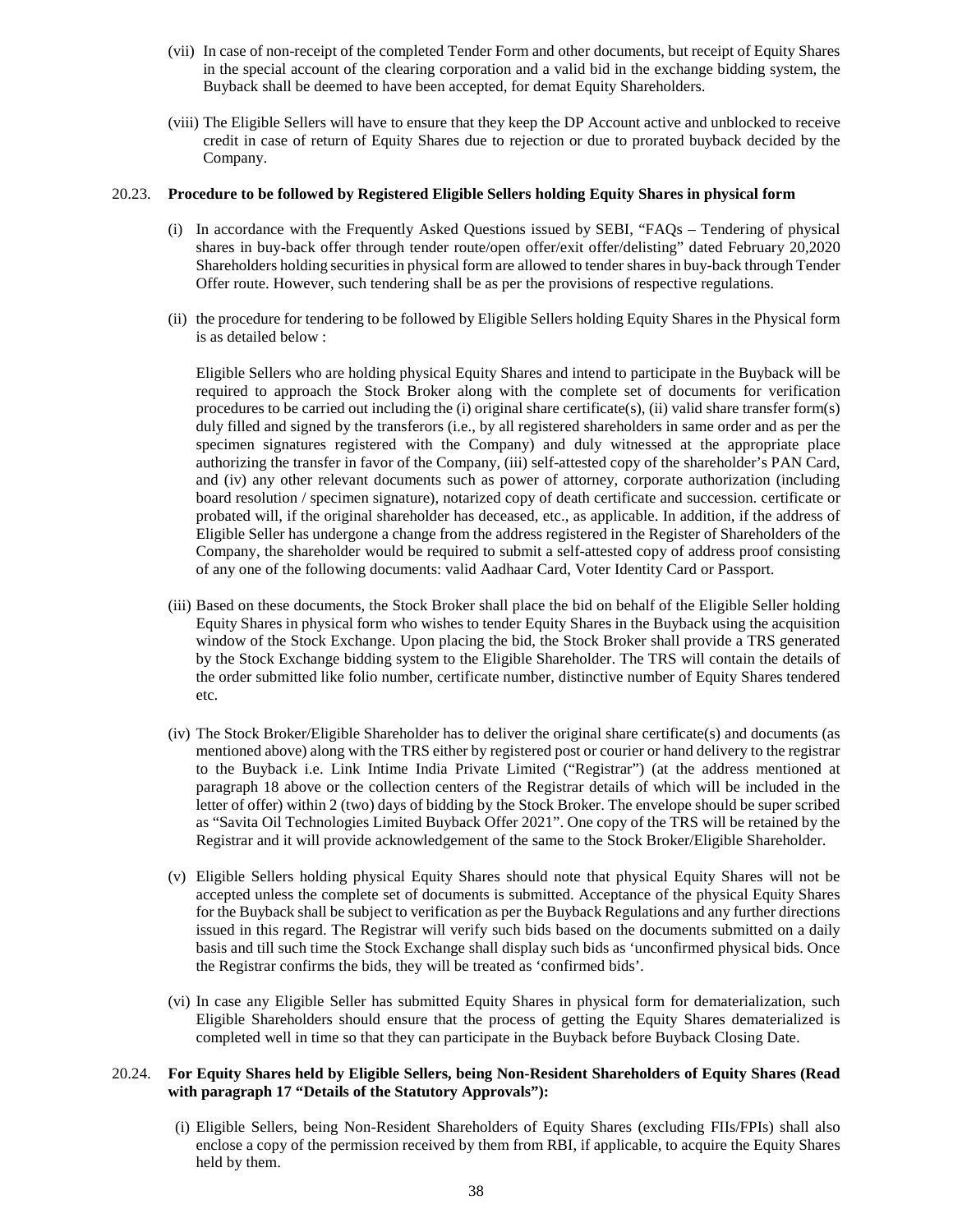(vii) In case of non-receipt of the completed Tender Form and other documents, but receipt of Equity Shares in the special account of the clearing corporation and a valid bid in the exchange bidding system, the Buyback shall be deemed to have been accepted, for demat Equity Shareholders.

(viii) The Eligible Sellers will have to ensure that they keep the DP Account active and unblocked to receive credit in case of return of Equity Shares due to rejection or due to prorated buyback decided by the Company.

20.23. **Procedure to be followed by Registered Eligible Sellers holding Equity Shares in physical form**

(i) In accordance with the Frequently Asked Questions issued by SEBI, "FAQs – Tendering of physical shares in buy-back offer through tender route/open offer/exit offer/delisting" dated February 20,2020 Shareholders holding securities in physical form are allowed to tender shares in buy-back through Tender Offer route. However, such tendering shall be as per the provisions of respective regulations.

(ii) the procedure for tendering to be followed by Eligible Sellers holding Equity Shares in the Physical form is as detailed below :

Eligible Sellers who are holding physical Equity Shares and intend to participate in the Buyback will be required to approach the Stock Broker along with the complete set of documents for verification procedures to be carried out including the (i) original share certificate(s), (ii) valid share transfer form(s) duly filled and signed by the transferors (i.e., by all registered shareholders in same order and as per the specimen signatures registered with the Company) and duly witnessed at the appropriate place authorizing the transfer in favor of the Company, (iii) self-attested copy of the shareholder's PAN Card, and (iv) any other relevant documents such as power of attorney, corporate authorization (including board resolution / specimen signature), notarized copy of death certificate and succession. certificate or probated will, if the original shareholder has deceased, etc., as applicable. In addition, if the address of Eligible Seller has undergone a change from the address registered in the Register of Shareholders of the Company, the shareholder would be required to submit a self-attested copy of address proof consisting of any one of the following documents: valid Aadhaar Card, Voter Identity Card or Passport.

(iii) Based on these documents, the Stock Broker shall place the bid on behalf of the Eligible Seller holding Equity Shares in physical form who wishes to tender Equity Shares in the Buyback using the acquisition window of the Stock Exchange. Upon placing the bid, the Stock Broker shall provide a TRS generated by the Stock Exchange bidding system to the Eligible Shareholder. The TRS will contain the details of the order submitted like folio number, certificate number, distinctive number of Equity Shares tendered etc.

(iv) The Stock Broker/Eligible Shareholder has to deliver the original share certificate(s) and documents (as mentioned above) along with the TRS either by registered post or courier or hand delivery to the registrar to the Buyback i.e. Link Intime India Private Limited ("Registrar") (at the address mentioned at paragraph 18 above or the collection centers of the Registrar details of which will be included in the letter of offer) within 2 (two) days of bidding by the Stock Broker. The envelope should be super scribed as "Savita Oil Technologies Limited Buyback Offer 2021". One copy of the TRS will be retained by the Registrar and it will provide acknowledgement of the same to the Stock Broker/Eligible Shareholder.

(v) Eligible Sellers holding physical Equity Shares should note that physical Equity Shares will not be accepted unless the complete set of documents is submitted. Acceptance of the physical Equity Shares for the Buyback shall be subject to verification as per the Buyback Regulations and any further directions issued in this regard. The Registrar will verify such bids based on the documents submitted on a daily basis and till such time the Stock Exchange shall display such bids as 'unconfirmed physical bids. Once the Registrar confirms the bids, they will be treated as 'confirmed bids'.

(vi) In case any Eligible Seller has submitted Equity Shares in physical form for dematerialization, such Eligible Shareholders should ensure that the process of getting the Equity Shares dematerialized is completed well in time so that they can participate in the Buyback before Buyback Closing Date.

20.24. **For Equity Shares held by Eligible Sellers, being Non-Resident Shareholders of Equity Shares (Read with paragraph 17 "Details of the Statutory Approvals"):**

(i) Eligible Sellers, being Non-Resident Shareholders of Equity Shares (excluding FIIs/FPIs) shall also enclose a copy of the permission received by them from RBI, if applicable, to acquire the Equity Shares held by them.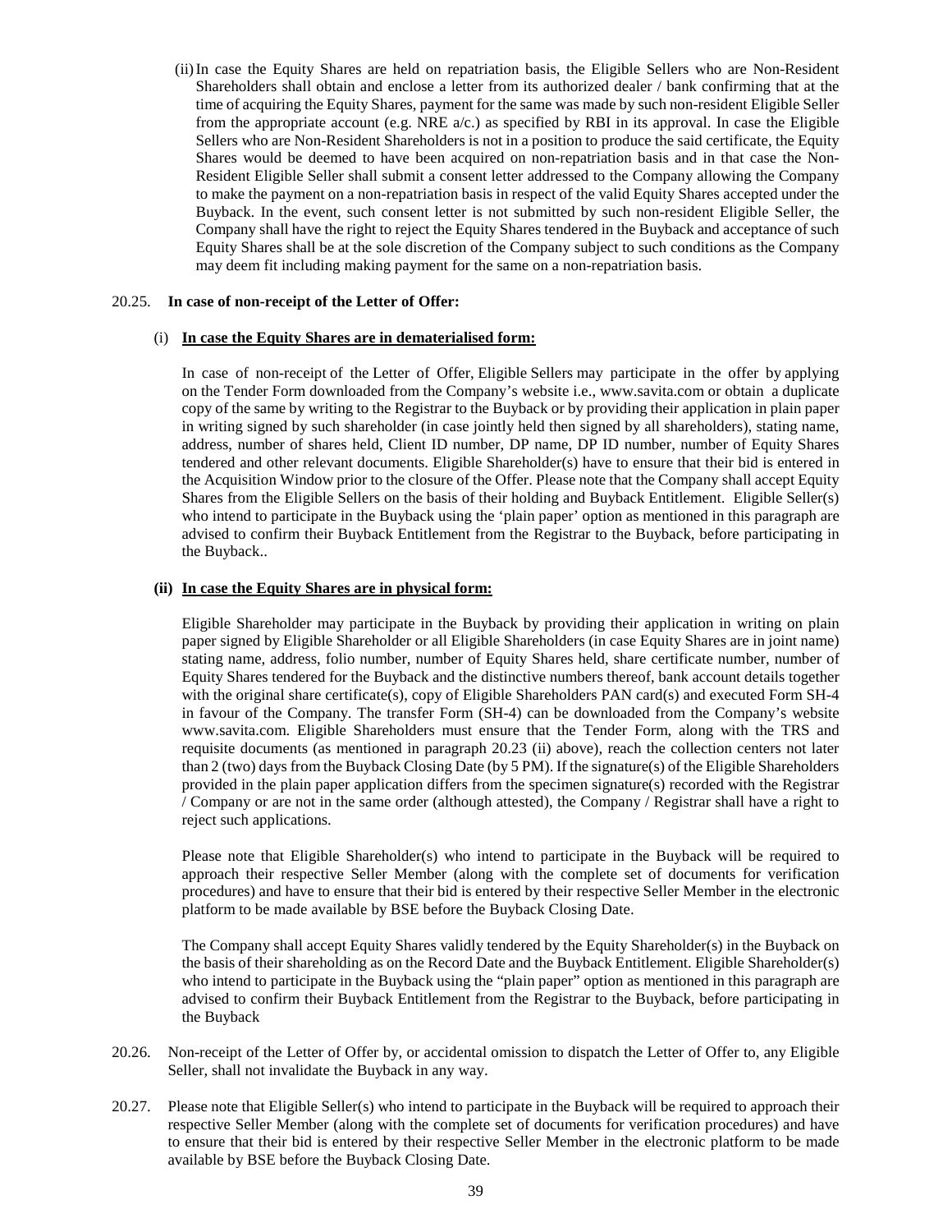(ii) In case the Equity Shares are held on repatriation basis, the Eligible Sellers who are Non-Resident Shareholders shall obtain and enclose a letter from its authorized dealer / bank confirming that at the time of acquiring the Equity Shares, payment for the same was made by such non-resident Eligible Seller from the appropriate account (e.g. NRE a/c.) as specified by RBI in its approval. In case the Eligible Sellers who are Non-Resident Shareholders is not in a position to produce the said certificate, the Equity Shares would be deemed to have been acquired on non-repatriation basis and in that case the Non-Resident Eligible Seller shall submit a consent letter addressed to the Company allowing the Company to make the payment on a non-repatriation basis in respect of the valid Equity Shares accepted under the Buyback. In the event, such consent letter is not submitted by such non-resident Eligible Seller, the Company shall have the right to reject the Equity Shares tendered in the Buyback and acceptance of such Equity Shares shall be at the sole discretion of the Company subject to such conditions as the Company may deem fit including making payment for the same on a non-repatriation basis.

20.25. **In case of non-receipt of the Letter of Offer:**

(i) **In case the Equity Shares are in dematerialised form:**

In case of non-receipt of the Letter of Offer, Eligible Sellers may participate in the offer by applying on the Tender Form downloaded from the Company's website i.e., www.savita.com or obtain a duplicate copy of the same by writing to the Registrar to the Buyback or by providing their application in plain paper in writing signed by such shareholder (in case jointly held then signed by all shareholders), stating name, address, number of shares held, Client ID number, DP name, DP ID number, number of Equity Shares tendered and other relevant documents. Eligible Shareholder(s) have to ensure that their bid is entered in the Acquisition Window prior to the closure of the Offer. Please note that the Company shall accept Equity Shares from the Eligible Sellers on the basis of their holding and Buyback Entitlement. Eligible Seller(s) who intend to participate in the Buyback using the 'plain paper' option as mentioned in this paragraph are advised to confirm their Buyback Entitlement from the Registrar to the Buyback, before participating in the Buyback..

**(ii) In case the Equity Shares are in physical form:**

Eligible Shareholder may participate in the Buyback by providing their application in writing on plain paper signed by Eligible Shareholder or all Eligible Shareholders (in case Equity Shares are in joint name) stating name, address, folio number, number of Equity Shares held, share certificate number, number of Equity Shares tendered for the Buyback and the distinctive numbers thereof, bank account details together with the original share certificate(s), copy of Eligible Shareholders PAN card(s) and executed Form SH-4 in favour of the Company. The transfer Form (SH-4) can be downloaded from the Company's website www.savita.com. Eligible Shareholders must ensure that the Tender Form, along with the TRS and requisite documents (as mentioned in paragraph 20.23 (ii) above), reach the collection centers not later than 2 (two) days from the Buyback Closing Date (by 5 PM). If the signature(s) of the Eligible Shareholders provided in the plain paper application differs from the specimen signature(s) recorded with the Registrar / Company or are not in the same order (although attested), the Company / Registrar shall have a right to reject such applications.

Please note that Eligible Shareholder(s) who intend to participate in the Buyback will be required to approach their respective Seller Member (along with the complete set of documents for verification procedures) and have to ensure that their bid is entered by their respective Seller Member in the electronic platform to be made available by BSE before the Buyback Closing Date.

The Company shall accept Equity Shares validly tendered by the Equity Shareholder(s) in the Buyback on the basis of their shareholding as on the Record Date and the Buyback Entitlement. Eligible Shareholder(s) who intend to participate in the Buyback using the "plain paper" option as mentioned in this paragraph are advised to confirm their Buyback Entitlement from the Registrar to the Buyback, before participating in the Buyback

20.26. Non-receipt of the Letter of Offer by, or accidental omission to dispatch the Letter of Offer to, any Eligible Seller, shall not invalidate the Buyback in any way.

20.27. Please note that Eligible Seller(s) who intend to participate in the Buyback will be required to approach their respective Seller Member (along with the complete set of documents for verification procedures) and have to ensure that their bid is entered by their respective Seller Member in the electronic platform to be made available by BSE before the Buyback Closing Date.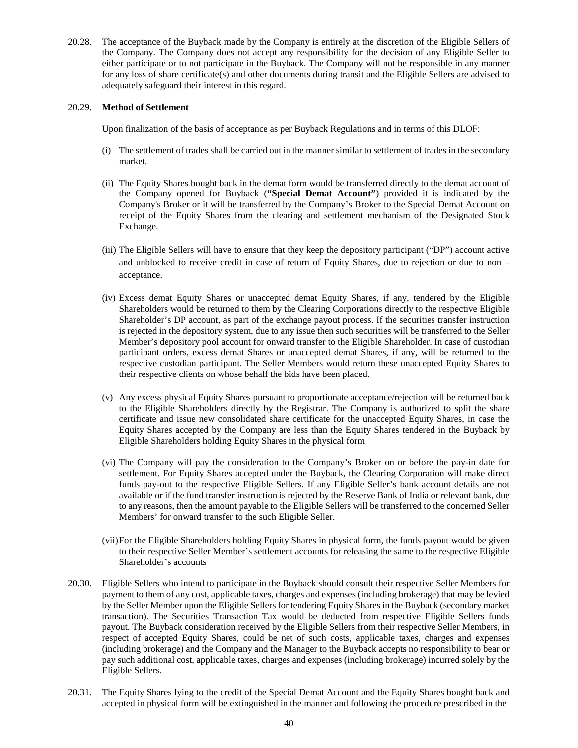20.28. The acceptance of the Buyback made by the Company is entirely at the discretion of the Eligible Sellers of the Company. The Company does not accept any responsibility for the decision of any Eligible Seller to either participate or to not participate in the Buyback. The Company will not be responsible in any manner for any loss of share certificate(s) and other documents during transit and the Eligible Sellers are advised to adequately safeguard their interest in this regard.

20.29. **Method of Settlement**

Upon finalization of the basis of acceptance as per Buyback Regulations and in terms of this DLOF:

(i) The settlement of trades shall be carried out in the manner similar to settlement of trades in the secondary market.

(ii) The Equity Shares bought back in the demat form would be transferred directly to the demat account of the Company opened for Buyback (**"Special Demat Account"**) provided it is indicated by the Company's Broker or it will be transferred by the Company's Broker to the Special Demat Account on receipt of the Equity Shares from the clearing and settlement mechanism of the Designated Stock Exchange.

(iii) The Eligible Sellers will have to ensure that they keep the depository participant ("DP") account active and unblocked to receive credit in case of return of Equity Shares, due to rejection or due to non – acceptance.

(iv) Excess demat Equity Shares or unaccepted demat Equity Shares, if any, tendered by the Eligible Shareholders would be returned to them by the Clearing Corporations directly to the respective Eligible Shareholder's DP account, as part of the exchange payout process. If the securities transfer instruction is rejected in the depository system, due to any issue then such securities will be transferred to the Seller Member's depository pool account for onward transfer to the Eligible Shareholder. In case of custodian participant orders, excess demat Shares or unaccepted demat Shares, if any, will be returned to the respective custodian participant. The Seller Members would return these unaccepted Equity Shares to their respective clients on whose behalf the bids have been placed.

(v) Any excess physical Equity Shares pursuant to proportionate acceptance/rejection will be returned back to the Eligible Shareholders directly by the Registrar. The Company is authorized to split the share certificate and issue new consolidated share certificate for the unaccepted Equity Shares, in case the Equity Shares accepted by the Company are less than the Equity Shares tendered in the Buyback by Eligible Shareholders holding Equity Shares in the physical form

(vi) The Company will pay the consideration to the Company's Broker on or before the pay-in date for settlement. For Equity Shares accepted under the Buyback, the Clearing Corporation will make direct funds pay-out to the respective Eligible Sellers. If any Eligible Seller's bank account details are not available or if the fund transfer instruction is rejected by the Reserve Bank of India or relevant bank, due to any reasons, then the amount payable to the Eligible Sellers will be transferred to the concerned Seller Members' for onward transfer to the such Eligible Seller.

(vii) For the Eligible Shareholders holding Equity Shares in physical form, the funds payout would be given to their respective Seller Member's settlement accounts for releasing the same to the respective Eligible Shareholder's accounts

20.30. Eligible Sellers who intend to participate in the Buyback should consult their respective Seller Members for payment to them of any cost, applicable taxes, charges and expenses (including brokerage) that may be levied by the Seller Member upon the Eligible Sellers for tendering Equity Shares in the Buyback (secondary market transaction). The Securities Transaction Tax would be deducted from respective Eligible Sellers funds payout. The Buyback consideration received by the Eligible Sellers from their respective Seller Members, in respect of accepted Equity Shares, could be net of such costs, applicable taxes, charges and expenses (including brokerage) and the Company and the Manager to the Buyback accepts no responsibility to bear or pay such additional cost, applicable taxes, charges and expenses (including brokerage) incurred solely by the Eligible Sellers.

20.31. The Equity Shares lying to the credit of the Special Demat Account and the Equity Shares bought back and accepted in physical form will be extinguished in the manner and following the procedure prescribed in the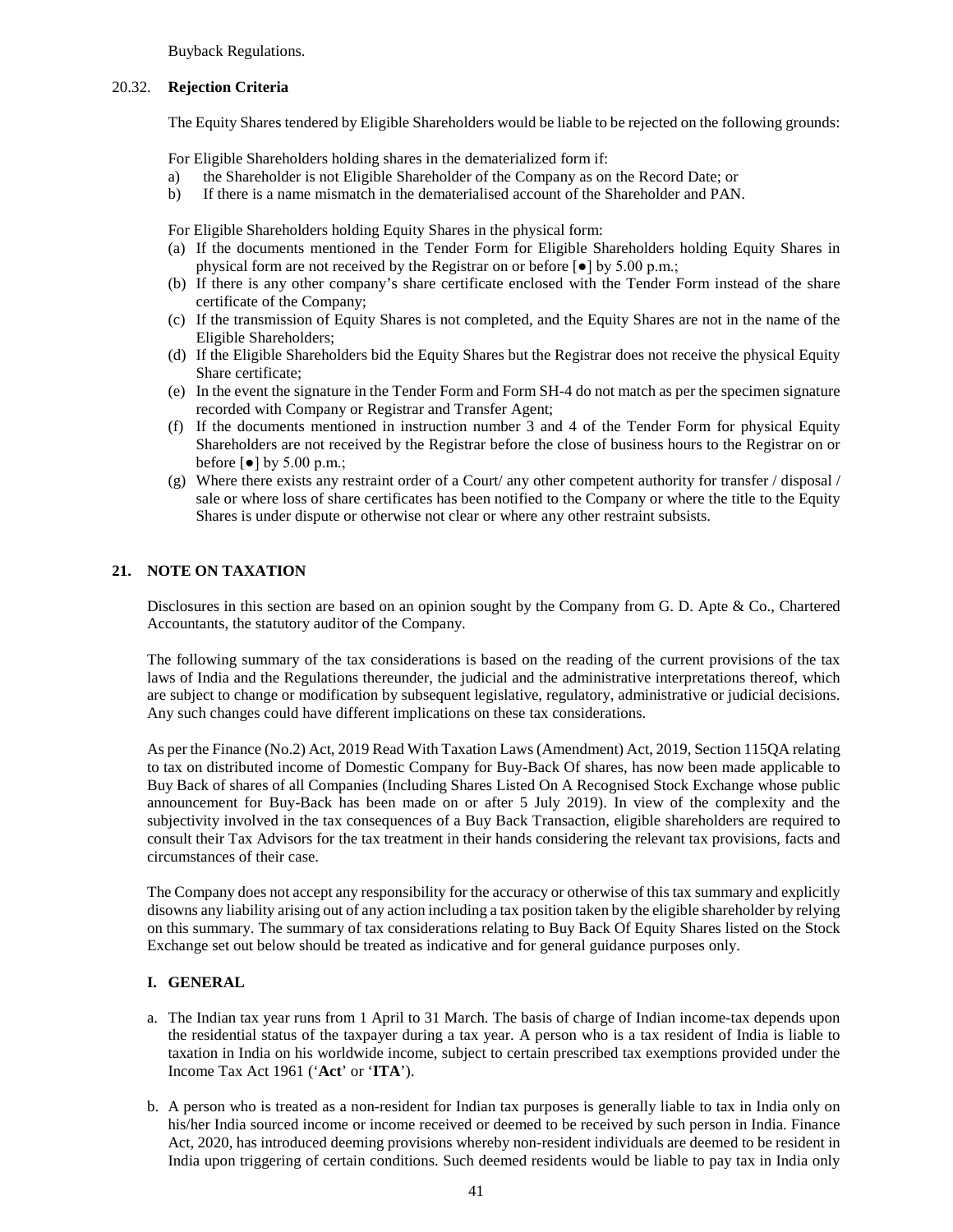Buyback Regulations.

20.32. **Rejection Criteria**

The Equity Shares tendered by Eligible Shareholders would be liable to be rejected on the following grounds:

For Eligible Shareholders holding shares in the dematerialized form if:

a) the Shareholder is not Eligible Shareholder of the Company as on the Record Date; or
b) If there is a name mismatch in the dematerialised account of the Shareholder and PAN.

For Eligible Shareholders holding Equity Shares in the physical form:

(a) If the documents mentioned in the Tender Form for Eligible Shareholders holding Equity Shares in physical form are not received by the Registrar on or before [●] by 5.00 p.m.;
(b) If there is any other company's share certificate enclosed with the Tender Form instead of the share certificate of the Company;
(c) If the transmission of Equity Shares is not completed, and the Equity Shares are not in the name of the Eligible Shareholders;
(d) If the Eligible Shareholders bid the Equity Shares but the Registrar does not receive the physical Equity Share certificate;
(e) In the event the signature in the Tender Form and Form SH-4 do not match as per the specimen signature recorded with Company or Registrar and Transfer Agent;
(f) If the documents mentioned in instruction number 3 and 4 of the Tender Form for physical Equity Shareholders are not received by the Registrar before the close of business hours to the Registrar on or before [●] by 5.00 p.m.;
(g) Where there exists any restraint order of a Court/ any other competent authority for transfer / disposal / sale or where loss of share certificates has been notified to the Company or where the title to the Equity Shares is under dispute or otherwise not clear or where any other restraint subsists.

## 21. NOTE ON TAXATION

Disclosures in this section are based on an opinion sought by the Company from G. D. Apte & Co., Chartered Accountants, the statutory auditor of the Company.

The following summary of the tax considerations is based on the reading of the current provisions of the tax laws of India and the Regulations thereunder, the judicial and the administrative interpretations thereof, which are subject to change or modification by subsequent legislative, regulatory, administrative or judicial decisions. Any such changes could have different implications on these tax considerations.

As per the Finance (No.2) Act, 2019 Read With Taxation Laws (Amendment) Act, 2019, Section 115QA relating to tax on distributed income of Domestic Company for Buy-Back Of shares, has now been made applicable to Buy Back of shares of all Companies (Including Shares Listed On A Recognised Stock Exchange whose public announcement for Buy-Back has been made on or after 5 July 2019). In view of the complexity and the subjectivity involved in the tax consequences of a Buy Back Transaction, eligible shareholders are required to consult their Tax Advisors for the tax treatment in their hands considering the relevant tax provisions, facts and circumstances of their case.

The Company does not accept any responsibility for the accuracy or otherwise of this tax summary and explicitly disowns any liability arising out of any action including a tax position taken by the eligible shareholder by relying on this summary. The summary of tax considerations relating to Buy Back Of Equity Shares listed on the Stock Exchange set out below should be treated as indicative and for general guidance purposes only.

### I. GENERAL

a. The Indian tax year runs from 1 April to 31 March. The basis of charge of Indian income-tax depends upon the residential status of the taxpayer during a tax year. A person who is a tax resident of India is liable to taxation in India on his worldwide income, subject to certain prescribed tax exemptions provided under the Income Tax Act 1961 ('**Act**' or '**ITA**').

b. A person who is treated as a non-resident for Indian tax purposes is generally liable to tax in India only on his/her India sourced income or income received or deemed to be received by such person in India. Finance Act, 2020, has introduced deeming provisions whereby non-resident individuals are deemed to be resident in India upon triggering of certain conditions. Such deemed residents would be liable to pay tax in India only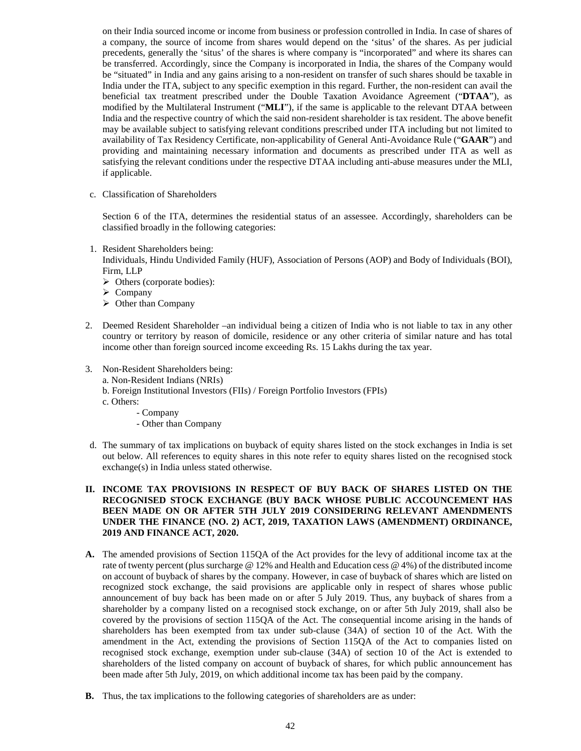on their India sourced income or income from business or profession controlled in India. In case of shares of a company, the source of income from shares would depend on the 'situs' of the shares. As per judicial precedents, generally the 'situs' of the shares is where company is "incorporated" and where its shares can be transferred. Accordingly, since the Company is incorporated in India, the shares of the Company would be "situated" in India and any gains arising to a non-resident on transfer of such shares should be taxable in India under the ITA, subject to any specific exemption in this regard. Further, the non-resident can avail the beneficial tax treatment prescribed under the Double Taxation Avoidance Agreement ("**DTAA**"), as modified by the Multilateral Instrument ("**MLI**"), if the same is applicable to the relevant DTAA between India and the respective country of which the said non-resident shareholder is tax resident. The above benefit may be available subject to satisfying relevant conditions prescribed under ITA including but not limited to availability of Tax Residency Certificate, non-applicability of General Anti-Avoidance Rule ("**GAAR**") and providing and maintaining necessary information and documents as prescribed under ITA as well as satisfying the relevant conditions under the respective DTAA including anti-abuse measures under the MLI, if applicable.

c. Classification of Shareholders

Section 6 of the ITA, determines the residential status of an assessee. Accordingly, shareholders can be classified broadly in the following categories:

1. Resident Shareholders being:
   Individuals, Hindu Undivided Family (HUF), Association of Persons (AOP) and Body of Individuals (BOI), Firm, LLP
   - Others (corporate bodies):
   - Company
   - Other than Company

2. Deemed Resident Shareholder –an individual being a citizen of India who is not liable to tax in any other country or territory by reason of domicile, residence or any other criteria of similar nature and has total income other than foreign sourced income exceeding Rs. 15 Lakhs during the tax year.

3. Non-Resident Shareholders being:
   a. Non-Resident Indians (NRIs)
   b. Foreign Institutional Investors (FIIs) / Foreign Portfolio Investors (FPIs)
   c. Others:
      - Company
      - Other than Company

d. The summary of tax implications on buyback of equity shares listed on the stock exchanges in India is set out below. All references to equity shares in this note refer to equity shares listed on the recognised stock exchange(s) in India unless stated otherwise.

## II. INCOME TAX PROVISIONS IN RESPECT OF BUY BACK OF SHARES LISTED ON THE RECOGNISED STOCK EXCHANGE (BUY BACK WHOSE PUBLIC ACCOUNCEMENT HAS BEEN MADE ON OR AFTER 5TH JULY 2019 CONSIDERING RELEVANT AMENDMENTS UNDER THE FINANCE (NO. 2) ACT, 2019, TAXATION LAWS (AMENDMENT) ORDINANCE, 2019 AND FINANCE ACT, 2020.

**A.** The amended provisions of Section 115QA of the Act provides for the levy of additional income tax at the rate of twenty percent (plus surcharge @ 12% and Health and Education cess @ 4%) of the distributed income on account of buyback of shares by the company. However, in case of buyback of shares which are listed on recognized stock exchange, the said provisions are applicable only in respect of shares whose public announcement of buy back has been made on or after 5 July 2019. Thus, any buyback of shares from a shareholder by a company listed on a recognised stock exchange, on or after 5th July 2019, shall also be covered by the provisions of section 115QA of the Act. The consequential income arising in the hands of shareholders has been exempted from tax under sub-clause (34A) of section 10 of the Act. With the amendment in the Act, extending the provisions of Section 115QA of the Act to companies listed on recognised stock exchange, exemption under sub-clause (34A) of section 10 of the Act is extended to shareholders of the listed company on account of buyback of shares, for which public announcement has been made after 5th July, 2019, on which additional income tax has been paid by the company.

**B.** Thus, the tax implications to the following categories of shareholders are as under: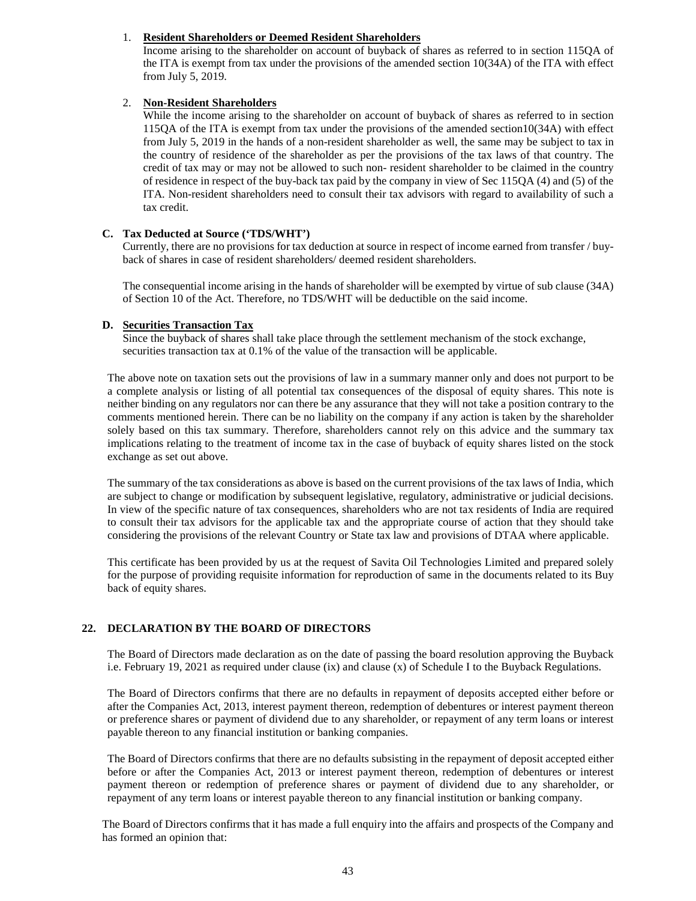1. **Resident Shareholders or Deemed Resident Shareholders**

   Income arising to the shareholder on account of buyback of shares as referred to in section 115QA of the ITA is exempt from tax under the provisions of the amended section 10(34A) of the ITA with effect from July 5, 2019.

2. **Non-Resident Shareholders**

   While the income arising to the shareholder on account of buyback of shares as referred to in section 115QA of the ITA is exempt from tax under the provisions of the amended section10(34A) with effect from July 5, 2019 in the hands of a non-resident shareholder as well, the same may be subject to tax in the country of residence of the shareholder as per the provisions of the tax laws of that country. The credit of tax may or may not be allowed to such non- resident shareholder to be claimed in the country of residence in respect of the buy-back tax paid by the company in view of Sec 115QA (4) and (5) of the ITA. Non-resident shareholders need to consult their tax advisors with regard to availability of such a tax credit.

**C. Tax Deducted at Source ('TDS/WHT')**

Currently, there are no provisions for tax deduction at source in respect of income earned from transfer / buy-back of shares in case of resident shareholders/ deemed resident shareholders.

The consequential income arising in the hands of shareholder will be exempted by virtue of sub clause (34A) of Section 10 of the Act. Therefore, no TDS/WHT will be deductible on the said income.

**D. Securities Transaction Tax**

Since the buyback of shares shall take place through the settlement mechanism of the stock exchange, securities transaction tax at 0.1% of the value of the transaction will be applicable.

The above note on taxation sets out the provisions of law in a summary manner only and does not purport to be a complete analysis or listing of all potential tax consequences of the disposal of equity shares. This note is neither binding on any regulators nor can there be any assurance that they will not take a position contrary to the comments mentioned herein. There can be no liability on the company if any action is taken by the shareholder solely based on this tax summary. Therefore, shareholders cannot rely on this advice and the summary tax implications relating to the treatment of income tax in the case of buyback of equity shares listed on the stock exchange as set out above.

The summary of the tax considerations as above is based on the current provisions of the tax laws of India, which are subject to change or modification by subsequent legislative, regulatory, administrative or judicial decisions. In view of the specific nature of tax consequences, shareholders who are not tax residents of India are required to consult their tax advisors for the applicable tax and the appropriate course of action that they should take considering the provisions of the relevant Country or State tax law and provisions of DTAA where applicable.

This certificate has been provided by us at the request of Savita Oil Technologies Limited and prepared solely for the purpose of providing requisite information for reproduction of same in the documents related to its Buy back of equity shares.

## 22. DECLARATION BY THE BOARD OF DIRECTORS

The Board of Directors made declaration as on the date of passing the board resolution approving the Buyback i.e. February 19, 2021 as required under clause (ix) and clause (x) of Schedule I to the Buyback Regulations.

The Board of Directors confirms that there are no defaults in repayment of deposits accepted either before or after the Companies Act, 2013, interest payment thereon, redemption of debentures or interest payment thereon or preference shares or payment of dividend due to any shareholder, or repayment of any term loans or interest payable thereon to any financial institution or banking companies.

The Board of Directors confirms that there are no defaults subsisting in the repayment of deposit accepted either before or after the Companies Act, 2013 or interest payment thereon, redemption of debentures or interest payment thereon or redemption of preference shares or payment of dividend due to any shareholder, or repayment of any term loans or interest payable thereon to any financial institution or banking company.

The Board of Directors confirms that it has made a full enquiry into the affairs and prospects of the Company and has formed an opinion that: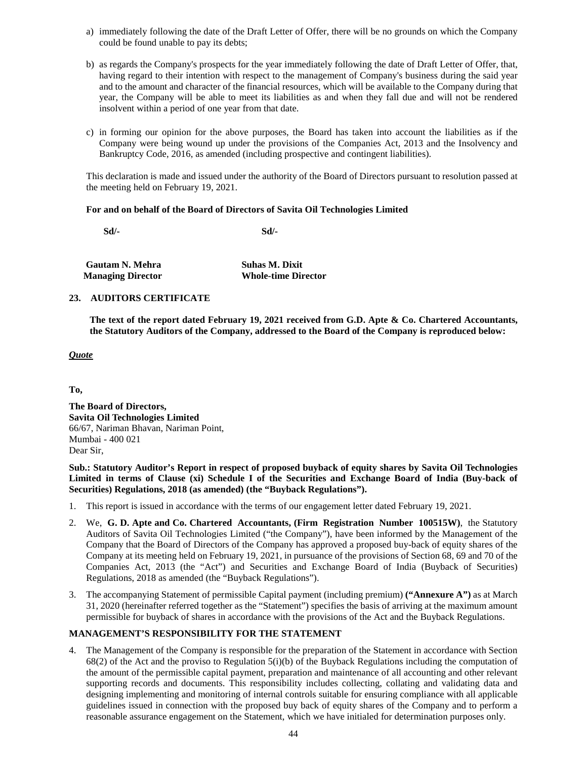a) immediately following the date of the Draft Letter of Offer, there will be no grounds on which the Company could be found unable to pay its debts;

b) as regards the Company's prospects for the year immediately following the date of Draft Letter of Offer, that, having regard to their intention with respect to the management of Company's business during the said year and to the amount and character of the financial resources, which will be available to the Company during that year, the Company will be able to meet its liabilities as and when they fall due and will not be rendered insolvent within a period of one year from that date.

c) in forming our opinion for the above purposes, the Board has taken into account the liabilities as if the Company were being wound up under the provisions of the Companies Act, 2013 and the Insolvency and Bankruptcy Code, 2016, as amended (including prospective and contingent liabilities).

This declaration is made and issued under the authority of the Board of Directors pursuant to resolution passed at the meeting held on February 19, 2021.

**For and on behalf of the Board of Directors of Savita Oil Technologies Limited**

| **Sd/-** | **Sd/-** |
|---|---|
| **Gautam N. Mehra** | **Suhas M. Dixit** |
| **Managing Director** | **Whole-time Director** |

## 23. AUDITORS CERTIFICATE

**The text of the report dated February 19, 2021 received from G.D. Apte & Co. Chartered Accountants, the Statutory Auditors of the Company, addressed to the Board of the Company is reproduced below:**

***Quote***

**To,**

**The Board of Directors,**
**Savita Oil Technologies Limited**
66/67, Nariman Bhavan, Nariman Point,
Mumbai - 400 021
Dear Sir,

**Sub.: Statutory Auditor's Report in respect of proposed buyback of equity shares by Savita Oil Technologies Limited in terms of Clause (xi) Schedule I of the Securities and Exchange Board of India (Buy-back of Securities) Regulations, 2018 (as amended) (the "Buyback Regulations").**

1. This report is issued in accordance with the terms of our engagement letter dated February 19, 2021.

2. We, **G. D. Apte and Co. Chartered Accountants, (Firm Registration Number 100515W)**, the Statutory Auditors of Savita Oil Technologies Limited ("the Company"), have been informed by the Management of the Company that the Board of Directors of the Company has approved a proposed buy-back of equity shares of the Company at its meeting held on February 19, 2021, in pursuance of the provisions of Section 68, 69 and 70 of the Companies Act, 2013 (the "Act") and Securities and Exchange Board of India (Buyback of Securities) Regulations, 2018 as amended (the "Buyback Regulations").

3. The accompanying Statement of permissible Capital payment (including premium) **("Annexure A")** as at March 31, 2020 (hereinafter referred together as the "Statement") specifies the basis of arriving at the maximum amount permissible for buyback of shares in accordance with the provisions of the Act and the Buyback Regulations.

### MANAGEMENT'S RESPONSIBILITY FOR THE STATEMENT

4. The Management of the Company is responsible for the preparation of the Statement in accordance with Section 68(2) of the Act and the proviso to Regulation 5(i)(b) of the Buyback Regulations including the computation of the amount of the permissible capital payment, preparation and maintenance of all accounting and other relevant supporting records and documents. This responsibility includes collecting, collating and validating data and designing implementing and monitoring of internal controls suitable for ensuring compliance with all applicable guidelines issued in connection with the proposed buy back of equity shares of the Company and to perform a reasonable assurance engagement on the Statement, which we have initialed for determination purposes only.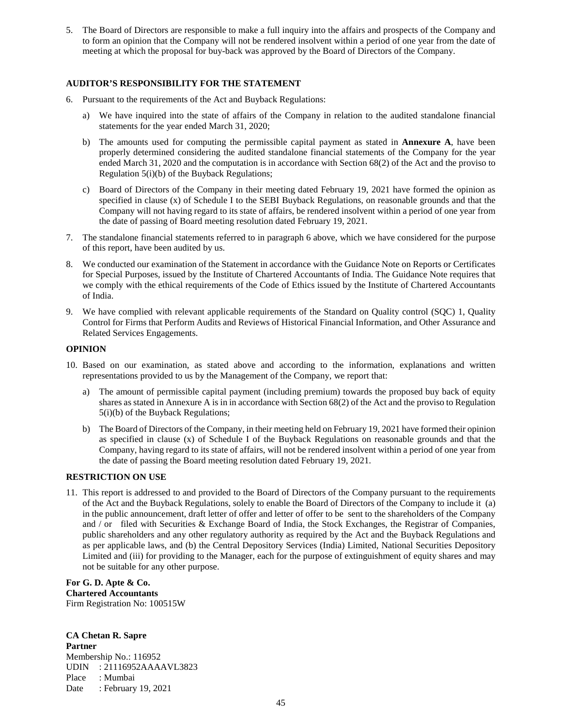5. The Board of Directors are responsible to make a full inquiry into the affairs and prospects of the Company and to form an opinion that the Company will not be rendered insolvent within a period of one year from the date of meeting at which the proposal for buy-back was approved by the Board of Directors of the Company.

**AUDITOR'S RESPONSIBILITY FOR THE STATEMENT**

6. Pursuant to the requirements of the Act and Buyback Regulations:

   a) We have inquired into the state of affairs of the Company in relation to the audited standalone financial statements for the year ended March 31, 2020;

   b) The amounts used for computing the permissible capital payment as stated in **Annexure A**, have been properly determined considering the audited standalone financial statements of the Company for the year ended March 31, 2020 and the computation is in accordance with Section 68(2) of the Act and the proviso to Regulation 5(i)(b) of the Buyback Regulations;

   c) Board of Directors of the Company in their meeting dated February 19, 2021 have formed the opinion as specified in clause (x) of Schedule I to the SEBI Buyback Regulations, on reasonable grounds and that the Company will not having regard to its state of affairs, be rendered insolvent within a period of one year from the date of passing of Board meeting resolution dated February 19, 2021.

7. The standalone financial statements referred to in paragraph 6 above, which we have considered for the purpose of this report, have been audited by us.

8. We conducted our examination of the Statement in accordance with the Guidance Note on Reports or Certificates for Special Purposes, issued by the Institute of Chartered Accountants of India. The Guidance Note requires that we comply with the ethical requirements of the Code of Ethics issued by the Institute of Chartered Accountants of India.

9. We have complied with relevant applicable requirements of the Standard on Quality control (SQC) 1, Quality Control for Firms that Perform Audits and Reviews of Historical Financial Information, and Other Assurance and Related Services Engagements.

**OPINION**

10. Based on our examination, as stated above and according to the information, explanations and written representations provided to us by the Management of the Company, we report that:

    a) The amount of permissible capital payment (including premium) towards the proposed buy back of equity shares as stated in Annexure A is in in accordance with Section 68(2) of the Act and the proviso to Regulation 5(i)(b) of the Buyback Regulations;

    b) The Board of Directors of the Company, in their meeting held on February 19, 2021 have formed their opinion as specified in clause (x) of Schedule I of the Buyback Regulations on reasonable grounds and that the Company, having regard to its state of affairs, will not be rendered insolvent within a period of one year from the date of passing the Board meeting resolution dated February 19, 2021.

**RESTRICTION ON USE**

11. This report is addressed to and provided to the Board of Directors of the Company pursuant to the requirements of the Act and the Buyback Regulations, solely to enable the Board of Directors of the Company to include it (a) in the public announcement, draft letter of offer and letter of offer to be sent to the shareholders of the Company and / or filed with Securities & Exchange Board of India, the Stock Exchanges, the Registrar of Companies, public shareholders and any other regulatory authority as required by the Act and the Buyback Regulations and as per applicable laws, and (b) the Central Depository Services (India) Limited, National Securities Depository Limited and (iii) for providing to the Manager, each for the purpose of extinguishment of equity shares and may not be suitable for any other purpose.

**For G. D. Apte & Co.**
**Chartered Accountants**
Firm Registration No: 100515W

**CA Chetan R. Sapre**
**Partner**
Membership No.: 116952
UDIN : 21116952AAAAVL3823
Place : Mumbai
Date : February 19, 2021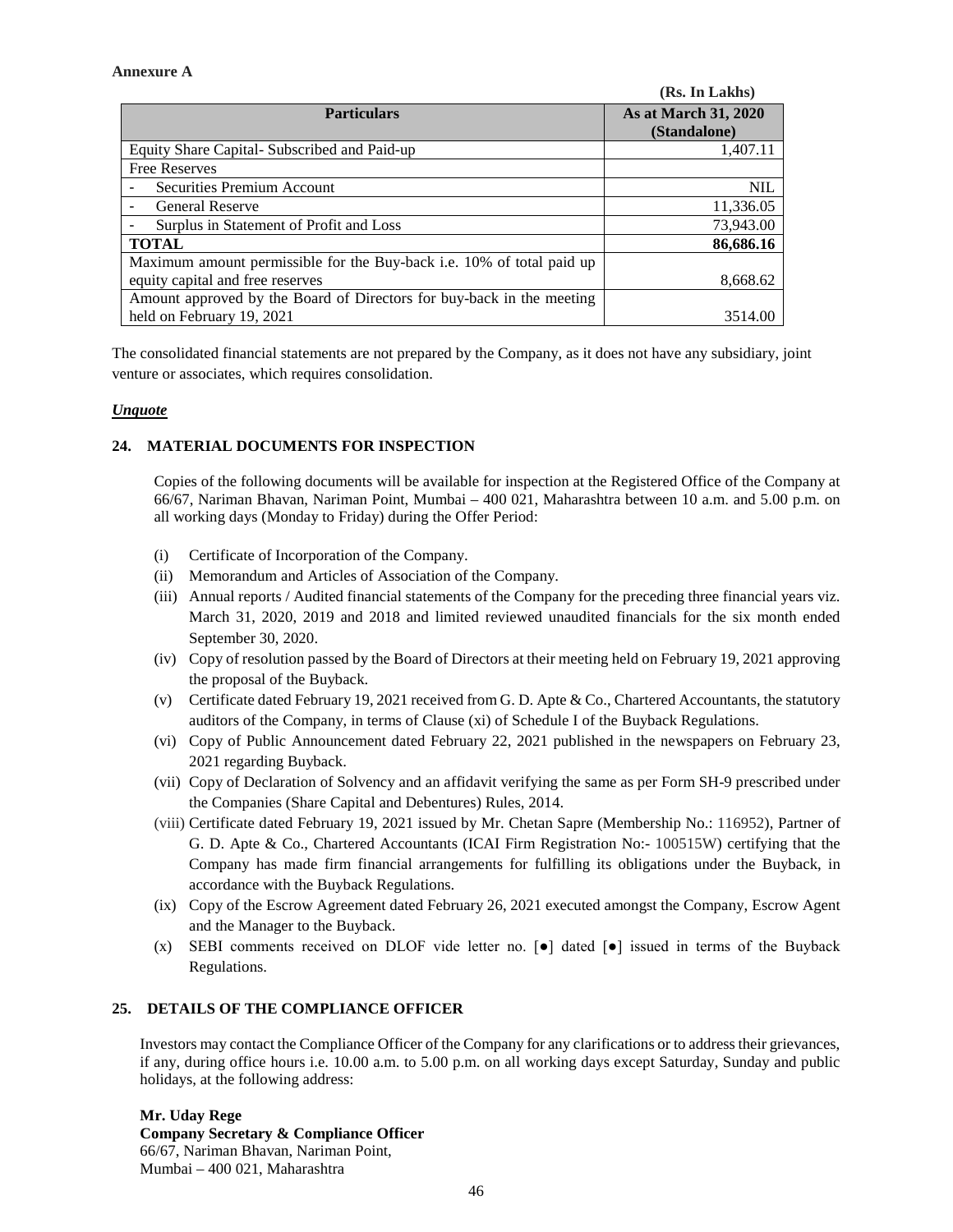**Annexure A**

(Rs. In Lakhs)

| Particulars | As at March 31, 2020 (Standalone) |
|---|---|
| Equity Share Capital- Subscribed and Paid-up | 1,407.11 |
| Free Reserves | |
| - Securities Premium Account | NIL |
| - General Reserve | 11,336.05 |
| - Surplus in Statement of Profit and Loss | 73,943.00 |
| **TOTAL** | **86,686.16** |
| Maximum amount permissible for the Buy-back i.e. 10% of total paid up equity capital and free reserves | 8,668.62 |
| Amount approved by the Board of Directors for buy-back in the meeting held on February 19, 2021 | 3514.00 |

The consolidated financial statements are not prepared by the Company, as it does not have any subsidiary, joint venture or associates, which requires consolidation.

***Unquote***

## 24. MATERIAL DOCUMENTS FOR INSPECTION

Copies of the following documents will be available for inspection at the Registered Office of the Company at 66/67, Nariman Bhavan, Nariman Point, Mumbai – 400 021, Maharashtra between 10 a.m. and 5.00 p.m. on all working days (Monday to Friday) during the Offer Period:

(i) Certificate of Incorporation of the Company.

(ii) Memorandum and Articles of Association of the Company.

(iii) Annual reports / Audited financial statements of the Company for the preceding three financial years viz. March 31, 2020, 2019 and 2018 and limited reviewed unaudited financials for the six month ended September 30, 2020.

(iv) Copy of resolution passed by the Board of Directors at their meeting held on February 19, 2021 approving the proposal of the Buyback.

(v) Certificate dated February 19, 2021 received from G. D. Apte & Co., Chartered Accountants, the statutory auditors of the Company, in terms of Clause (xi) of Schedule I of the Buyback Regulations.

(vi) Copy of Public Announcement dated February 22, 2021 published in the newspapers on February 23, 2021 regarding Buyback.

(vii) Copy of Declaration of Solvency and an affidavit verifying the same as per Form SH-9 prescribed under the Companies (Share Capital and Debentures) Rules, 2014.

(viii) Certificate dated February 19, 2021 issued by Mr. Chetan Sapre (Membership No.: 116952), Partner of G. D. Apte & Co., Chartered Accountants (ICAI Firm Registration No:- 100515W) certifying that the Company has made firm financial arrangements for fulfilling its obligations under the Buyback, in accordance with the Buyback Regulations.

(ix) Copy of the Escrow Agreement dated February 26, 2021 executed amongst the Company, Escrow Agent and the Manager to the Buyback.

(x) SEBI comments received on DLOF vide letter no. [●] dated [●] issued in terms of the Buyback Regulations.

## 25. DETAILS OF THE COMPLIANCE OFFICER

Investors may contact the Compliance Officer of the Company for any clarifications or to address their grievances, if any, during office hours i.e. 10.00 a.m. to 5.00 p.m. on all working days except Saturday, Sunday and public holidays, at the following address:

**Mr. Uday Rege**
**Company Secretary & Compliance Officer**
66/67, Nariman Bhavan, Nariman Point,
Mumbai – 400 021, Maharashtra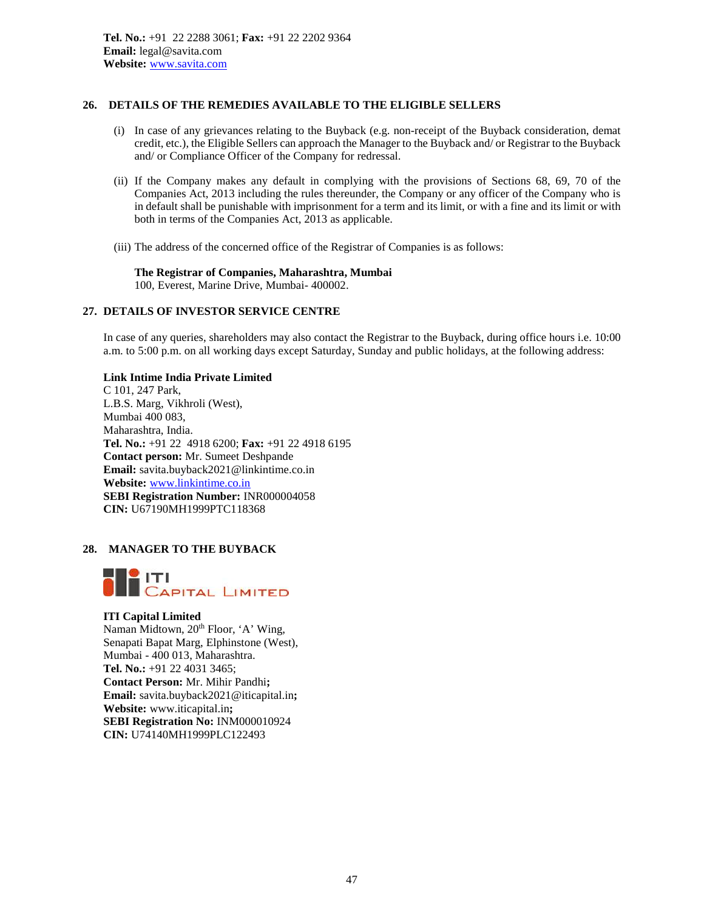**Tel. No.:** +91 22 2288 3061; **Fax:** +91 22 2202 9364
**Email:** legal@savita.com
**Website:** www.savita.com

## 26. DETAILS OF THE REMEDIES AVAILABLE TO THE ELIGIBLE SELLERS

(i) In case of any grievances relating to the Buyback (e.g. non-receipt of the Buyback consideration, demat credit, etc.), the Eligible Sellers can approach the Manager to the Buyback and/ or Registrar to the Buyback and/ or Compliance Officer of the Company for redressal.

(ii) If the Company makes any default in complying with the provisions of Sections 68, 69, 70 of the Companies Act, 2013 including the rules thereunder, the Company or any officer of the Company who is in default shall be punishable with imprisonment for a term and its limit, or with a fine and its limit or with both in terms of the Companies Act, 2013 as applicable.

(iii) The address of the concerned office of the Registrar of Companies is as follows:

**The Registrar of Companies, Maharashtra, Mumbai**
100, Everest, Marine Drive, Mumbai- 400002.

## 27. DETAILS OF INVESTOR SERVICE CENTRE

In case of any queries, shareholders may also contact the Registrar to the Buyback, during office hours i.e. 10:00 a.m. to 5:00 p.m. on all working days except Saturday, Sunday and public holidays, at the following address:

**Link Intime India Private Limited**
C 101, 247 Park,
L.B.S. Marg, Vikhroli (West),
Mumbai 400 083,
Maharashtra, India.
**Tel. No.:** +91 22 4918 6200; **Fax:** +91 22 4918 6195
**Contact person:** Mr. Sumeet Deshpande
**Email:** savita.buyback2021@linkintime.co.in
**Website:** www.linkintime.co.in
**SEBI Registration Number:** INR000004058
**CIN:** U67190MH1999PTC118368

## 28. MANAGER TO THE BUYBACK

ITI CAPITAL LIMITED

**ITI Capital Limited**
Naman Midtown, 20th Floor, 'A' Wing,
Senapati Bapat Marg, Elphinstone (West),
Mumbai - 400 013, Maharashtra.
**Tel. No.:** +91 22 4031 3465;
**Contact Person:** Mr. Mihir Pandhi**;**
**Email:** savita.buyback2021@iticapital.in**;**
**Website:** www.iticapital.in**;**
**SEBI Registration No:** INM000010924
**CIN:** U74140MH1999PLC122493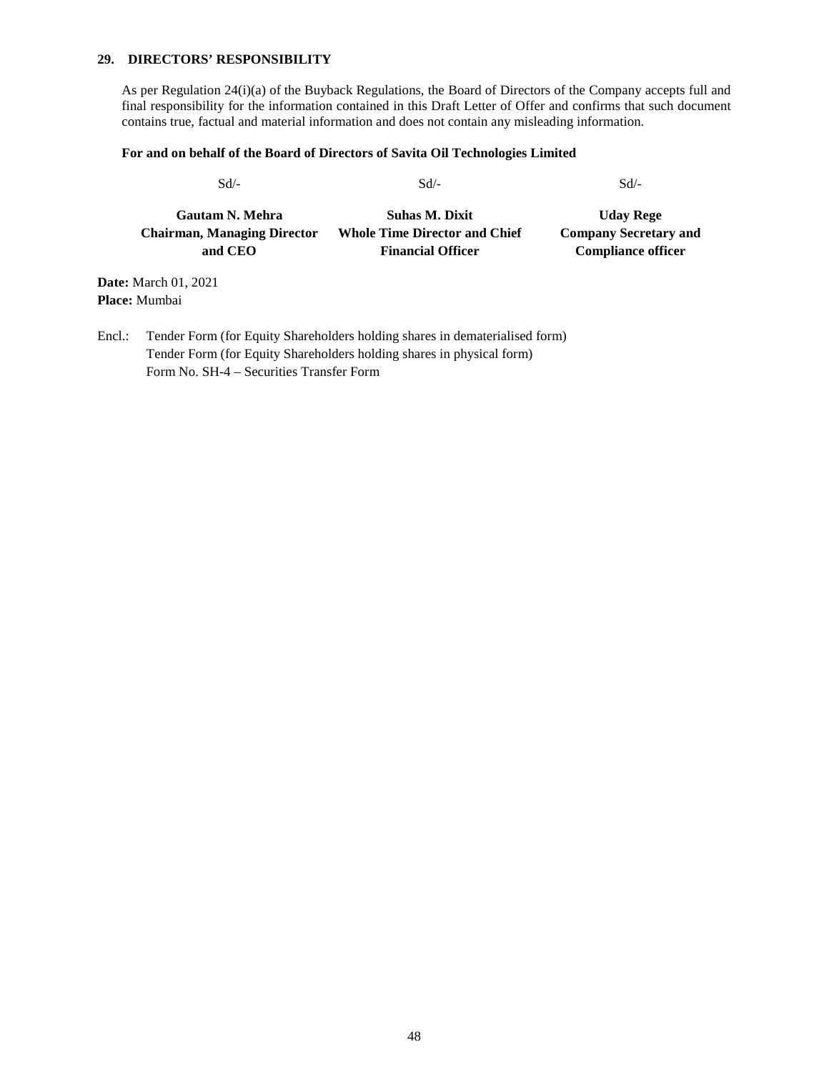## 29. DIRECTORS' RESPONSIBILITY

As per Regulation 24(i)(a) of the Buyback Regulations, the Board of Directors of the Company accepts full and final responsibility for the information contained in this Draft Letter of Offer and confirms that such document contains true, factual and material information and does not contain any misleading information.

**For and on behalf of the Board of Directors of Savita Oil Technologies Limited**

| Sd/- | Sd/- | Sd/- |
|---|---|---|
| **Gautam N. Mehra**<br>**Chairman, Managing Director and CEO** | **Suhas M. Dixit**<br>**Whole Time Director and Chief Financial Officer** | **Uday Rege**<br>**Company Secretary and Compliance officer** |

**Date:** March 01, 2021
**Place:** Mumbai

Encl.: Tender Form (for Equity Shareholders holding shares in dematerialised form)
Tender Form (for Equity Shareholders holding shares in physical form)
Form No. SH-4 – Securities Transfer Form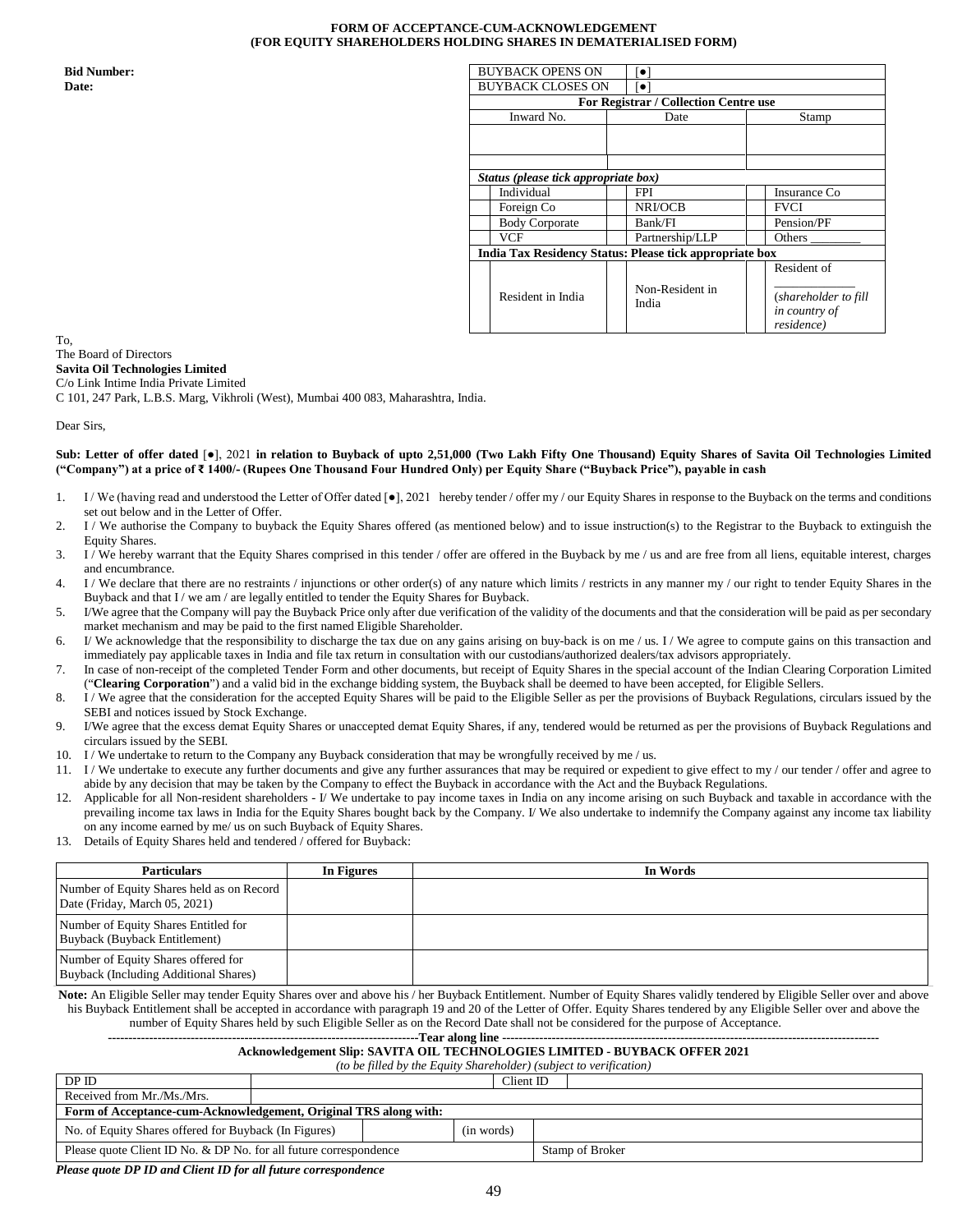**FORM OF ACCEPTANCE-CUM-ACKNOWLEDGEMENT**
**(FOR EQUITY SHAREHOLDERS HOLDING SHARES IN DEMATERIALISED FORM)**

**Bid Number:**
**Date:**

| BUYBACK OPENS ON | [●] | | | | |
|---|---|---|---|---|---|
| BUYBACK CLOSES ON | [●] | | | | |
| **For Registrar / Collection Centre use** | | | | | |
| Inward No. | | Date | | Stamp | |
| | | | | | |
| | | | | | |
| ***Status (please tick appropriate box)*** | | | | | |
| | Individual | | FPI | | Insurance Co |
| | Foreign Co | | NRI/OCB | | FVCI |
| | Body Corporate | | Bank/FI | | Pension/PF |
| | VCF | | Partnership/LLP | | Others ________ |
| **India Tax Residency Status: Please tick appropriate box** | | | | | |
| | Resident in India | | Non-Resident in India | | Resident of _____________ (*shareholder to fill in country of residence*) |

To,
The Board of Directors
**Savita Oil Technologies Limited**
C/o Link Intime India Private Limited
C 101, 247 Park, L.B.S. Marg, Vikhroli (West), Mumbai 400 083, Maharashtra, India.

Dear Sirs,

**Sub: Letter of offer dated** [●], 2021 **in relation to Buyback of upto 2,51,000 (Two Lakh Fifty One Thousand) Equity Shares of Savita Oil Technologies Limited ("Company") at a price of ₹ 1400/- (Rupees One Thousand Four Hundred Only) per Equity Share ("Buyback Price"), payable in cash**

1. I / We (having read and understood the Letter of Offer dated [●], 2021 hereby tender / offer my / our Equity Shares in response to the Buyback on the terms and conditions set out below and in the Letter of Offer.
2. I / We authorise the Company to buyback the Equity Shares offered (as mentioned below) and to issue instruction(s) to the Registrar to the Buyback to extinguish the Equity Shares.
3. I / We hereby warrant that the Equity Shares comprised in this tender / offer are offered in the Buyback by me / us and are free from all liens, equitable interest, charges and encumbrance.
4. I / We declare that there are no restraints / injunctions or other order(s) of any nature which limits / restricts in any manner my / our right to tender Equity Shares in the Buyback and that I / we am / are legally entitled to tender the Equity Shares for Buyback.
5. I/We agree that the Company will pay the Buyback Price only after due verification of the validity of the documents and that the consideration will be paid as per secondary market mechanism and may be paid to the first named Eligible Shareholder.
6. I/ We acknowledge that the responsibility to discharge the tax due on any gains arising on buy-back is on me / us. I / We agree to compute gains on this transaction and immediately pay applicable taxes in India and file tax return in consultation with our custodians/authorized dealers/tax advisors appropriately.
7. In case of non-receipt of the completed Tender Form and other documents, but receipt of Equity Shares in the special account of the Indian Clearing Corporation Limited ("**Clearing Corporation**") and a valid bid in the exchange bidding system, the Buyback shall be deemed to have been accepted, for Eligible Sellers.
8. I / We agree that the consideration for the accepted Equity Shares will be paid to the Eligible Seller as per the provisions of Buyback Regulations, circulars issued by the SEBI and notices issued by Stock Exchange.
9. I/We agree that the excess demat Equity Shares or unaccepted demat Equity Shares, if any, tendered would be returned as per the provisions of Buyback Regulations and circulars issued by the SEBI.
10. I / We undertake to return to the Company any Buyback consideration that may be wrongfully received by me / us.
11. I / We undertake to execute any further documents and give any further assurances that may be required or expedient to give effect to my / our tender / offer and agree to abide by any decision that may be taken by the Company to effect the Buyback in accordance with the Act and the Buyback Regulations.
12. Applicable for all Non-resident shareholders - I/ We undertake to pay income taxes in India on any income arising on such Buyback and taxable in accordance with the prevailing income tax laws in India for the Equity Shares bought back by the Company. I/ We also undertake to indemnify the Company against any income tax liability on any income earned by me/ us on such Buyback of Equity Shares.
13. Details of Equity Shares held and tendered / offered for Buyback:

| Particulars | In Figures | In Words |
|---|---|---|
| Number of Equity Shares held as on Record Date (Friday, March 05, 2021) | | |
| Number of Equity Shares Entitled for Buyback (Buyback Entitlement) | | |
| Number of Equity Shares offered for Buyback (Including Additional Shares) | | |

**Note:** An Eligible Seller may tender Equity Shares over and above his / her Buyback Entitlement. Number of Equity Shares validly tendered by Eligible Seller over and above his Buyback Entitlement shall be accepted in accordance with paragraph 19 and 20 of the Letter of Offer. Equity Shares tendered by any Eligible Seller over and above the number of Equity Shares held by such Eligible Seller as on the Record Date shall not be considered for the purpose of Acceptance.

---------------------------------------------------------------------------**Tear along line** ---------------------------------------------------------------------------

**Acknowledgement Slip: SAVITA OIL TECHNOLOGIES LIMITED - BUYBACK OFFER 2021**

*(to be filled by the Equity Shareholder) (subject to verification)*

| DP ID | | Client ID | |
|---|---|---|---|
| Received from Mr./Ms./Mrs. | | | |
| **Form of Acceptance-cum-Acknowledgement, Original TRS along with:** | | | |
| No. of Equity Shares offered for Buyback (In Figures) | | (in words) | |
| Please quote Client ID No. & DP No. for all future correspondence | | | Stamp of Broker |

***Please quote DP ID and Client ID for all future correspondence***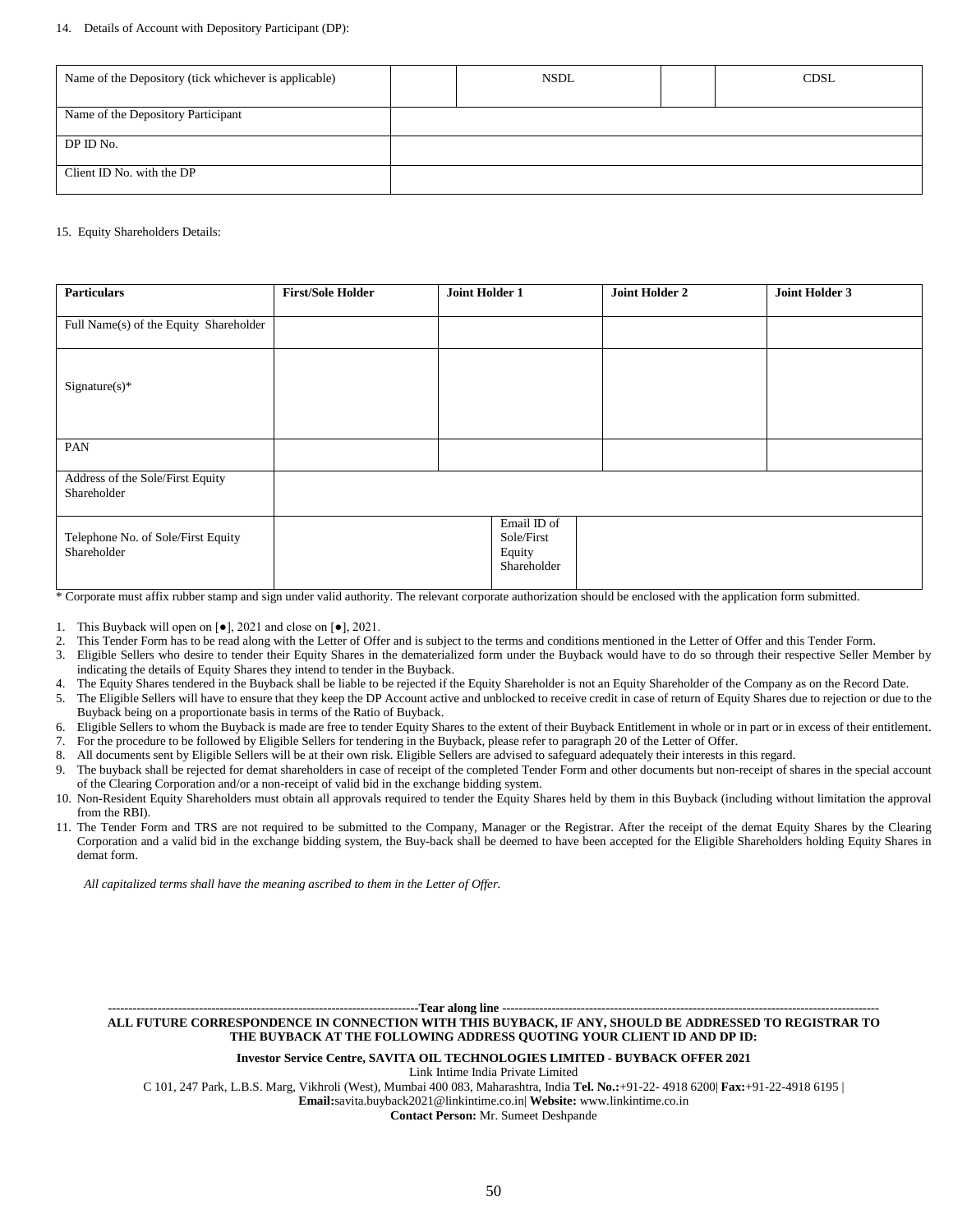14. Details of Account with Depository Participant (DP):

| Name of the Depository (tick whichever is applicable) | | NSDL | | CDSL |
|---|---|---|---|---|
| Name of the Depository Participant | | | | |
| DP ID No. | | | | |
| Client ID No. with the DP | | | | |

15. Equity Shareholders Details:

| **Particulars** | **First/Sole Holder** | **Joint Holder 1** | | **Joint Holder 2** | **Joint Holder 3** |
|---|---|---|---|---|---|
| Full Name(s) of the Equity Shareholder | | | | | |
| Signature(s)* | | | | | |
| PAN | | | | | |
| Address of the Sole/First Equity Shareholder | | | | | |
| Telephone No. of Sole/First Equity Shareholder | | Email ID of Sole/First Equity Shareholder | | | |

* Corporate must affix rubber stamp and sign under valid authority. The relevant corporate authorization should be enclosed with the application form submitted.

1. This Buyback will open on [●], 2021 and close on [●], 2021.
2. This Tender Form has to be read along with the Letter of Offer and is subject to the terms and conditions mentioned in the Letter of Offer and this Tender Form.
3. Eligible Sellers who desire to tender their Equity Shares in the dematerialized form under the Buyback would have to do so through their respective Seller Member by indicating the details of Equity Shares they intend to tender in the Buyback.
4. The Equity Shares tendered in the Buyback shall be liable to be rejected if the Equity Shareholder is not an Equity Shareholder of the Company as on the Record Date.
5. The Eligible Sellers will have to ensure that they keep the DP Account active and unblocked to receive credit in case of return of Equity Shares due to rejection or due to the Buyback being on a proportionate basis in terms of the Ratio of Buyback.
6. Eligible Sellers to whom the Buyback is made are free to tender Equity Shares to the extent of their Buyback Entitlement in whole or in part or in excess of their entitlement.
7. For the procedure to be followed by Eligible Sellers for tendering in the Buyback, please refer to paragraph 20 of the Letter of Offer.
8. All documents sent by Eligible Sellers will be at their own risk. Eligible Sellers are advised to safeguard adequately their interests in this regard.
9. The buyback shall be rejected for demat shareholders in case of receipt of the completed Tender Form and other documents but non-receipt of shares in the special account of the Clearing Corporation and/or a non-receipt of valid bid in the exchange bidding system.
10. Non-Resident Equity Shareholders must obtain all approvals required to tender the Equity Shares held by them in this Buyback (including without limitation the approval from the RBI).
11. The Tender Form and TRS are not required to be submitted to the Company, Manager or the Registrar. After the receipt of the demat Equity Shares by the Clearing Corporation and a valid bid in the exchange bidding system, the Buy-back shall be deemed to have been accepted for the Eligible Shareholders holding Equity Shares in demat form.

*All capitalized terms shall have the meaning ascribed to them in the Letter of Offer.*

---------------------------------------------------------------------------**Tear along line** ---------------------------------------------------------------------------

**ALL FUTURE CORRESPONDENCE IN CONNECTION WITH THIS BUYBACK, IF ANY, SHOULD BE ADDRESSED TO REGISTRAR TO THE BUYBACK AT THE FOLLOWING ADDRESS QUOTING YOUR CLIENT ID AND DP ID:**

**Investor Service Centre, SAVITA OIL TECHNOLOGIES LIMITED - BUYBACK OFFER 2021**

Link Intime India Private Limited

C 101, 247 Park, L.B.S. Marg, Vikhroli (West), Mumbai 400 083, Maharashtra, India **Tel. No.:**+91-22- 4918 6200| **Fax:**+91-22-4918 6195 |

**Email:**savita.buyback2021@linkintime.co.in| **Website:** www.linkintime.co.in

**Contact Person:** Mr. Sumeet Deshpande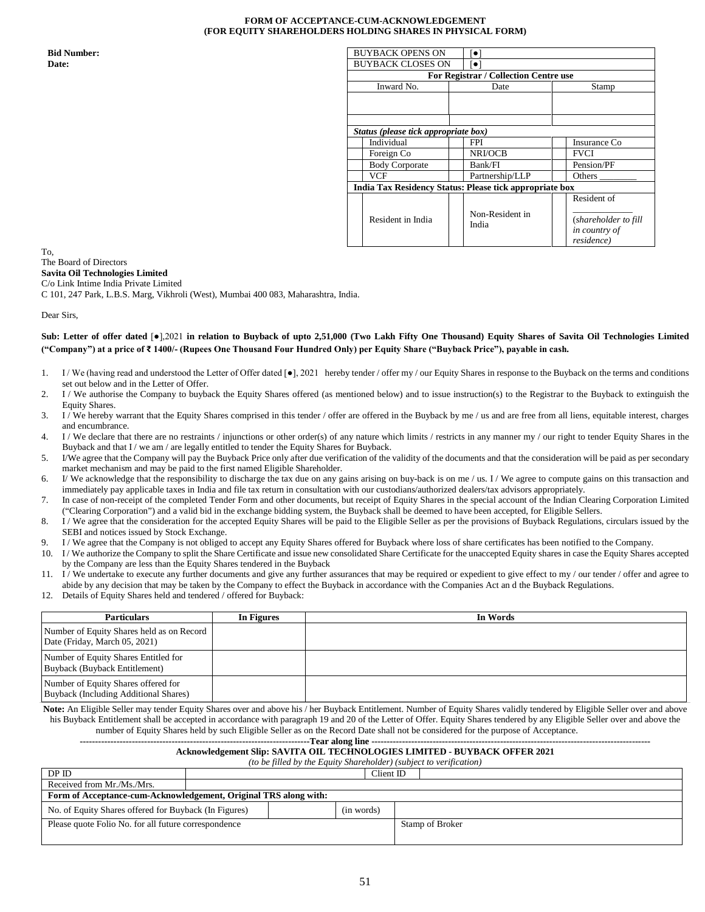**FORM OF ACCEPTANCE-CUM-ACKNOWLEDGEMENT**
**(FOR EQUITY SHAREHOLDERS HOLDING SHARES IN PHYSICAL FORM)**

**Bid Number:**
**Date:**

| BUYBACK OPENS ON | [●] | |
|---|---|---|
| BUYBACK CLOSES ON | [●] | |
| **For Registrar / Collection Centre use** | | |
| Inward No. | Date | Stamp |
| | | |
| | | |

| **Status (please tick appropriate box)** | | | | | |
|---|---|---|---|---|---|
| | Individual | | FPI | | Insurance Co |
| | Foreign Co | | NRI/OCB | | FVCI |
| | Body Corporate | | Bank/FI | | Pension/PF |
| | VCF | | Partnership/LLP | | Others ________ |
| **India Tax Residency Status: Please tick appropriate box** | | | | | |
| | Resident in India | | Non-Resident in India | | Resident of ____________ (*shareholder to fill in country of residence*) |

To,
The Board of Directors
**Savita Oil Technologies Limited**
C/o Link Intime India Private Limited
C 101, 247 Park, L.B.S. Marg, Vikhroli (West), Mumbai 400 083, Maharashtra, India.

Dear Sirs,

**Sub: Letter of offer dated** [●],2021 **in relation to Buyback of upto 2,51,000 (Two Lakh Fifty One Thousand) Equity Shares of Savita Oil Technologies Limited ("Company") at a price of ₹ 1400/- (Rupees One Thousand Four Hundred Only) per Equity Share ("Buyback Price"), payable in cash.**

1. I / We (having read and understood the Letter of Offer dated [●], 2021 hereby tender / offer my / our Equity Shares in response to the Buyback on the terms and conditions set out below and in the Letter of Offer.
2. I / We authorise the Company to buyback the Equity Shares offered (as mentioned below) and to issue instruction(s) to the Registrar to the Buyback to extinguish the Equity Shares.
3. I / We hereby warrant that the Equity Shares comprised in this tender / offer are offered in the Buyback by me / us and are free from all liens, equitable interest, charges and encumbrance.
4. I / We declare that there are no restraints / injunctions or other order(s) of any nature which limits / restricts in any manner my / our right to tender Equity Shares in the Buyback and that I / we am / are legally entitled to tender the Equity Shares for Buyback.
5. I/We agree that the Company will pay the Buyback Price only after due verification of the validity of the documents and that the consideration will be paid as per secondary market mechanism and may be paid to the first named Eligible Shareholder.
6. I/ We acknowledge that the responsibility to discharge the tax due on any gains arising on buy-back is on me / us. I / We agree to compute gains on this transaction and immediately pay applicable taxes in India and file tax return in consultation with our custodians/authorized dealers/tax advisors appropriately.
7. In case of non-receipt of the completed Tender Form and other documents, but receipt of Equity Shares in the special account of the Indian Clearing Corporation Limited ("Clearing Corporation") and a valid bid in the exchange bidding system, the Buyback shall be deemed to have been accepted, for Eligible Sellers.
8. I / We agree that the consideration for the accepted Equity Shares will be paid to the Eligible Seller as per the provisions of Buyback Regulations, circulars issued by the SEBI and notices issued by Stock Exchange.
9. I / We agree that the Company is not obliged to accept any Equity Shares offered for Buyback where loss of share certificates has been notified to the Company.
10. I / We authorize the Company to split the Share Certificate and issue new consolidated Share Certificate for the unaccepted Equity shares in case the Equity Shares accepted by the Company are less than the Equity Shares tendered in the Buyback
11. I / We undertake to execute any further documents and give any further assurances that may be required or expedient to give effect to my / our tender / offer and agree to abide by any decision that may be taken by the Company to effect the Buyback in accordance with the Companies Act an d the Buyback Regulations.
12. Details of Equity Shares held and tendered / offered for Buyback:

| Particulars | In Figures | In Words |
|---|---|---|
| Number of Equity Shares held as on Record Date (Friday, March 05, 2021) | | |
| Number of Equity Shares Entitled for Buyback (Buyback Entitlement) | | |
| Number of Equity Shares offered for Buyback (Including Additional Shares) | | |

**Note:** An Eligible Seller may tender Equity Shares over and above his / her Buyback Entitlement. Number of Equity Shares validly tendered by Eligible Seller over and above his Buyback Entitlement shall be accepted in accordance with paragraph 19 and 20 of the Letter of Offer. Equity Shares tendered by any Eligible Seller over and above the number of Equity Shares held by such Eligible Seller as on the Record Date shall not be considered for the purpose of Acceptance.

-------------------------------------------------------------------------**Tear along line** ------------------------------------------------------------------------------------

**Acknowledgement Slip: SAVITA OIL TECHNOLOGIES LIMITED - BUYBACK OFFER 2021**

*(to be filled by the Equity Shareholder) (subject to verification)*

| DP ID | | Client ID | |
|---|---|---|---|
| Received from Mr./Ms./Mrs. | | | |
| **Form of Acceptance-cum-Acknowledgement, Original TRS along with:** | | | |
| No. of Equity Shares offered for Buyback (In Figures) | | (in words) | |
| Please quote Folio No. for all future correspondence | | | Stamp of Broker |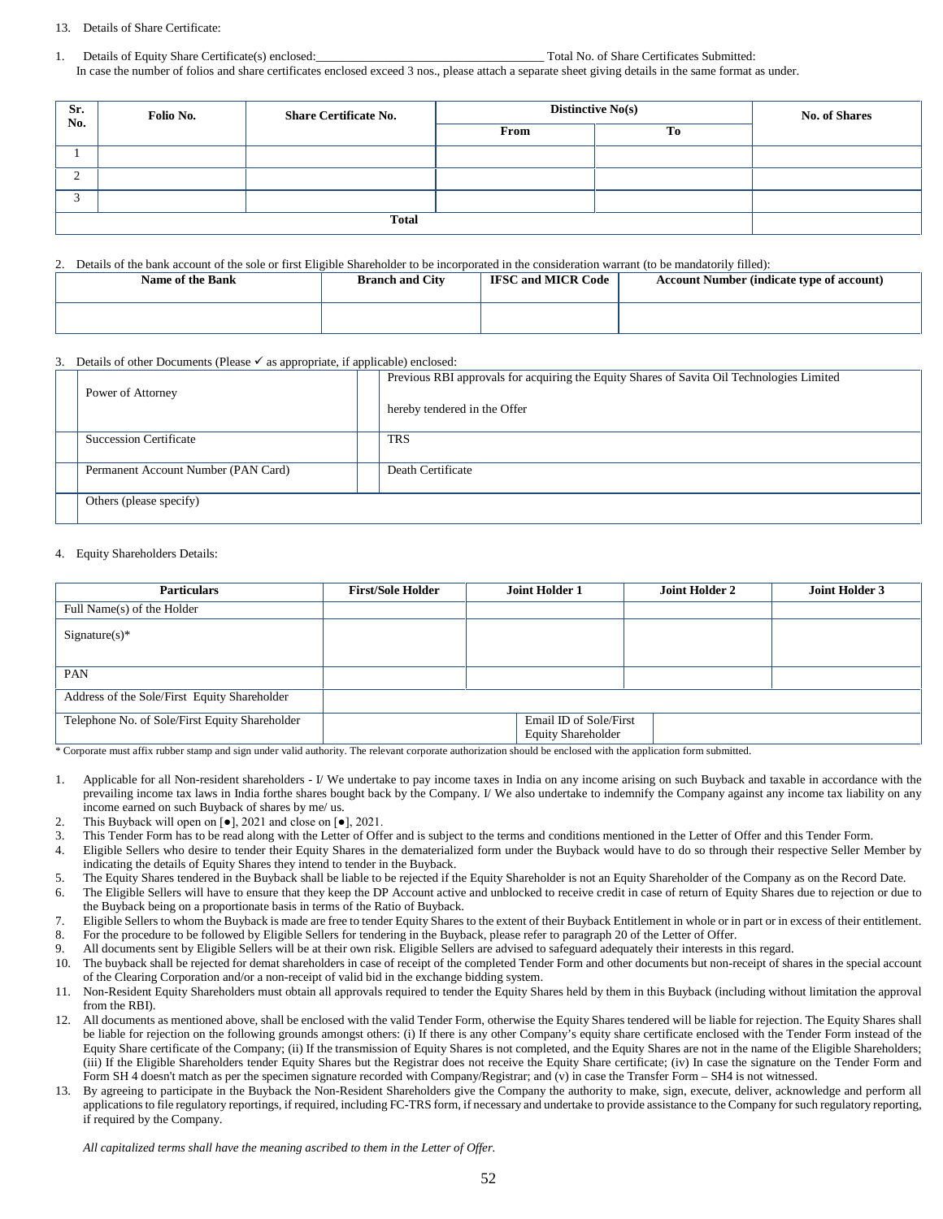13. Details of Share Certificate:

1. Details of Equity Share Certificate(s) enclosed:\_\_\_\_\_\_\_\_\_\_\_\_\_\_\_\_\_\_\_\_\_\_\_\_\_\_\_\_\_\_\_\_\_\_\_\_ Total No. of Share Certificates Submitted:

In case the number of folios and share certificates enclosed exceed 3 nos., please attach a separate sheet giving details in the same format as under.

| Sr. No. | Folio No. | Share Certificate No. | Distinctive No(s) | | No. of Shares |
|---|---|---|---|---|---|
| | | | From | To | |
| 1 | | | | | |
| 2 | | | | | |
| 3 | | | | | |
| Total | | | | | |

2. Details of the bank account of the sole or first Eligible Shareholder to be incorporated in the consideration warrant (to be mandatorily filled):

| Name of the Bank | Branch and City | IFSC and MICR Code | Account Number (indicate type of account) |
|---|---|---|---|
| | | | |

3. Details of other Documents (Please ✓ as appropriate, if applicable) enclosed:

| | | | |
|---|---|---|---|
| | Power of Attorney | | Previous RBI approvals for acquiring the Equity Shares of Savita Oil Technologies Limited hereby tendered in the Offer |
| | Succession Certificate | | TRS |
| | Permanent Account Number (PAN Card) | | Death Certificate |
| | Others (please specify) | | |

4. Equity Shareholders Details:

| Particulars | First/Sole Holder | Joint Holder 1 | Joint Holder 2 | Joint Holder 3 |
|---|---|---|---|---|
| Full Name(s) of the Holder | | | | |
| Signature(s)* | | | | |
| PAN | | | | |
| Address of the Sole/First Equity Shareholder | | | | |
| Telephone No. of Sole/First Equity Shareholder | | Email ID of Sole/First Equity Shareholder | | |

\* Corporate must affix rubber stamp and sign under valid authority. The relevant corporate authorization should be enclosed with the application form submitted.

1. Applicable for all Non-resident shareholders - I/ We undertake to pay income taxes in India on any income arising on such Buyback and taxable in accordance with the prevailing income tax laws in India forthe shares bought back by the Company. I/ We also undertake to indemnify the Company against any income tax liability on any income earned on such Buyback of shares by me/ us.
2. This Buyback will open on [●], 2021 and close on [●], 2021.
3. This Tender Form has to be read along with the Letter of Offer and is subject to the terms and conditions mentioned in the Letter of Offer and this Tender Form.
4. Eligible Sellers who desire to tender their Equity Shares in the dematerialized form under the Buyback would have to do so through their respective Seller Member by indicating the details of Equity Shares they intend to tender in the Buyback.
5. The Equity Shares tendered in the Buyback shall be liable to be rejected if the Equity Shareholder is not an Equity Shareholder of the Company as on the Record Date.
6. The Eligible Sellers will have to ensure that they keep the DP Account active and unblocked to receive credit in case of return of Equity Shares due to rejection or due to the Buyback being on a proportionate basis in terms of the Ratio of Buyback.
7. Eligible Sellers to whom the Buyback is made are free to tender Equity Shares to the extent of their Buyback Entitlement in whole or in part or in excess of their entitlement.
8. For the procedure to be followed by Eligible Sellers for tendering in the Buyback, please refer to paragraph 20 of the Letter of Offer.
9. All documents sent by Eligible Sellers will be at their own risk. Eligible Sellers are advised to safeguard adequately their interests in this regard.
10. The buyback shall be rejected for demat shareholders in case of receipt of the completed Tender Form and other documents but non-receipt of shares in the special account of the Clearing Corporation and/or a non-receipt of valid bid in the exchange bidding system.
11. Non-Resident Equity Shareholders must obtain all approvals required to tender the Equity Shares held by them in this Buyback (including without limitation the approval from the RBI).
12. All documents as mentioned above, shall be enclosed with the valid Tender Form, otherwise the Equity Shares tendered will be liable for rejection. The Equity Shares shall be liable for rejection on the following grounds amongst others: (i) If there is any other Company's equity share certificate enclosed with the Tender Form instead of the Equity Share certificate of the Company; (ii) If the transmission of Equity Shares is not completed, and the Equity Shares are not in the name of the Eligible Shareholders; (iii) If the Eligible Shareholders tender Equity Shares but the Registrar does not receive the Equity Share certificate; (iv) In case the signature on the Tender Form and Form SH 4 doesn't match as per the specimen signature recorded with Company/Registrar; and (v) in case the Transfer Form – SH4 is not witnessed.
13. By agreeing to participate in the Buyback the Non-Resident Shareholders give the Company the authority to make, sign, execute, deliver, acknowledge and perform all applications to file regulatory reportings, if required, including FC-TRS form, if necessary and undertake to provide assistance to the Company for such regulatory reporting, if required by the Company.

*All capitalized terms shall have the meaning ascribed to them in the Letter of Offer.*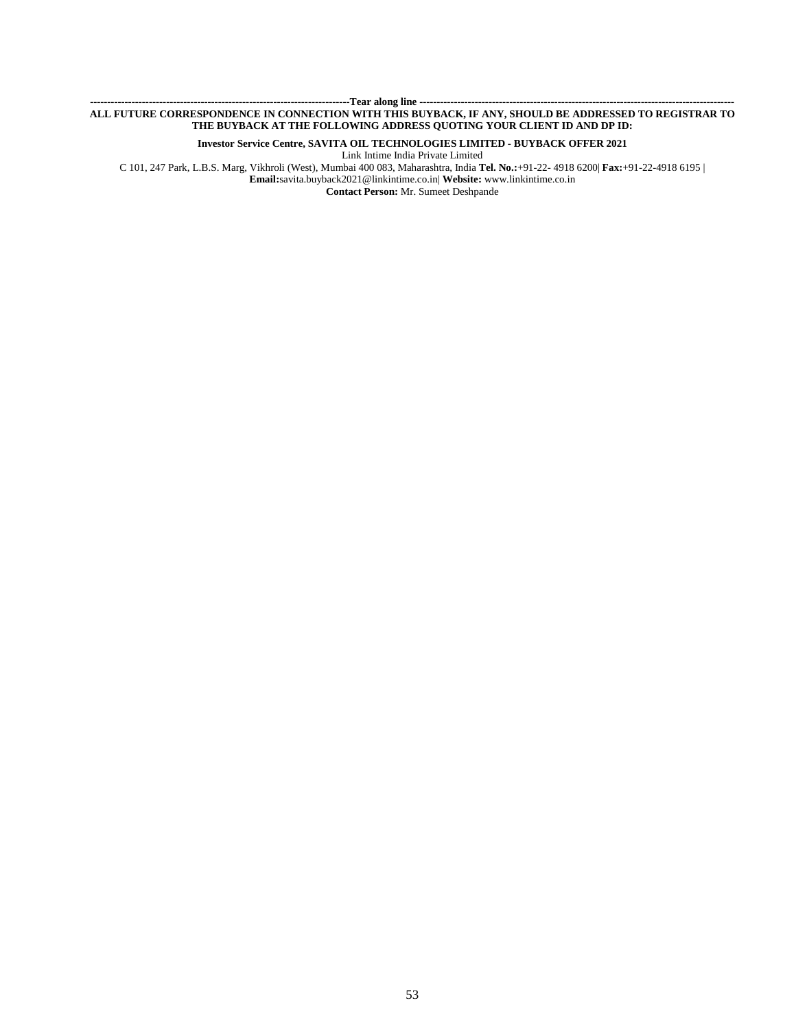----------------------------------------------------------------------------Tear along line ----------------------------------------------------------------------------------------------

**ALL FUTURE CORRESPONDENCE IN CONNECTION WITH THIS BUYBACK, IF ANY, SHOULD BE ADDRESSED TO REGISTRAR TO THE BUYBACK AT THE FOLLOWING ADDRESS QUOTING YOUR CLIENT ID AND DP ID:**

**Investor Service Centre, SAVITA OIL TECHNOLOGIES LIMITED - BUYBACK OFFER 2021**

Link Intime India Private Limited

C 101, 247 Park, L.B.S. Marg, Vikhroli (West), Mumbai 400 083, Maharashtra, India **Tel. No.:**+91-22- 4918 6200| **Fax:**+91-22-4918 6195 | **Email:**savita.buyback2021@linkintime.co.in| **Website:** www.linkintime.co.in

**Contact Person:** Mr. Sumeet Deshpande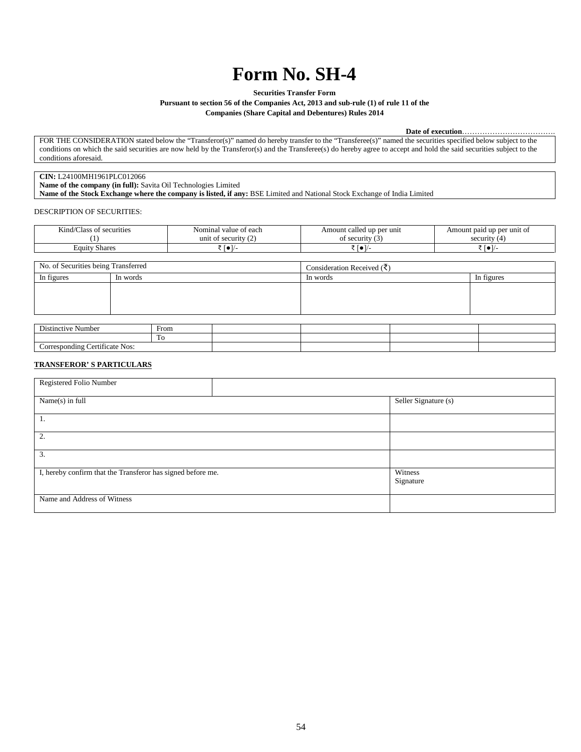# Form No. SH-4

**Securities Transfer Form**

**Pursuant to section 56 of the Companies Act, 2013 and sub-rule (1) of rule 11 of the Companies (Share Capital and Debentures) Rules 2014**

**Date of execution**……………………………….

FOR THE CONSIDERATION stated below the "Transferor(s)" named do hereby transfer to the "Transferee(s)" named the securities specified below subject to the conditions on which the said securities are now held by the Transferor(s) and the Transferee(s) do hereby agree to accept and hold the said securities subject to the conditions aforesaid.

**CIN:** L24100MH1961PLC012066
**Name of the company (in full):** Savita Oil Technologies Limited
**Name of the Stock Exchange where the company is listed, if any:** BSE Limited and National Stock Exchange of India Limited

DESCRIPTION OF SECURITIES:

| Kind/Class of securities (1) | Nominal value of each unit of security (2) | Amount called up per unit of security (3) | Amount paid up per unit of security (4) |
|---|---|---|---|
| Equity Shares | ₹ [●]/- | ₹ [●]/- | ₹ [●]/- |

| No. of Securities being Transferred | | Consideration Received (₹) | |
|---|---|---|---|
| In figures | In words | In words | In figures |
| | | | |

| Distinctive Number | From | | | | |
|---|---|---|---|---|---|
| | To | | | | |
| Corresponding Certificate Nos: | | | | | |

**TRANSFEROR' S PARTICULARS**

| Registered Folio Number | |
|---|---|
| Name(s) in full | Seller Signature (s) |
| 1. | |
| 2. | |
| 3. | |
| I, hereby confirm that the Transferor has signed before me. | Witness Signature |
| Name and Address of Witness | |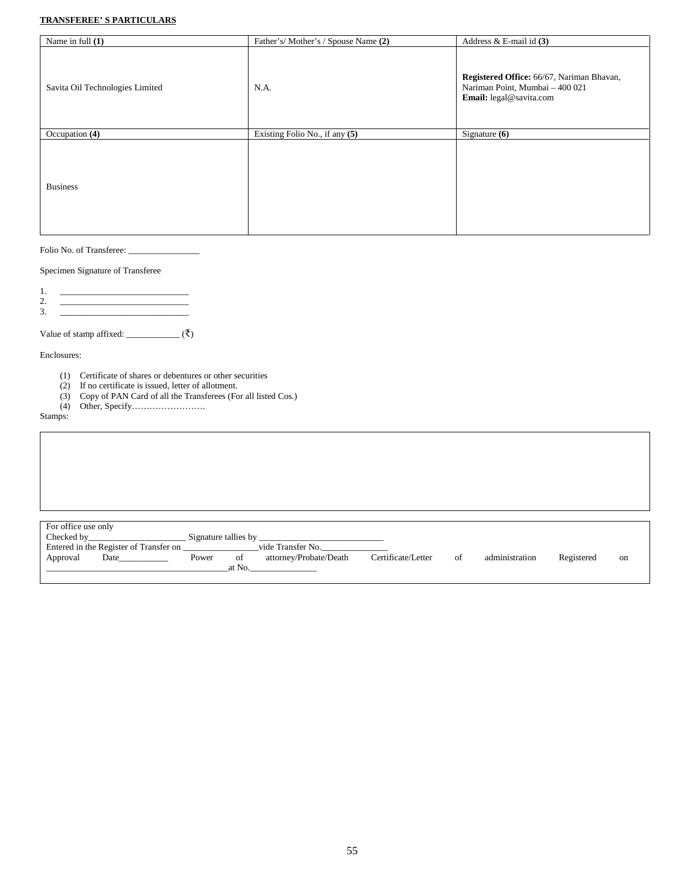**TRANSFEREE' S PARTICULARS**

| Name in full **(1)** | Father's/ Mother's / Spouse Name **(2)** | Address & E-mail id **(3)** |
|---|---|---|
| Savita Oil Technologies Limited | N.A. | **Registered Office:** 66/67, Nariman Bhavan, Nariman Point, Mumbai – 400 021<br>**Email:** legal@savita.com |
| Occupation **(4)** | Existing Folio No., if any **(5)** | Signature **(6)** |
| Business | | |

Folio No. of Transferee: ________________

Specimen Signature of Transferee

1. ____________________________
2. ____________________________
3. ____________________________

Value of stamp affixed: ____________ (₹)

Enclosures:

(1) Certificate of shares or debentures or other securities
(2) If no certificate is issued, letter of allotment.
(3) Copy of PAN Card of all the Transferees (For all listed Cos.)
(4) Other, Specify…………………….

Stamps:

For office use only
Checked by______________________ Signature tallies by ____________________________
Entered in the Register of Transfer on _________________vide Transfer No._______________
Approval Date___________ Power of attorney/Probate/Death Certificate/Letter of administration Registered on ________________________________________at No._______________